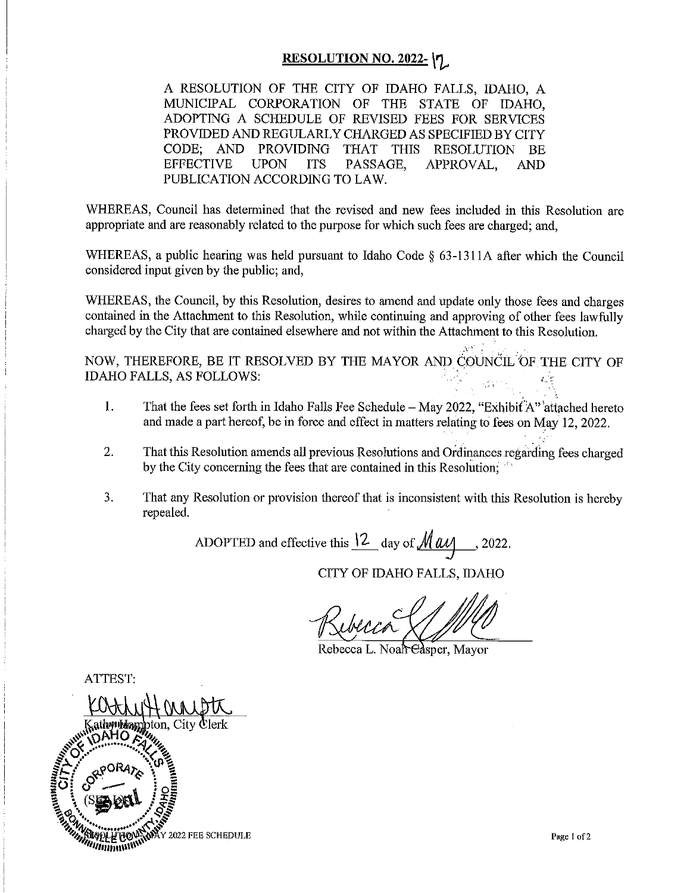# RESOLUTION NO. 2022- 12

A RESOLUTION OF THE CITY OF IDAHO FALLS, IDAHO, A MUNICIPAL CORPORATION OF THE STATE OF IDAHO, ADOPTING A SCHEDULE OF REVISED FEES FOR SERVICES PROVIDED AND REGULARLY CHARGED AS SPECIFIED BY CITY CODE; AND PROVIDING THAT THIS RESOLUTION BE EFFECTIVE UPON ITS PASSAGE, APPROVAL, AND PUBLICATION ACCORDING TO LAW.

WHEREAS, Council has determined that the revised and new fees included in this Resolution are appropriate and are reasonably related to the purpose for which such fees are charged; and,

WHEREAS, a public hearing was held pursuant to Idaho Code § 63-1311A after which the Council considered input given by the public; and,

WHEREAS, the Council, by this Resolution, desires to amend and update only those fees and charges contained in the Attachment to this Resolution, while continuing and approving of other fees lawfully charged by the City that are contained elsewhere and not within the Attachment to this Resolution.

NOW, THEREFORE, BE IT RESOLVED BY THE MAYOR AND COUNCIL OF THE CITY OF IDAHO FALLS, AS FOLLOWS:

1. That the fees set forth in Idaho Falls Fee Schedule – May 2022, "Exhibit A" attached hereto and made a part hereof, be in force and effect in matters relating to fees on May 12, 2022.

2. That this Resolution amends all previous Resolutions and Ordinances regarding fees charged by the City concerning the fees that are contained in this Resolution;

3. That any Resolution or provision thereof that is inconsistent with this Resolution is hereby repealed.

ADOPTED and effective this 12 day of May, 2022.

CITY OF IDAHO FALLS, IDAHO

Rebecca L. Noah Casper, Mayor

ATTEST:

Kathy Hampton, City Clerk

(SEAL)

RESOLUTION MAY 2022 FEE SCHEDULE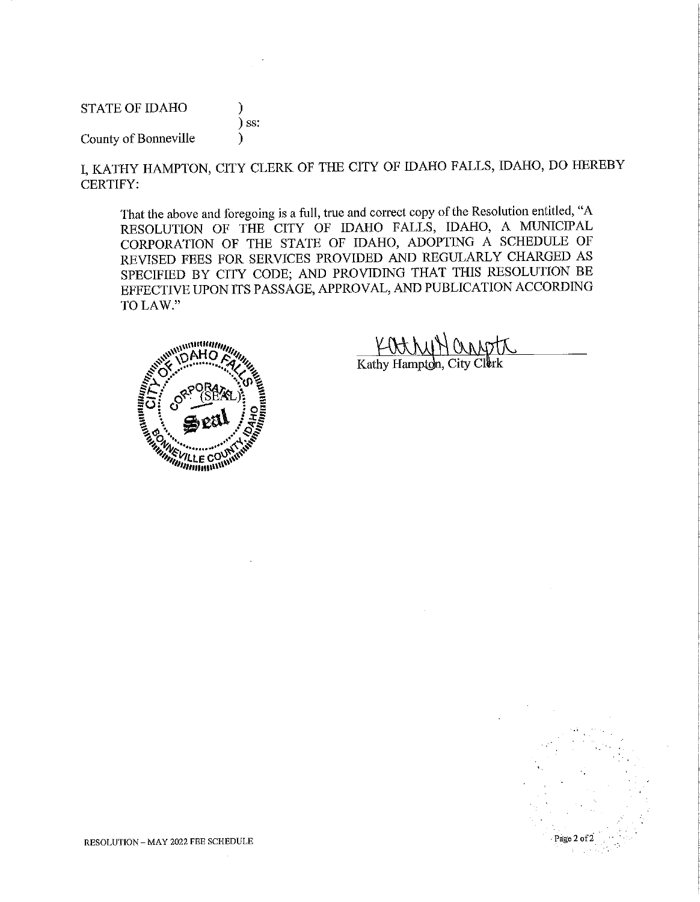STATE OF IDAHO )
) ss:
County of Bonneville )

I, KATHY HAMPTON, CITY CLERK OF THE CITY OF IDAHO FALLS, IDAHO, DO HEREBY CERTIFY:

That the above and foregoing is a full, true and correct copy of the Resolution entitled, "A RESOLUTION OF THE CITY OF IDAHO FALLS, IDAHO, A MUNICIPAL CORPORATION OF THE STATE OF IDAHO, ADOPTING A SCHEDULE OF REVISED FEES FOR SERVICES PROVIDED AND REGULARLY CHARGED AS SPECIFIED BY CITY CODE; AND PROVIDING THAT THIS RESOLUTION BE EFFECTIVE UPON ITS PASSAGE, APPROVAL, AND PUBLICATION ACCORDING TO LAW."

(SEAL)

Kathy Hampton, City Clerk

RESOLUTION – MAY 2022 FEE SCHEDULE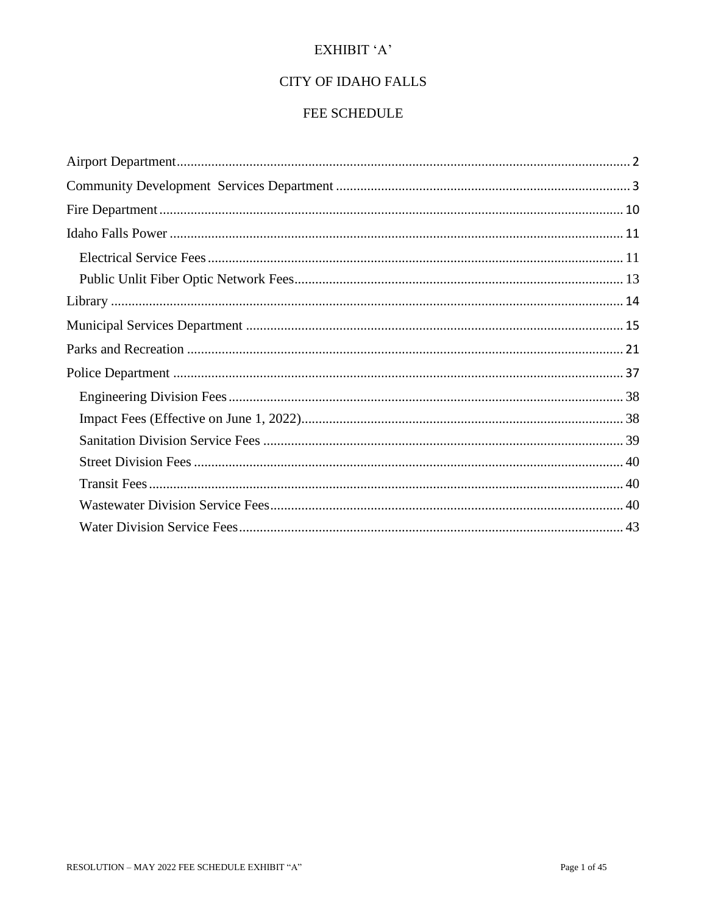EXHIBIT 'A'

CITY OF IDAHO FALLS

FEE SCHEDULE

Airport Department .......... 2
Community Development Services Department .......... 3
Fire Department .......... 10
Idaho Falls Power .......... 11
- Electrical Service Fees .......... 11
- Public Unlit Fiber Optic Network Fees .......... 13

Library .......... 14
Municipal Services Department .......... 15
Parks and Recreation .......... 21
Police Department .......... 37
- Engineering Division Fees .......... 38
- Impact Fees (Effective on June 1, 2022) .......... 38
- Sanitation Division Service Fees .......... 39
- Street Division Fees .......... 40
- Transit Fees .......... 40
- Wastewater Division Service Fees .......... 40
- Water Division Service Fees .......... 43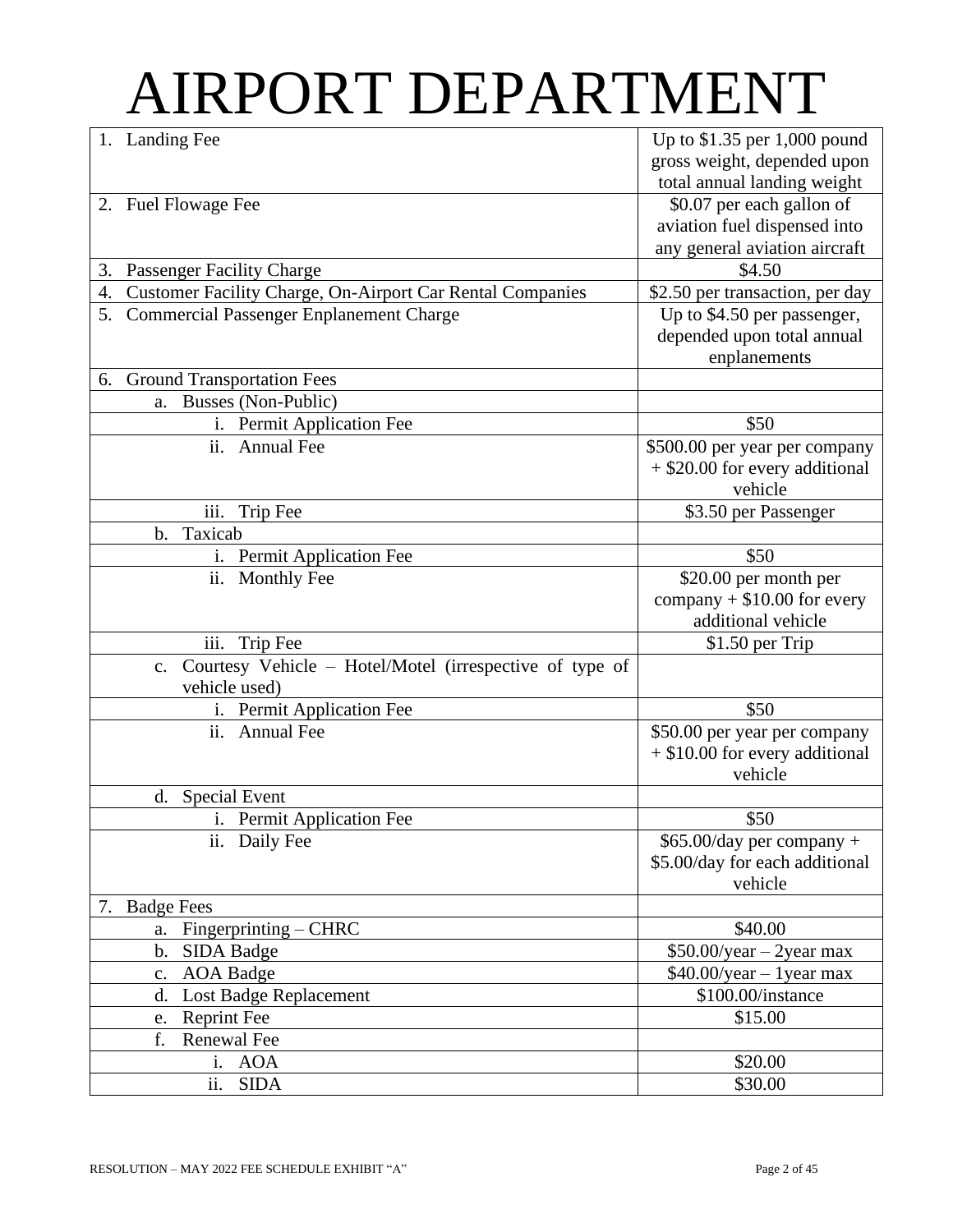# AIRPORT DEPARTMENT

| | |
|---|---|
| 1. Landing Fee | Up to $1.35 per 1,000 pound gross weight, depended upon total annual landing weight |
| 2. Fuel Flowage Fee | $0.07 per each gallon of aviation fuel dispensed into any general aviation aircraft |
| 3. Passenger Facility Charge | $4.50 |
| 4. Customer Facility Charge, On-Airport Car Rental Companies | $2.50 per transaction, per day |
| 5. Commercial Passenger Enplanement Charge | Up to $4.50 per passenger, depended upon total annual enplanements |
| 6. Ground Transportation Fees | |
| a. Busses (Non-Public) | |
| i. Permit Application Fee | $50 |
| ii. Annual Fee | $500.00 per year per company + $20.00 for every additional vehicle |
| iii. Trip Fee | $3.50 per Passenger |
| b. Taxicab | |
| i. Permit Application Fee | $50 |
| ii. Monthly Fee | $20.00 per month per company + $10.00 for every additional vehicle |
| iii. Trip Fee | $1.50 per Trip |
| c. Courtesy Vehicle – Hotel/Motel (irrespective of type of vehicle used) | |
| i. Permit Application Fee | $50 |
| ii. Annual Fee | $50.00 per year per company + $10.00 for every additional vehicle |
| d. Special Event | |
| i. Permit Application Fee | $50 |
| ii. Daily Fee | $65.00/day per company + $5.00/day for each additional vehicle |
| 7. Badge Fees | |
| a. Fingerprinting – CHRC | $40.00 |
| b. SIDA Badge | $50.00/year – 2year max |
| c. AOA Badge | $40.00/year – 1year max |
| d. Lost Badge Replacement | $100.00/instance |
| e. Reprint Fee | $15.00 |
| f. Renewal Fee | |
| i. AOA | $20.00 |
| ii. SIDA | $30.00 |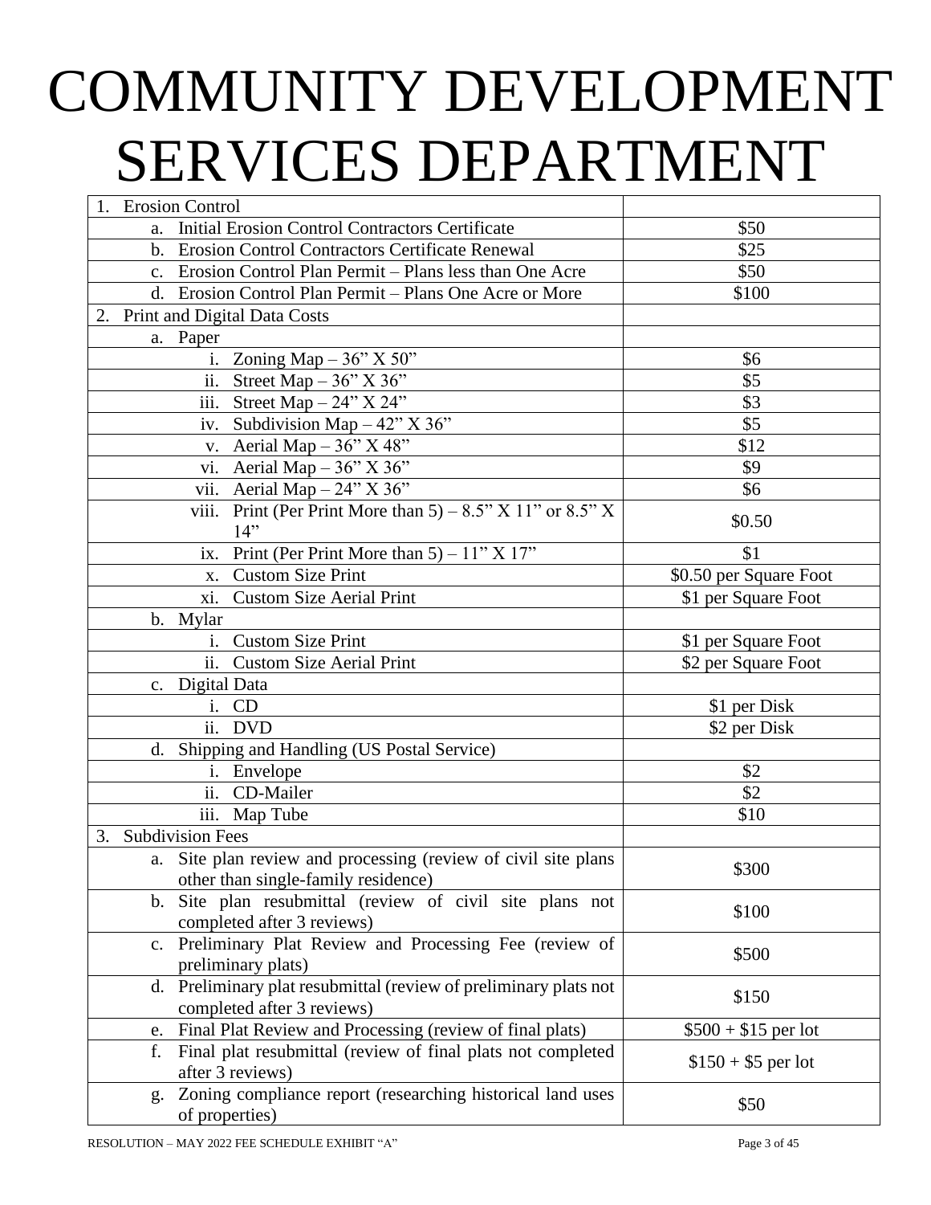# COMMUNITY DEVELOPMENT SERVICES DEPARTMENT

| | |
|---|---|
| 1. Erosion Control | |
| a. Initial Erosion Control Contractors Certificate | $50 |
| b. Erosion Control Contractors Certificate Renewal | $25 |
| c. Erosion Control Plan Permit – Plans less than One Acre | $50 |
| d. Erosion Control Plan Permit – Plans One Acre or More | $100 |
| 2. Print and Digital Data Costs | |
| a. Paper | |
| i. Zoning Map – 36" X 50" | $6 |
| ii. Street Map – 36" X 36" | $5 |
| iii. Street Map – 24" X 24" | $3 |
| iv. Subdivision Map – 42" X 36" | $5 |
| v. Aerial Map – 36" X 48" | $12 |
| vi. Aerial Map – 36" X 36" | $9 |
| vii. Aerial Map – 24" X 36" | $6 |
| viii. Print (Per Print More than 5) – 8.5" X 11" or 8.5" X 14" | $0.50 |
| ix. Print (Per Print More than 5) – 11" X 17" | $1 |
| x. Custom Size Print | $0.50 per Square Foot |
| xi. Custom Size Aerial Print | $1 per Square Foot |
| b. Mylar | |
| i. Custom Size Print | $1 per Square Foot |
| ii. Custom Size Aerial Print | $2 per Square Foot |
| c. Digital Data | |
| i. CD | $1 per Disk |
| ii. DVD | $2 per Disk |
| d. Shipping and Handling (US Postal Service) | |
| i. Envelope | $2 |
| ii. CD-Mailer | $2 |
| iii. Map Tube | $10 |
| 3. Subdivision Fees | |
| a. Site plan review and processing (review of civil site plans other than single-family residence) | $300 |
| b. Site plan resubmittal (review of civil site plans not completed after 3 reviews) | $100 |
| c. Preliminary Plat Review and Processing Fee (review of preliminary plats) | $500 |
| d. Preliminary plat resubmittal (review of preliminary plats not completed after 3 reviews) | $150 |
| e. Final Plat Review and Processing (review of final plats) | $500 + $15 per lot |
| f. Final plat resubmittal (review of final plats not completed after 3 reviews) | $150 + $5 per lot |
| g. Zoning compliance report (researching historical land uses of properties) | $50 |

RESOLUTION – MAY 2022 FEE SCHEDULE EXHIBIT "A"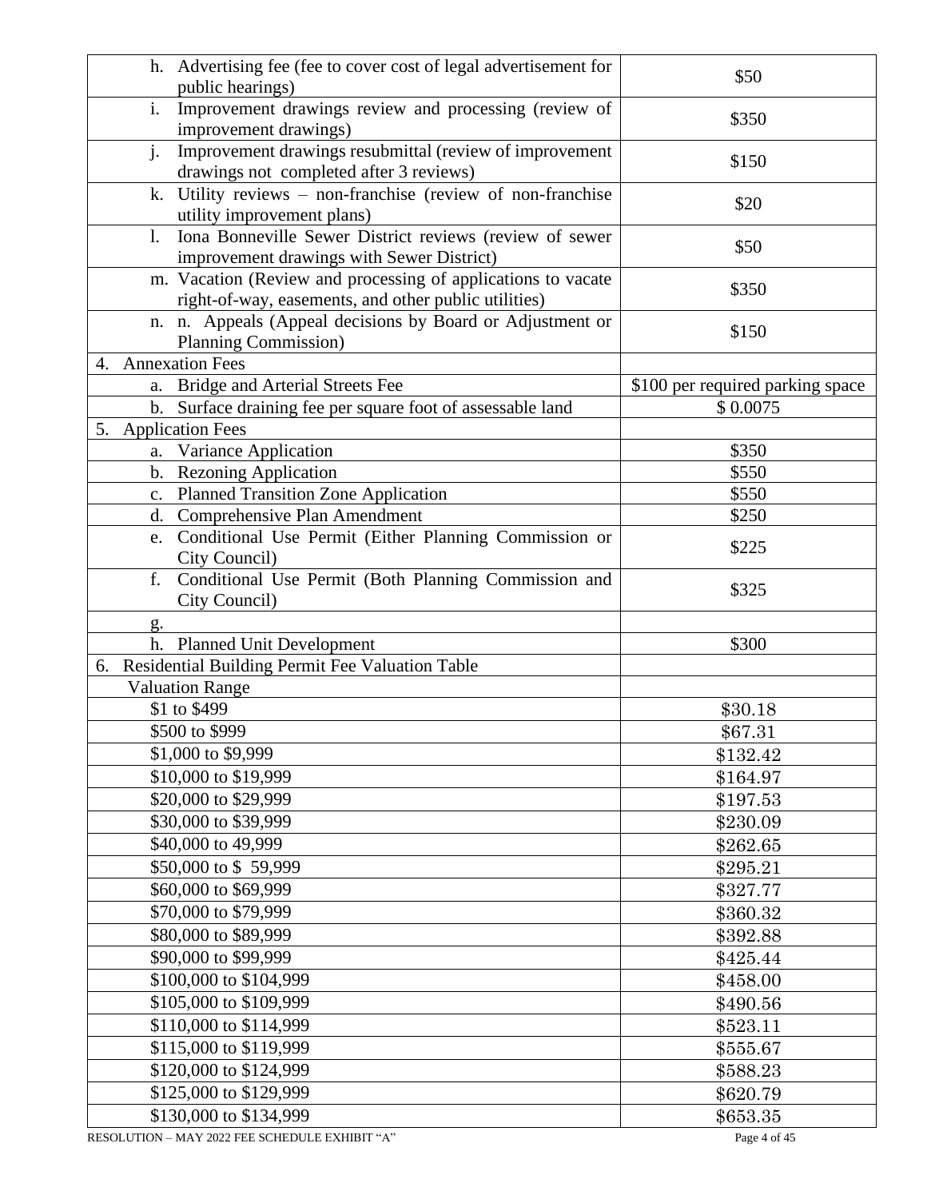| | |
|---|---|
| h. Advertising fee (fee to cover cost of legal advertisement for public hearings) | $50 |
| i. Improvement drawings review and processing (review of improvement drawings) | $350 |
| j. Improvement drawings resubmittal (review of improvement drawings not completed after 3 reviews) | $150 |
| k. Utility reviews – non-franchise (review of non-franchise utility improvement plans) | $20 |
| l. Iona Bonneville Sewer District reviews (review of sewer improvement drawings with Sewer District) | $50 |
| m. Vacation (Review and processing of applications to vacate right-of-way, easements, and other public utilities) | $350 |
| n. n. Appeals (Appeal decisions by Board or Adjustment or Planning Commission) | $150 |
| 4. Annexation Fees | |
| a. Bridge and Arterial Streets Fee | $100 per required parking space |
| b. Surface draining fee per square foot of assessable land | $ 0.0075 |
| 5. Application Fees | |
| a. Variance Application | $350 |
| b. Rezoning Application | $550 |
| c. Planned Transition Zone Application | $550 |
| d. Comprehensive Plan Amendment | $250 |
| e. Conditional Use Permit (Either Planning Commission or City Council) | $225 |
| f. Conditional Use Permit (Both Planning Commission and City Council) | $325 |
| g. | |
| h. Planned Unit Development | $300 |
| 6. Residential Building Permit Fee Valuation Table | |
| Valuation Range | |
| $1 to $499 | $30.18 |
| $500 to $999 | $67.31 |
| $1,000 to $9,999 | $132.42 |
| $10,000 to $19,999 | $164.97 |
| $20,000 to $29,999 | $197.53 |
| $30,000 to $39,999 | $230.09 |
| $40,000 to 49,999 | $262.65 |
| $50,000 to $ 59,999 | $295.21 |
| $60,000 to $69,999 | $327.77 |
| $70,000 to $79,999 | $360.32 |
| $80,000 to $89,999 | $392.88 |
| $90,000 to $99,999 | $425.44 |
| $100,000 to $104,999 | $458.00 |
| $105,000 to $109,999 | $490.56 |
| $110,000 to $114,999 | $523.11 |
| $115,000 to $119,999 | $555.67 |
| $120,000 to $124,999 | $588.23 |
| $125,000 to $129,999 | $620.79 |
| $130,000 to $134,999 | $653.35 |

RESOLUTION – MAY 2022 FEE SCHEDULE EXHIBIT "A"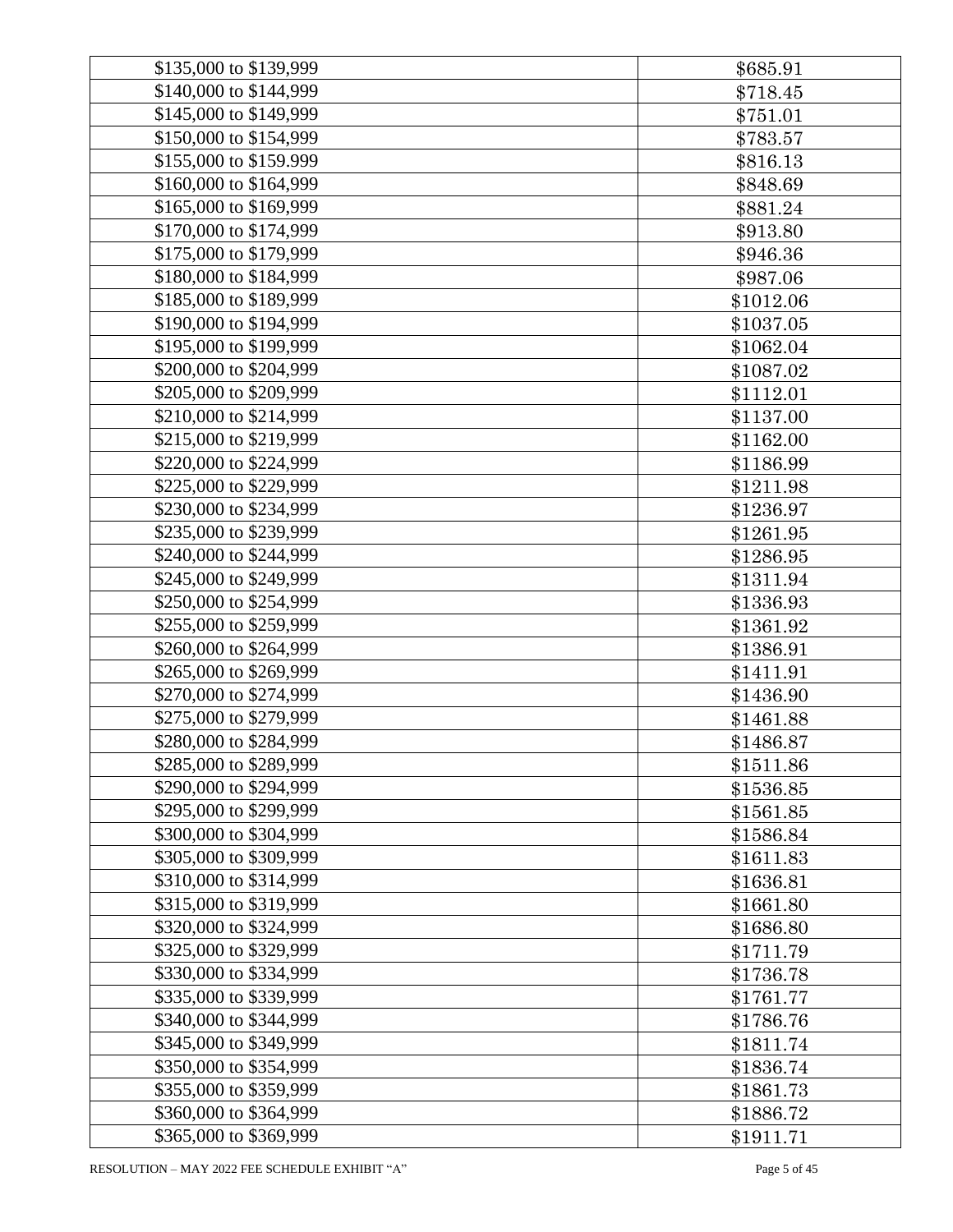| | |
|---|---|
| $135,000 to $139,999 | $685.91 |
| $140,000 to $144,999 | $718.45 |
| $145,000 to $149,999 | $751.01 |
| $150,000 to $154,999 | $783.57 |
| $155,000 to $159.999 | $816.13 |
| $160,000 to $164,999 | $848.69 |
| $165,000 to $169,999 | $881.24 |
| $170,000 to $174,999 | $913.80 |
| $175,000 to $179,999 | $946.36 |
| $180,000 to $184,999 | $987.06 |
| $185,000 to $189,999 | $1012.06 |
| $190,000 to $194,999 | $1037.05 |
| $195,000 to $199,999 | $1062.04 |
| $200,000 to $204,999 | $1087.02 |
| $205,000 to $209,999 | $1112.01 |
| $210,000 to $214,999 | $1137.00 |
| $215,000 to $219,999 | $1162.00 |
| $220,000 to $224,999 | $1186.99 |
| $225,000 to $229,999 | $1211.98 |
| $230,000 to $234,999 | $1236.97 |
| $235,000 to $239,999 | $1261.95 |
| $240,000 to $244,999 | $1286.95 |
| $245,000 to $249,999 | $1311.94 |
| $250,000 to $254,999 | $1336.93 |
| $255,000 to $259,999 | $1361.92 |
| $260,000 to $264,999 | $1386.91 |
| $265,000 to $269,999 | $1411.91 |
| $270,000 to $274,999 | $1436.90 |
| $275,000 to $279,999 | $1461.88 |
| $280,000 to $284,999 | $1486.87 |
| $285,000 to $289,999 | $1511.86 |
| $290,000 to $294,999 | $1536.85 |
| $295,000 to $299,999 | $1561.85 |
| $300,000 to $304,999 | $1586.84 |
| $305,000 to $309,999 | $1611.83 |
| $310,000 to $314,999 | $1636.81 |
| $315,000 to $319,999 | $1661.80 |
| $320,000 to $324,999 | $1686.80 |
| $325,000 to $329,999 | $1711.79 |
| $330,000 to $334,999 | $1736.78 |
| $335,000 to $339,999 | $1761.77 |
| $340,000 to $344,999 | $1786.76 |
| $345,000 to $349,999 | $1811.74 |
| $350,000 to $354,999 | $1836.74 |
| $355,000 to $359,999 | $1861.73 |
| $360,000 to $364,999 | $1886.72 |
| $365,000 to $369,999 | $1911.71 |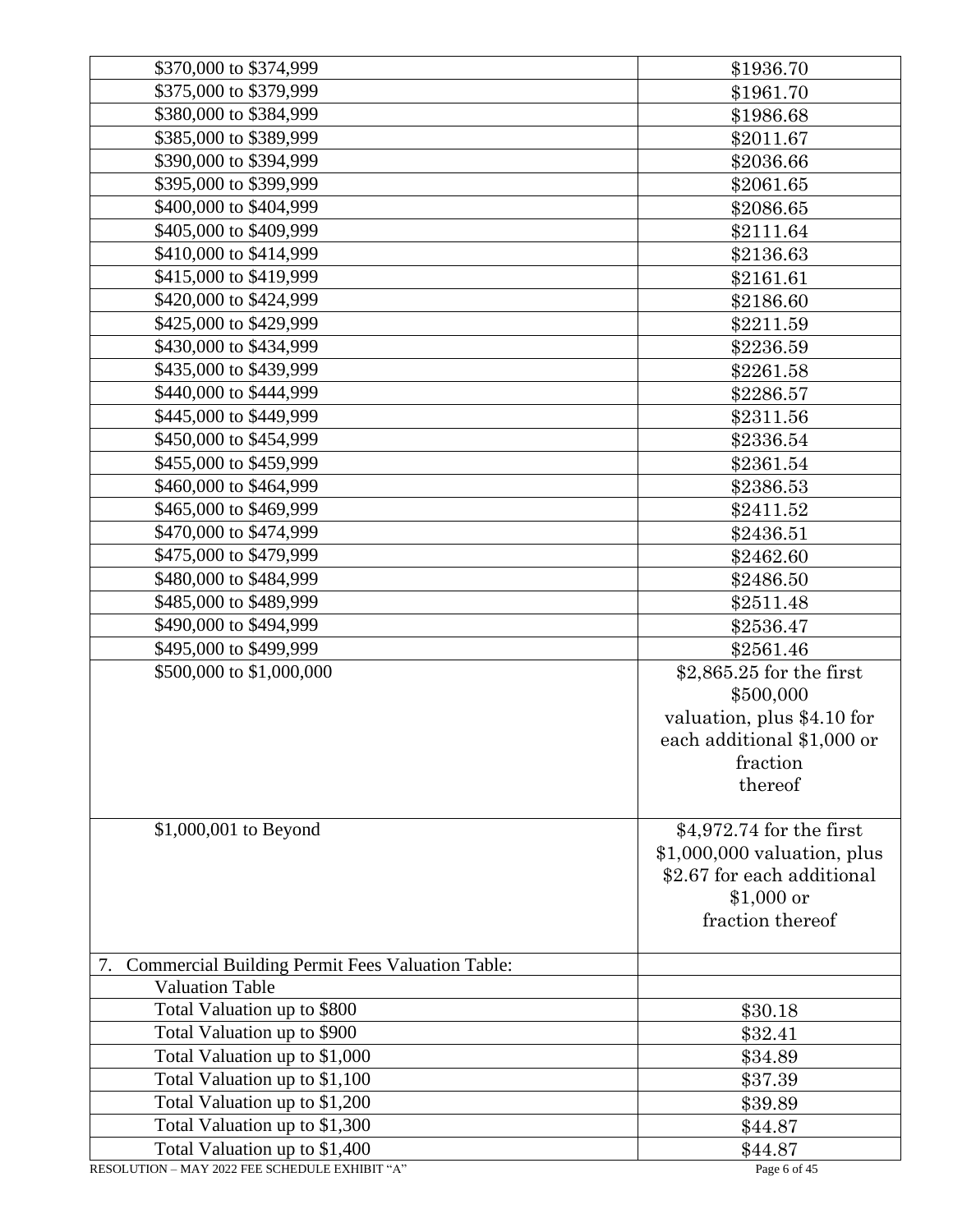| | |
|---|---|
| \$370,000 to \$374,999 | \$1936.70 |
| \$375,000 to \$379,999 | \$1961.70 |
| \$380,000 to \$384,999 | \$1986.68 |
| \$385,000 to \$389,999 | \$2011.67 |
| \$390,000 to \$394,999 | \$2036.66 |
| \$395,000 to \$399,999 | \$2061.65 |
| \$400,000 to \$404,999 | \$2086.65 |
| \$405,000 to \$409,999 | \$2111.64 |
| \$410,000 to \$414,999 | \$2136.63 |
| \$415,000 to \$419,999 | \$2161.61 |
| \$420,000 to \$424,999 | \$2186.60 |
| \$425,000 to \$429,999 | \$2211.59 |
| \$430,000 to \$434,999 | \$2236.59 |
| \$435,000 to \$439,999 | \$2261.58 |
| \$440,000 to \$444,999 | \$2286.57 |
| \$445,000 to \$449,999 | \$2311.56 |
| \$450,000 to \$454,999 | \$2336.54 |
| \$455,000 to \$459,999 | \$2361.54 |
| \$460,000 to \$464,999 | \$2386.53 |
| \$465,000 to \$469,999 | \$2411.52 |
| \$470,000 to \$474,999 | \$2436.51 |
| \$475,000 to \$479,999 | \$2462.60 |
| \$480,000 to \$484,999 | \$2486.50 |
| \$485,000 to \$489,999 | \$2511.48 |
| \$490,000 to \$494,999 | \$2536.47 |
| \$495,000 to \$499,999 | \$2561.46 |
| \$500,000 to \$1,000,000 | \$2,865.25 for the first \$500,000 valuation, plus \$4.10 for each additional \$1,000 or fraction thereof |
| \$1,000,001 to Beyond | \$4,972.74 for the first \$1,000,000 valuation, plus \$2.67 for each additional \$1,000 or fraction thereof |
| 7. Commercial Building Permit Fees Valuation Table: | |
| Valuation Table | |
| Total Valuation up to \$800 | \$30.18 |
| Total Valuation up to \$900 | \$32.41 |
| Total Valuation up to \$1,000 | \$34.89 |
| Total Valuation up to \$1,100 | \$37.39 |
| Total Valuation up to \$1,200 | \$39.89 |
| Total Valuation up to \$1,300 | \$44.87 |
| Total Valuation up to \$1,400 | \$44.87 |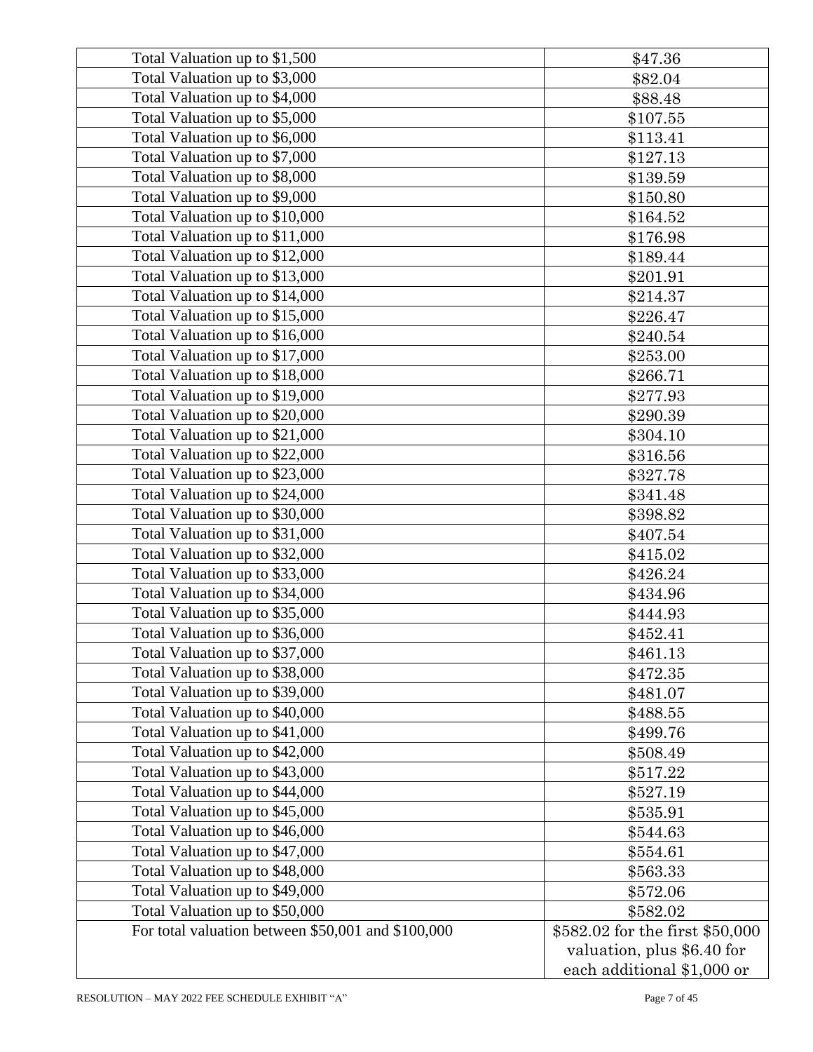| Total Valuation up to $1,500 | $47.36 |
|---|---|
| Total Valuation up to $3,000 | $82.04 |
| Total Valuation up to $4,000 | $88.48 |
| Total Valuation up to $5,000 | $107.55 |
| Total Valuation up to $6,000 | $113.41 |
| Total Valuation up to $7,000 | $127.13 |
| Total Valuation up to $8,000 | $139.59 |
| Total Valuation up to $9,000 | $150.80 |
| Total Valuation up to $10,000 | $164.52 |
| Total Valuation up to $11,000 | $176.98 |
| Total Valuation up to $12,000 | $189.44 |
| Total Valuation up to $13,000 | $201.91 |
| Total Valuation up to $14,000 | $214.37 |
| Total Valuation up to $15,000 | $226.47 |
| Total Valuation up to $16,000 | $240.54 |
| Total Valuation up to $17,000 | $253.00 |
| Total Valuation up to $18,000 | $266.71 |
| Total Valuation up to $19,000 | $277.93 |
| Total Valuation up to $20,000 | $290.39 |
| Total Valuation up to $21,000 | $304.10 |
| Total Valuation up to $22,000 | $316.56 |
| Total Valuation up to $23,000 | $327.78 |
| Total Valuation up to $24,000 | $341.48 |
| Total Valuation up to $30,000 | $398.82 |
| Total Valuation up to $31,000 | $407.54 |
| Total Valuation up to $32,000 | $415.02 |
| Total Valuation up to $33,000 | $426.24 |
| Total Valuation up to $34,000 | $434.96 |
| Total Valuation up to $35,000 | $444.93 |
| Total Valuation up to $36,000 | $452.41 |
| Total Valuation up to $37,000 | $461.13 |
| Total Valuation up to $38,000 | $472.35 |
| Total Valuation up to $39,000 | $481.07 |
| Total Valuation up to $40,000 | $488.55 |
| Total Valuation up to $41,000 | $499.76 |
| Total Valuation up to $42,000 | $508.49 |
| Total Valuation up to $43,000 | $517.22 |
| Total Valuation up to $44,000 | $527.19 |
| Total Valuation up to $45,000 | $535.91 |
| Total Valuation up to $46,000 | $544.63 |
| Total Valuation up to $47,000 | $554.61 |
| Total Valuation up to $48,000 | $563.33 |
| Total Valuation up to $49,000 | $572.06 |
| Total Valuation up to $50,000 | $582.02 |
| For total valuation between $50,001 and $100,000 | $582.02 for the first $50,000 valuation, plus $6.40 for each additional $1,000 or |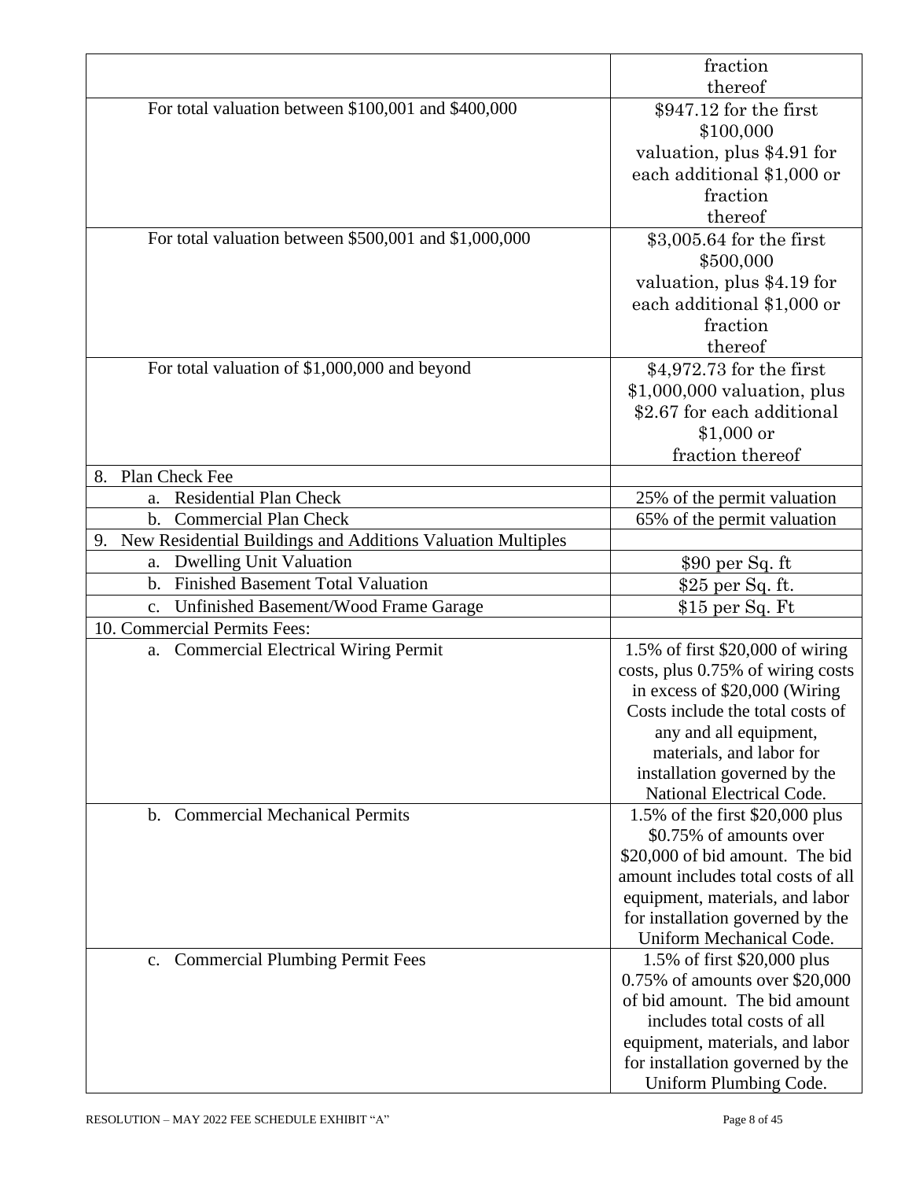| | |
|---|---|
| | fraction thereof |
| For total valuation between $100,001 and $400,000 | $947.12 for the first $100,000 valuation, plus $4.91 for each additional $1,000 or fraction thereof |
| For total valuation between $500,001 and $1,000,000 | $3,005.64 for the first $500,000 valuation, plus $4.19 for each additional $1,000 or fraction thereof |
| For total valuation of $1,000,000 and beyond | $4,972.73 for the first $1,000,000 valuation, plus $2.67 for each additional $1,000 or fraction thereof |
| 8. Plan Check Fee | |
| a. Residential Plan Check | 25% of the permit valuation |
| b. Commercial Plan Check | 65% of the permit valuation |
| 9. New Residential Buildings and Additions Valuation Multiples | |
| a. Dwelling Unit Valuation | $90 per Sq. ft |
| b. Finished Basement Total Valuation | $25 per Sq. ft. |
| c. Unfinished Basement/Wood Frame Garage | $15 per Sq. Ft |
| 10. Commercial Permits Fees: | |
| a. Commercial Electrical Wiring Permit | 1.5% of first $20,000 of wiring costs, plus 0.75% of wiring costs in excess of $20,000 (Wiring Costs include the total costs of any and all equipment, materials, and labor for installation governed by the National Electrical Code. |
| b. Commercial Mechanical Permits | 1.5% of the first $20,000 plus $0.75% of amounts over $20,000 of bid amount. The bid amount includes total costs of all equipment, materials, and labor for installation governed by the Uniform Mechanical Code. |
| c. Commercial Plumbing Permit Fees | 1.5% of first $20,000 plus 0.75% of amounts over $20,000 of bid amount. The bid amount includes total costs of all equipment, materials, and labor for installation governed by the Uniform Plumbing Code. |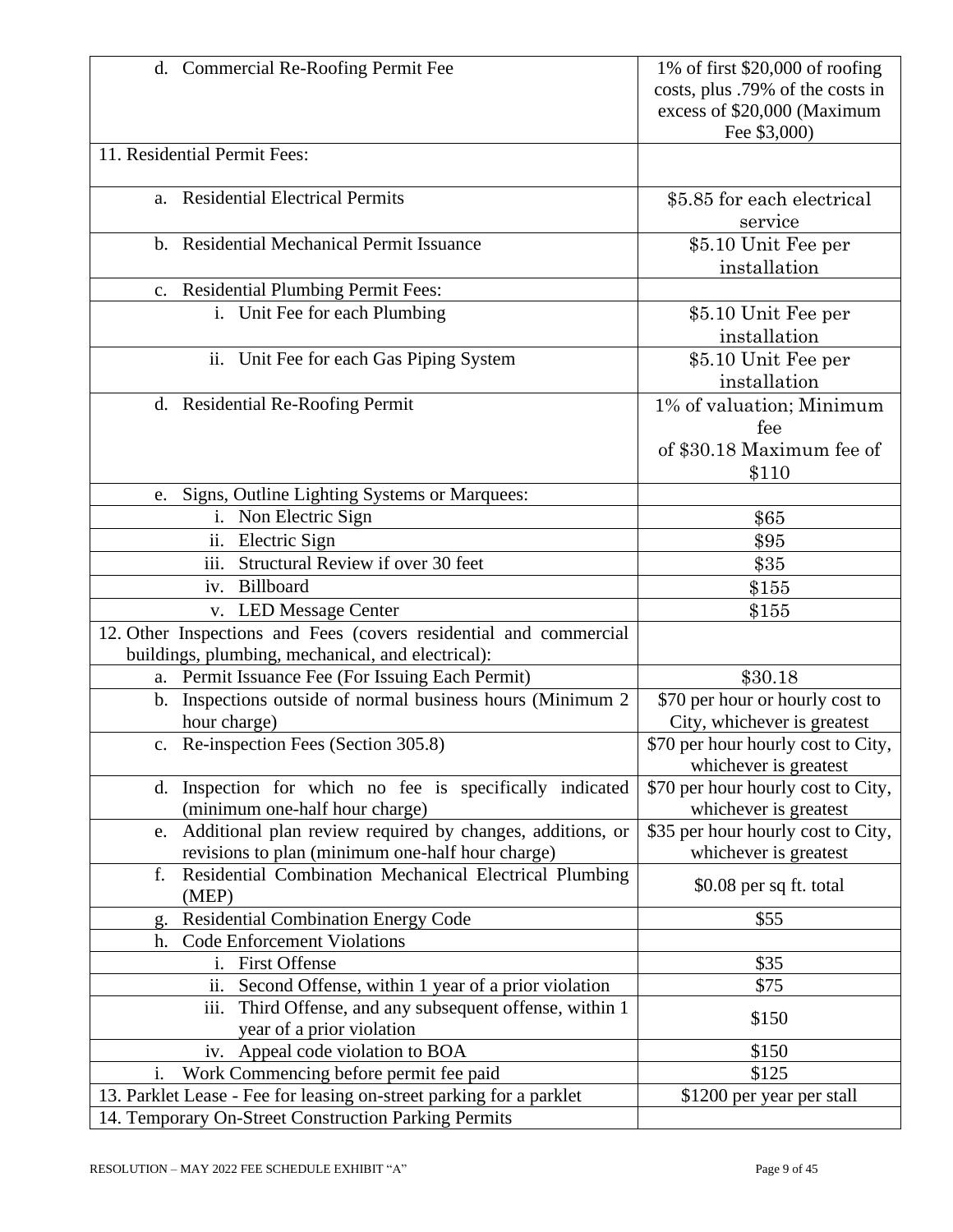| | |
|---|---|
| d. Commercial Re-Roofing Permit Fee | 1% of first $20,000 of roofing costs, plus .79% of the costs in excess of $20,000 (Maximum Fee $3,000) |
| 11. Residential Permit Fees: | |
| a. Residential Electrical Permits | $5.85 for each electrical service |
| b. Residential Mechanical Permit Issuance | $5.10 Unit Fee per installation |
| c. Residential Plumbing Permit Fees: | |
| i. Unit Fee for each Plumbing | $5.10 Unit Fee per installation |
| ii. Unit Fee for each Gas Piping System | $5.10 Unit Fee per installation |
| d. Residential Re-Roofing Permit | 1% of valuation; Minimum fee of $30.18 Maximum fee of $110 |
| e. Signs, Outline Lighting Systems or Marquees: | |
| i. Non Electric Sign | $65 |
| ii. Electric Sign | $95 |
| iii. Structural Review if over 30 feet | $35 |
| iv. Billboard | $155 |
| v. LED Message Center | $155 |
| 12. Other Inspections and Fees (covers residential and commercial buildings, plumbing, mechanical, and electrical): | |
| a. Permit Issuance Fee (For Issuing Each Permit) | $30.18 |
| b. Inspections outside of normal business hours (Minimum 2 hour charge) | $70 per hour or hourly cost to City, whichever is greatest |
| c. Re-inspection Fees (Section 305.8) | $70 per hour hourly cost to City, whichever is greatest |
| d. Inspection for which no fee is specifically indicated (minimum one-half hour charge) | $70 per hour hourly cost to City, whichever is greatest |
| e. Additional plan review required by changes, additions, or revisions to plan (minimum one-half hour charge) | $35 per hour hourly cost to City, whichever is greatest |
| f. Residential Combination Mechanical Electrical Plumbing (MEP) | $0.08 per sq ft. total |
| g. Residential Combination Energy Code | $55 |
| h. Code Enforcement Violations | |
| i. First Offense | $35 |
| ii. Second Offense, within 1 year of a prior violation | $75 |
| iii. Third Offense, and any subsequent offense, within 1 year of a prior violation | $150 |
| iv. Appeal code violation to BOA | $150 |
| i. Work Commencing before permit fee paid | $125 |
| 13. Parklet Lease - Fee for leasing on-street parking for a parklet | $1200 per year per stall |
| 14. Temporary On-Street Construction Parking Permits | |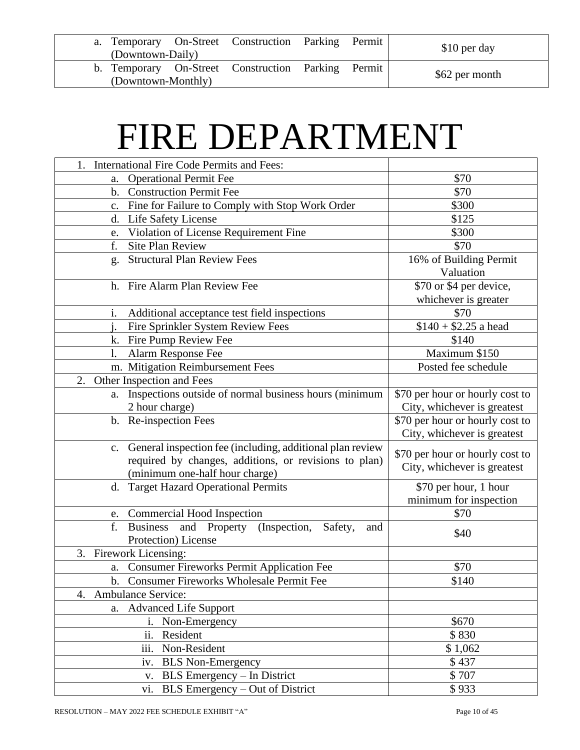| | |
|---|---|
| a. Temporary On-Street Construction Parking Permit (Downtown-Daily) | $10 per day |
| b. Temporary On-Street Construction Parking Permit (Downtown-Monthly) | $62 per month |

# FIRE DEPARTMENT

| | |
|---|---|
| 1. International Fire Code Permits and Fees: | |
| a. Operational Permit Fee | $70 |
| b. Construction Permit Fee | $70 |
| c. Fine for Failure to Comply with Stop Work Order | $300 |
| d. Life Safety License | $125 |
| e. Violation of License Requirement Fine | $300 |
| f. Site Plan Review | $70 |
| g. Structural Plan Review Fees | 16% of Building Permit Valuation |
| h. Fire Alarm Plan Review Fee | $70 or $4 per device, whichever is greater |
| i. Additional acceptance test field inspections | $70 |
| j. Fire Sprinkler System Review Fees | $140 + $2.25 a head |
| k. Fire Pump Review Fee | $140 |
| l. Alarm Response Fee | Maximum $150 |
| m. Mitigation Reimbursement Fees | Posted fee schedule |
| 2. Other Inspection and Fees | |
| a. Inspections outside of normal business hours (minimum 2 hour charge) | $70 per hour or hourly cost to City, whichever is greatest |
| b. Re-inspection Fees | $70 per hour or hourly cost to City, whichever is greatest |
| c. General inspection fee (including, additional plan review required by changes, additions, or revisions to plan) (minimum one-half hour charge) | $70 per hour or hourly cost to City, whichever is greatest |
| d. Target Hazard Operational Permits | $70 per hour, 1 hour minimum for inspection |
| e. Commercial Hood Inspection | $70 |
| f. Business and Property (Inspection, Safety, and Protection) License | $40 |
| 3. Firework Licensing: | |
| a. Consumer Fireworks Permit Application Fee | $70 |
| b. Consumer Fireworks Wholesale Permit Fee | $140 |
| 4. Ambulance Service: | |
| a. Advanced Life Support | |
| i. Non-Emergency | $670 |
| ii. Resident | $ 830 |
| iii. Non-Resident | $ 1,062 |
| iv. BLS Non-Emergency | $ 437 |
| v. BLS Emergency – In District | $ 707 |
| vi. BLS Emergency – Out of District | $ 933 |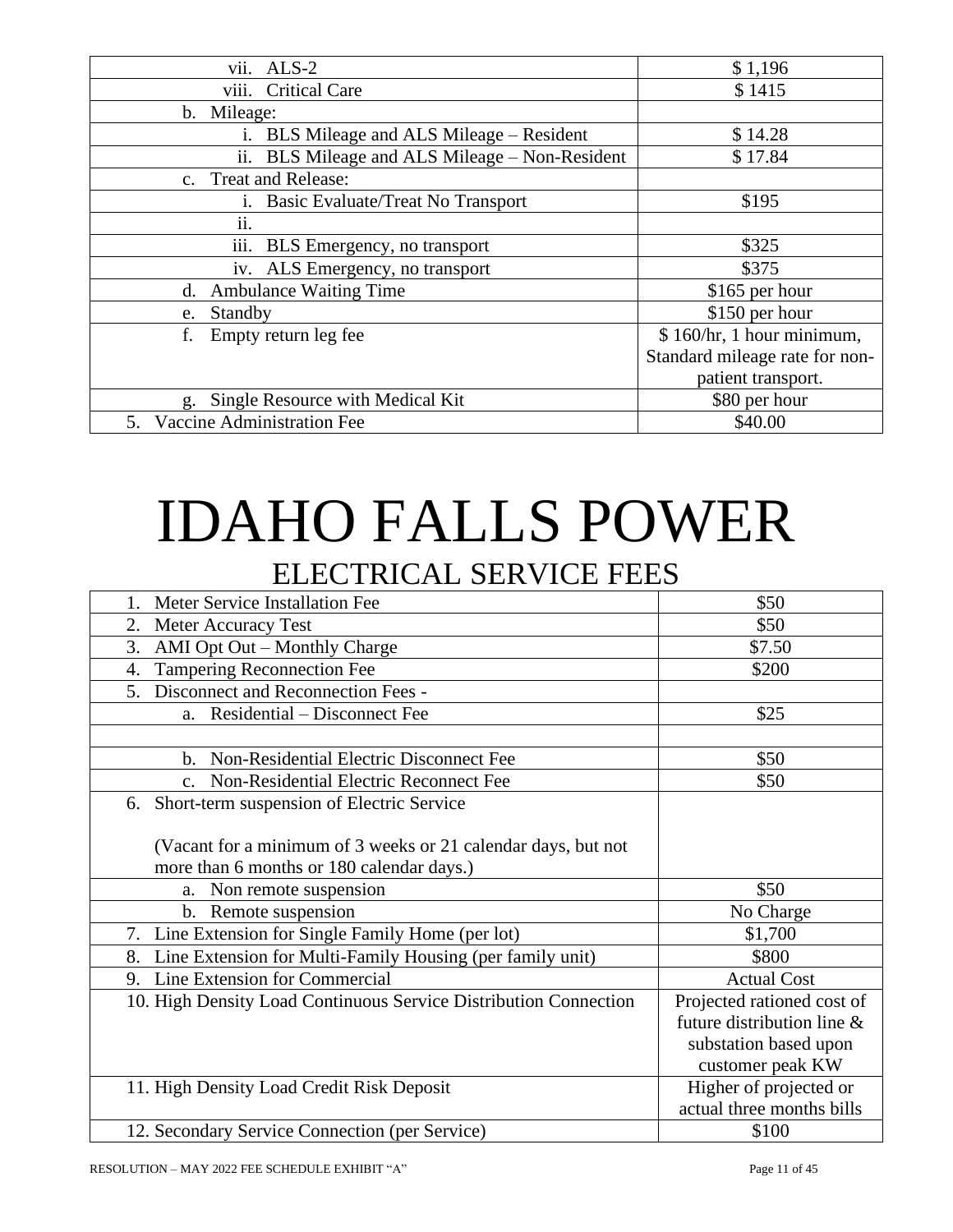| | |
|---|---|
| vii. ALS-2 | $ 1,196 |
| viii. Critical Care | $ 1415 |
| b. Mileage: | |
| i. BLS Mileage and ALS Mileage – Resident | $ 14.28 |
| ii. BLS Mileage and ALS Mileage – Non-Resident | $ 17.84 |
| c. Treat and Release: | |
| i. Basic Evaluate/Treat No Transport | $195 |
| ii. | |
| iii. BLS Emergency, no transport | $325 |
| iv. ALS Emergency, no transport | $375 |
| d. Ambulance Waiting Time | $165 per hour |
| e. Standby | $150 per hour |
| f. Empty return leg fee | $ 160/hr, 1 hour minimum, Standard mileage rate for non-patient transport. |
| g. Single Resource with Medical Kit | $80 per hour |
| 5. Vaccine Administration Fee | $40.00 |

# IDAHO FALLS POWER

## ELECTRICAL SERVICE FEES

| | |
|---|---|
| 1. Meter Service Installation Fee | $50 |
| 2. Meter Accuracy Test | $50 |
| 3. AMI Opt Out – Monthly Charge | $7.50 |
| 4. Tampering Reconnection Fee | $200 |
| 5. Disconnect and Reconnection Fees - | |
| a. Residential – Disconnect Fee | $25 |
| | |
| b. Non-Residential Electric Disconnect Fee | $50 |
| c. Non-Residential Electric Reconnect Fee | $50 |
| 6. Short-term suspension of Electric Service<br><br>(Vacant for a minimum of 3 weeks or 21 calendar days, but not more than 6 months or 180 calendar days.) | |
| a. Non remote suspension | $50 |
| b. Remote suspension | No Charge |
| 7. Line Extension for Single Family Home (per lot) | $1,700 |
| 8. Line Extension for Multi-Family Housing (per family unit) | $800 |
| 9. Line Extension for Commercial | Actual Cost |
| 10. High Density Load Continuous Service Distribution Connection | Projected rationed cost of future distribution line & substation based upon customer peak KW |
| 11. High Density Load Credit Risk Deposit | Higher of projected or actual three months bills |
| 12. Secondary Service Connection (per Service) | $100 |

RESOLUTION – MAY 2022 FEE SCHEDULE EXHIBIT "A"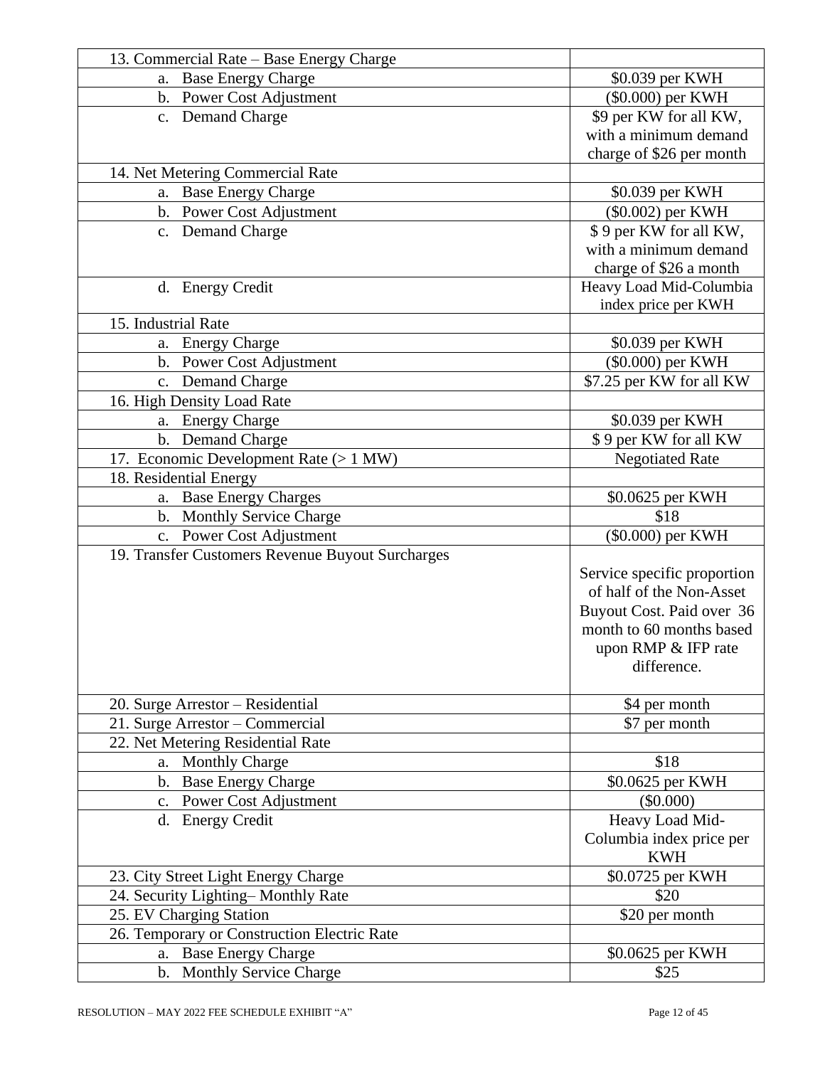| | |
|---|---|
| 13. Commercial Rate – Base Energy Charge | |
| a. Base Energy Charge | $0.039 per KWH |
| b. Power Cost Adjustment | ($0.000) per KWH |
| c. Demand Charge | $9 per KW for all KW, with a minimum demand charge of $26 per month |
| 14. Net Metering Commercial Rate | |
| a. Base Energy Charge | $0.039 per KWH |
| b. Power Cost Adjustment | ($0.002) per KWH |
| c. Demand Charge | $ 9 per KW for all KW, with a minimum demand charge of $26 a month |
| d. Energy Credit | Heavy Load Mid-Columbia index price per KWH |
| 15. Industrial Rate | |
| a. Energy Charge | $0.039 per KWH |
| b. Power Cost Adjustment | ($0.000) per KWH |
| c. Demand Charge | $7.25 per KW for all KW |
| 16. High Density Load Rate | |
| a. Energy Charge | $0.039 per KWH |
| b. Demand Charge | $ 9 per KW for all KW |
| 17. Economic Development Rate (> 1 MW) | Negotiated Rate |
| 18. Residential Energy | |
| a. Base Energy Charges | $0.0625 per KWH |
| b. Monthly Service Charge | $18 |
| c. Power Cost Adjustment | ($0.000) per KWH |
| 19. Transfer Customers Revenue Buyout Surcharges | Service specific proportion of half of the Non-Asset Buyout Cost. Paid over 36 month to 60 months based upon RMP & IFP rate difference. |
| 20. Surge Arrestor – Residential | $4 per month |
| 21. Surge Arrestor – Commercial | $7 per month |
| 22. Net Metering Residential Rate | |
| a. Monthly Charge | $18 |
| b. Base Energy Charge | $0.0625 per KWH |
| c. Power Cost Adjustment | ($0.000) |
| d. Energy Credit | Heavy Load Mid-Columbia index price per KWH |
| 23. City Street Light Energy Charge | $0.0725 per KWH |
| 24. Security Lighting– Monthly Rate | $20 |
| 25. EV Charging Station | $20 per month |
| 26. Temporary or Construction Electric Rate | |
| a. Base Energy Charge | $0.0625 per KWH |
| b. Monthly Service Charge | $25 |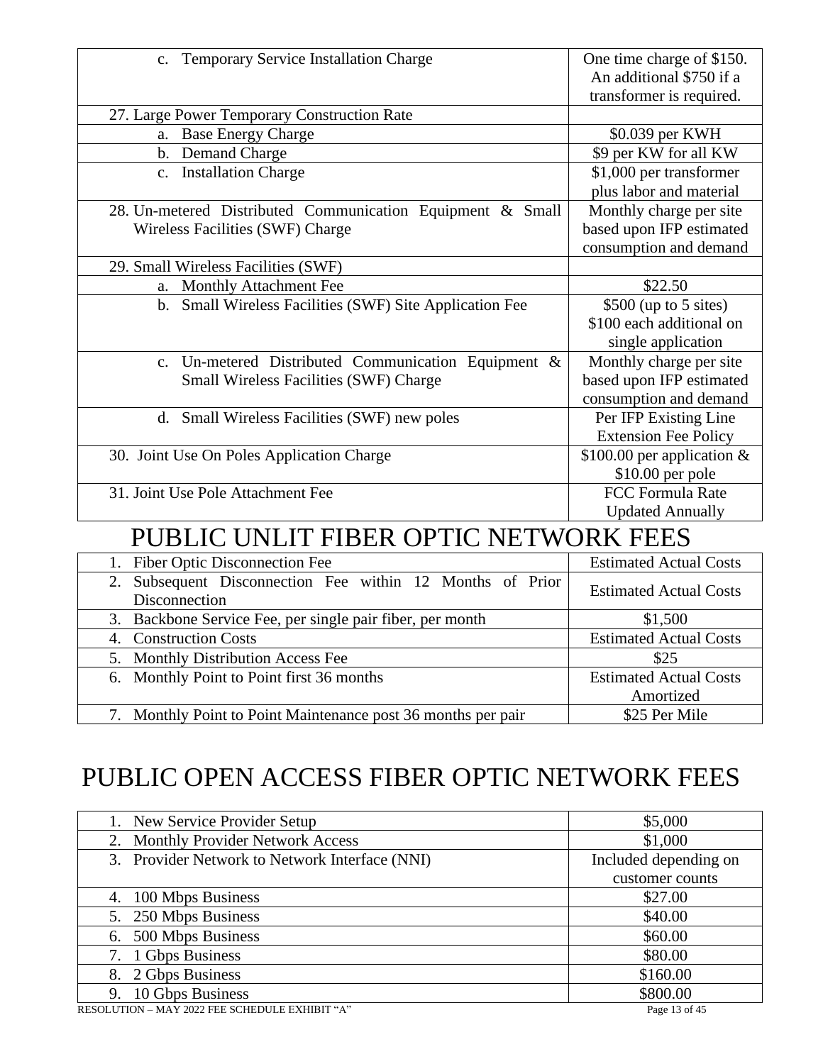| | |
|---|---|
| c. Temporary Service Installation Charge | One time charge of $150. An additional $750 if a transformer is required. |
| 27. Large Power Temporary Construction Rate | |
| a. Base Energy Charge | $0.039 per KWH |
| b. Demand Charge | $9 per KW for all KW |
| c. Installation Charge | $1,000 per transformer plus labor and material |
| 28. Un-metered Distributed Communication Equipment & Small Wireless Facilities (SWF) Charge | Monthly charge per site based upon IFP estimated consumption and demand |
| 29. Small Wireless Facilities (SWF) | |
| a. Monthly Attachment Fee | $22.50 |
| b. Small Wireless Facilities (SWF) Site Application Fee | $500 (up to 5 sites) $100 each additional on single application |
| c. Un-metered Distributed Communication Equipment & Small Wireless Facilities (SWF) Charge | Monthly charge per site based upon IFP estimated consumption and demand |
| d. Small Wireless Facilities (SWF) new poles | Per IFP Existing Line Extension Fee Policy |
| 30. Joint Use On Poles Application Charge | $100.00 per application & $10.00 per pole |
| 31. Joint Use Pole Attachment Fee | FCC Formula Rate Updated Annually |

# PUBLIC UNLIT FIBER OPTIC NETWORK FEES

| | |
|---|---|
| 1. Fiber Optic Disconnection Fee | Estimated Actual Costs |
| 2. Subsequent Disconnection Fee within 12 Months of Prior Disconnection | Estimated Actual Costs |
| 3. Backbone Service Fee, per single pair fiber, per month | $1,500 |
| 4. Construction Costs | Estimated Actual Costs |
| 5. Monthly Distribution Access Fee | $25 |
| 6. Monthly Point to Point first 36 months | Estimated Actual Costs Amortized |
| 7. Monthly Point to Point Maintenance post 36 months per pair | $25 Per Mile |

# PUBLIC OPEN ACCESS FIBER OPTIC NETWORK FEES

| | |
|---|---|
| 1. New Service Provider Setup | $5,000 |
| 2. Monthly Provider Network Access | $1,000 |
| 3. Provider Network to Network Interface (NNI) | Included depending on customer counts |
| 4. 100 Mbps Business | $27.00 |
| 5. 250 Mbps Business | $40.00 |
| 6. 500 Mbps Business | $60.00 |
| 7. 1 Gbps Business | $80.00 |
| 8. 2 Gbps Business | $160.00 |
| 9. 10 Gbps Business | $800.00 |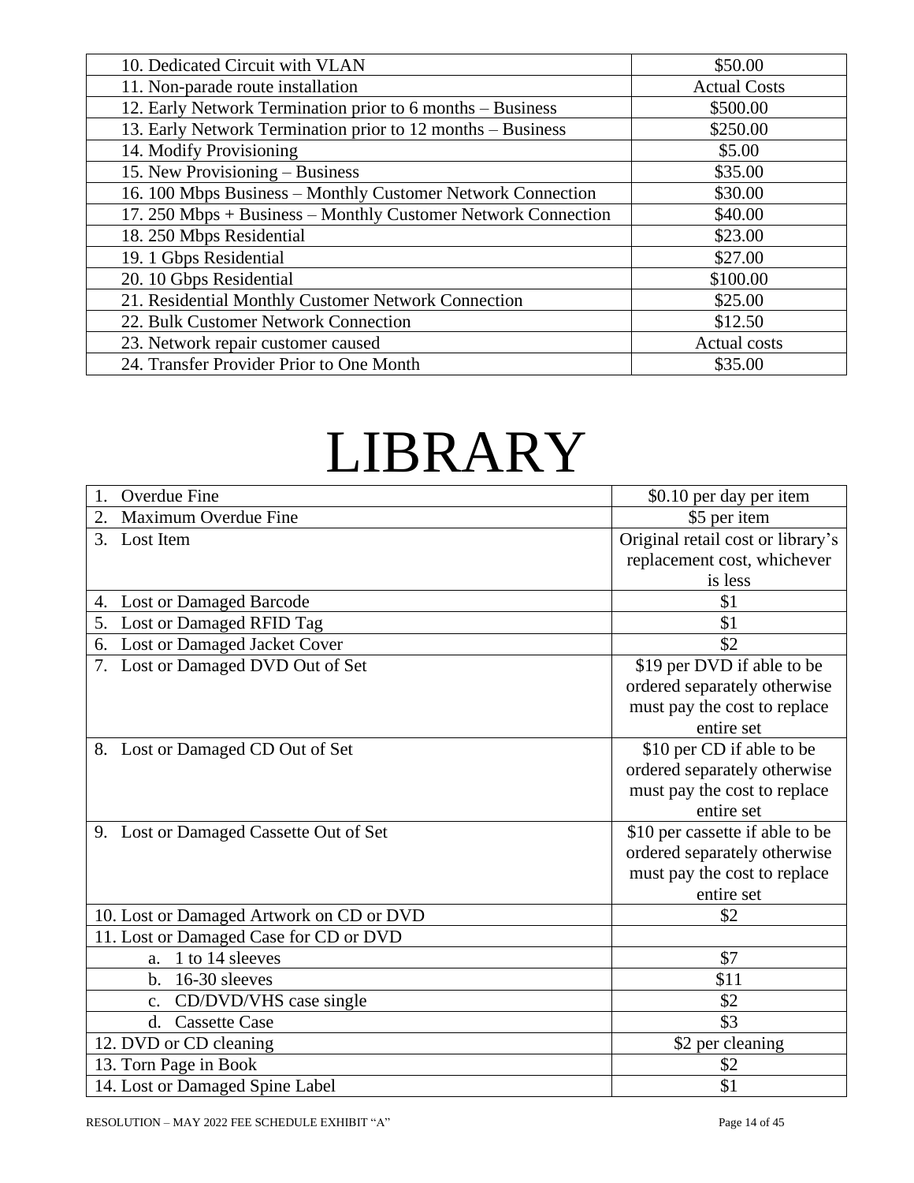| | |
|---|---|
| 10. Dedicated Circuit with VLAN | $50.00 |
| 11. Non-parade route installation | Actual Costs |
| 12. Early Network Termination prior to 6 months – Business | $500.00 |
| 13. Early Network Termination prior to 12 months – Business | $250.00 |
| 14. Modify Provisioning | $5.00 |
| 15. New Provisioning – Business | $35.00 |
| 16. 100 Mbps Business – Monthly Customer Network Connection | $30.00 |
| 17. 250 Mbps + Business – Monthly Customer Network Connection | $40.00 |
| 18. 250 Mbps Residential | $23.00 |
| 19. 1 Gbps Residential | $27.00 |
| 20. 10 Gbps Residential | $100.00 |
| 21. Residential Monthly Customer Network Connection | $25.00 |
| 22. Bulk Customer Network Connection | $12.50 |
| 23. Network repair customer caused | Actual costs |
| 24. Transfer Provider Prior to One Month | $35.00 |

# LIBRARY

| | |
|---|---|
| 1. Overdue Fine | $0.10 per day per item |
| 2. Maximum Overdue Fine | $5 per item |
| 3. Lost Item | Original retail cost or library's replacement cost, whichever is less |
| 4. Lost or Damaged Barcode | $1 |
| 5. Lost or Damaged RFID Tag | $1 |
| 6. Lost or Damaged Jacket Cover | $2 |
| 7. Lost or Damaged DVD Out of Set | $19 per DVD if able to be ordered separately otherwise must pay the cost to replace entire set |
| 8. Lost or Damaged CD Out of Set | $10 per CD if able to be ordered separately otherwise must pay the cost to replace entire set |
| 9. Lost or Damaged Cassette Out of Set | $10 per cassette if able to be ordered separately otherwise must pay the cost to replace entire set |
| 10. Lost or Damaged Artwork on CD or DVD | $2 |
| 11. Lost or Damaged Case for CD or DVD | |
| a. 1 to 14 sleeves | $7 |
| b. 16-30 sleeves | $11 |
| c. CD/DVD/VHS case single | $2 |
| d. Cassette Case | $3 |
| 12. DVD or CD cleaning | $2 per cleaning |
| 13. Torn Page in Book | $2 |
| 14. Lost or Damaged Spine Label | $1 |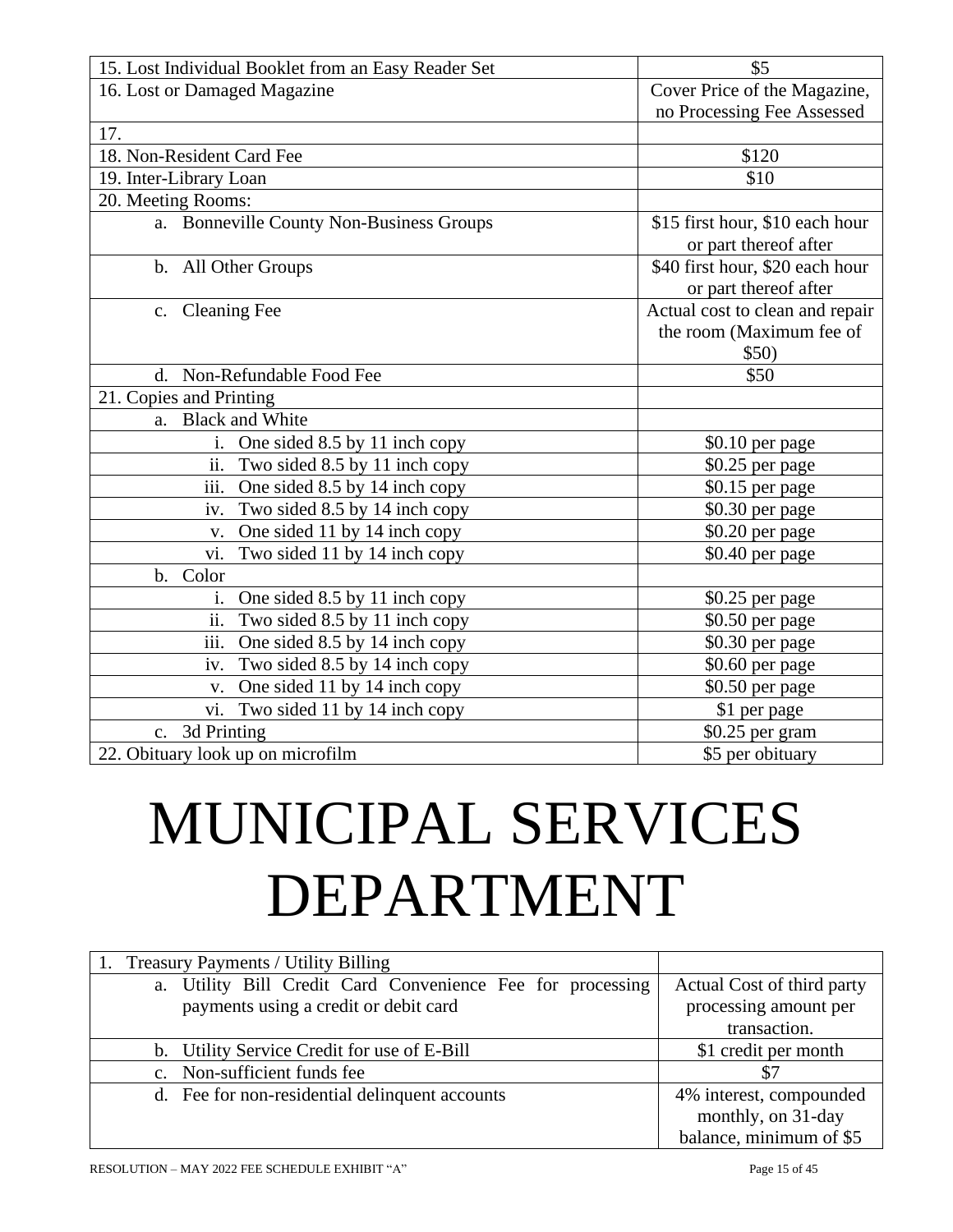| | |
|---|---|
| 15. Lost Individual Booklet from an Easy Reader Set | $5 |
| 16. Lost or Damaged Magazine | Cover Price of the Magazine, no Processing Fee Assessed |
| 17. | |
| 18. Non-Resident Card Fee | $120 |
| 19. Inter-Library Loan | $10 |
| 20. Meeting Rooms: | |
| a. Bonneville County Non-Business Groups | $15 first hour, $10 each hour or part thereof after |
| b. All Other Groups | $40 first hour, $20 each hour or part thereof after |
| c. Cleaning Fee | Actual cost to clean and repair the room (Maximum fee of $50) |
| d. Non-Refundable Food Fee | $50 |
| 21. Copies and Printing | |
| a. Black and White | |
| i. One sided 8.5 by 11 inch copy | $0.10 per page |
| ii. Two sided 8.5 by 11 inch copy | $0.25 per page |
| iii. One sided 8.5 by 14 inch copy | $0.15 per page |
| iv. Two sided 8.5 by 14 inch copy | $0.30 per page |
| v. One sided 11 by 14 inch copy | $0.20 per page |
| vi. Two sided 11 by 14 inch copy | $0.40 per page |
| b. Color | |
| i. One sided 8.5 by 11 inch copy | $0.25 per page |
| ii. Two sided 8.5 by 11 inch copy | $0.50 per page |
| iii. One sided 8.5 by 14 inch copy | $0.30 per page |
| iv. Two sided 8.5 by 14 inch copy | $0.60 per page |
| v. One sided 11 by 14 inch copy | $0.50 per page |
| vi. Two sided 11 by 14 inch copy | $1 per page |
| c. 3d Printing | $0.25 per gram |
| 22. Obituary look up on microfilm | $5 per obituary |

# MUNICIPAL SERVICES DEPARTMENT

| | |
|---|---|
| 1. Treasury Payments / Utility Billing | |
| a. Utility Bill Credit Card Convenience Fee for processing payments using a credit or debit card | Actual Cost of third party processing amount per transaction. |
| b. Utility Service Credit for use of E-Bill | $1 credit per month |
| c. Non-sufficient funds fee | $7 |
| d. Fee for non-residential delinquent accounts | 4% interest, compounded monthly, on 31-day balance, minimum of $5 |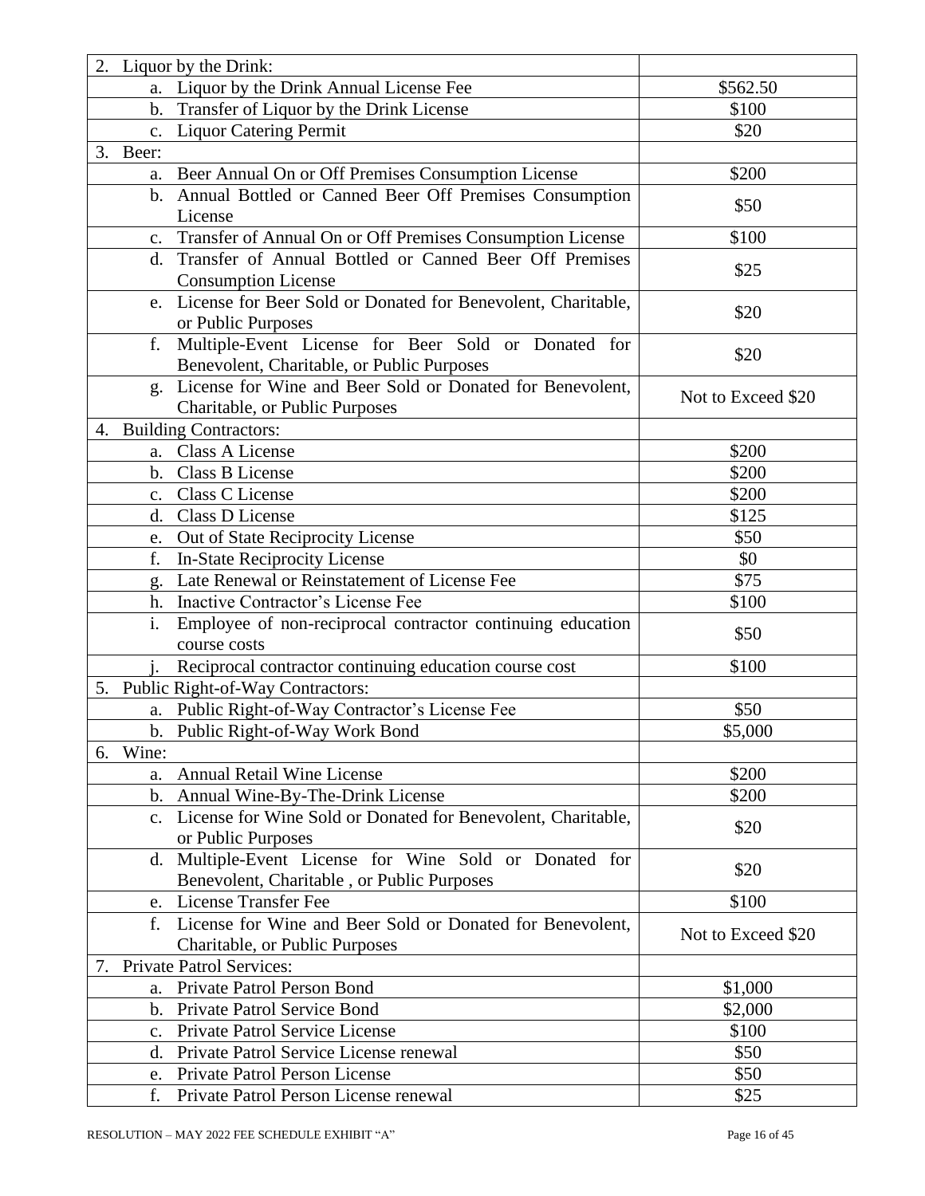| 2. Liquor by the Drink: | |
|---|---|
| a. Liquor by the Drink Annual License Fee | $562.50 |
| b. Transfer of Liquor by the Drink License | $100 |
| c. Liquor Catering Permit | $20 |
| 3. Beer: | |
| a. Beer Annual On or Off Premises Consumption License | $200 |
| b. Annual Bottled or Canned Beer Off Premises Consumption License | $50 |
| c. Transfer of Annual On or Off Premises Consumption License | $100 |
| d. Transfer of Annual Bottled or Canned Beer Off Premises Consumption License | $25 |
| e. License for Beer Sold or Donated for Benevolent, Charitable, or Public Purposes | $20 |
| f. Multiple-Event License for Beer Sold or Donated for Benevolent, Charitable, or Public Purposes | $20 |
| g. License for Wine and Beer Sold or Donated for Benevolent, Charitable, or Public Purposes | Not to Exceed $20 |
| 4. Building Contractors: | |
| a. Class A License | $200 |
| b. Class B License | $200 |
| c. Class C License | $200 |
| d. Class D License | $125 |
| e. Out of State Reciprocity License | $50 |
| f. In-State Reciprocity License | $0 |
| g. Late Renewal or Reinstatement of License Fee | $75 |
| h. Inactive Contractor's License Fee | $100 |
| i. Employee of non-reciprocal contractor continuing education course costs | $50 |
| j. Reciprocal contractor continuing education course cost | $100 |
| 5. Public Right-of-Way Contractors: | |
| a. Public Right-of-Way Contractor's License Fee | $50 |
| b. Public Right-of-Way Work Bond | $5,000 |
| 6. Wine: | |
| a. Annual Retail Wine License | $200 |
| b. Annual Wine-By-The-Drink License | $200 |
| c. License for Wine Sold or Donated for Benevolent, Charitable, or Public Purposes | $20 |
| d. Multiple-Event License for Wine Sold or Donated for Benevolent, Charitable , or Public Purposes | $20 |
| e. License Transfer Fee | $100 |
| f. License for Wine and Beer Sold or Donated for Benevolent, Charitable, or Public Purposes | Not to Exceed $20 |
| 7. Private Patrol Services: | |
| a. Private Patrol Person Bond | $1,000 |
| b. Private Patrol Service Bond | $2,000 |
| c. Private Patrol Service License | $100 |
| d. Private Patrol Service License renewal | $50 |
| e. Private Patrol Person License | $50 |
| f. Private Patrol Person License renewal | $25 |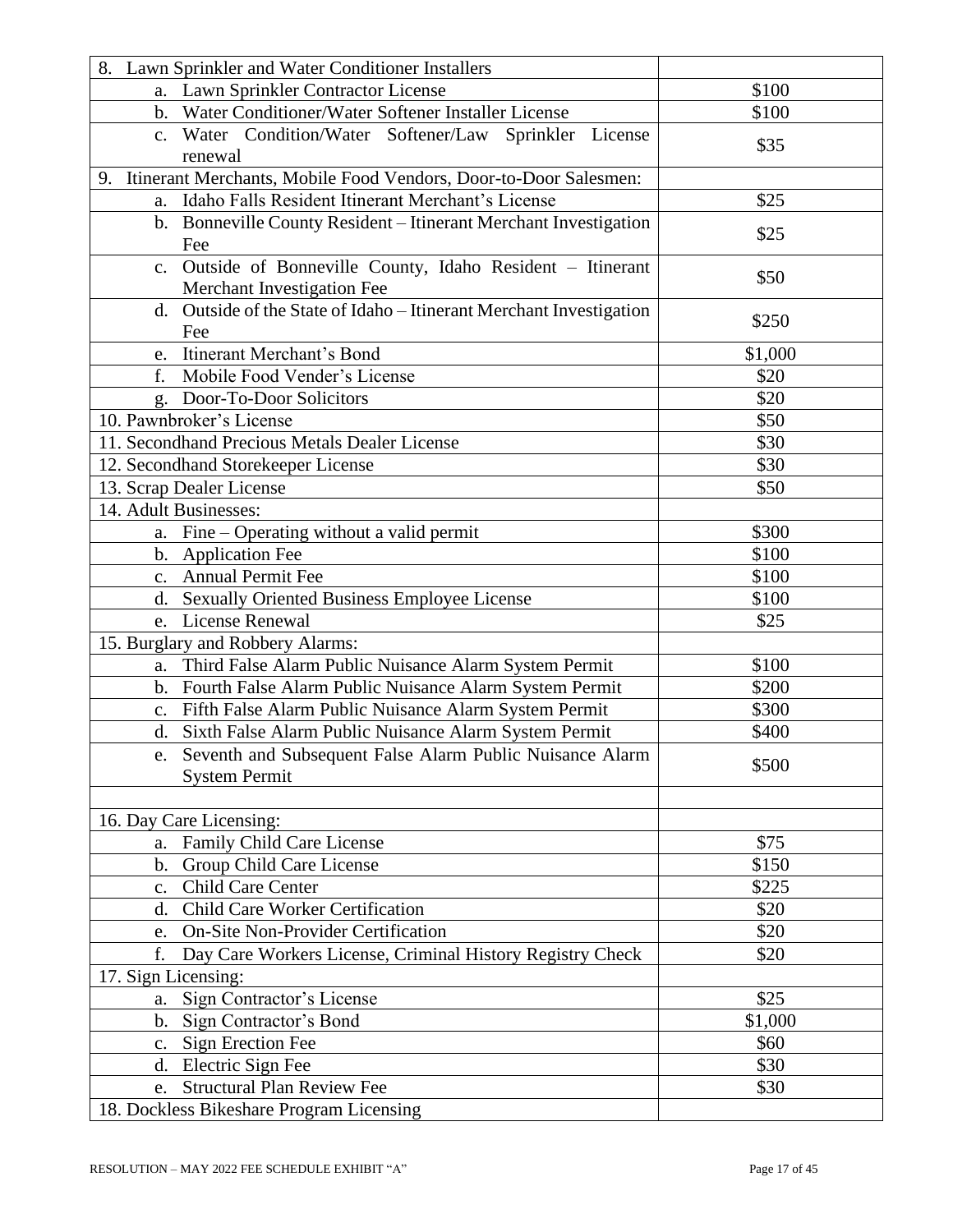| 8. Lawn Sprinkler and Water Conditioner Installers | |
|---|---|
| a. Lawn Sprinkler Contractor License | $100 |
| b. Water Conditioner/Water Softener Installer License | $100 |
| c. Water Condition/Water Softener/Law Sprinkler License renewal | $35 |
| 9. Itinerant Merchants, Mobile Food Vendors, Door-to-Door Salesmen: | |
| a. Idaho Falls Resident Itinerant Merchant's License | $25 |
| b. Bonneville County Resident – Itinerant Merchant Investigation Fee | $25 |
| c. Outside of Bonneville County, Idaho Resident – Itinerant Merchant Investigation Fee | $50 |
| d. Outside of the State of Idaho – Itinerant Merchant Investigation Fee | $250 |
| e. Itinerant Merchant's Bond | $1,000 |
| f. Mobile Food Vender's License | $20 |
| g. Door-To-Door Solicitors | $20 |
| 10. Pawnbroker's License | $50 |
| 11. Secondhand Precious Metals Dealer License | $30 |
| 12. Secondhand Storekeeper License | $30 |
| 13. Scrap Dealer License | $50 |
| 14. Adult Businesses: | |
| a. Fine – Operating without a valid permit | $300 |
| b. Application Fee | $100 |
| c. Annual Permit Fee | $100 |
| d. Sexually Oriented Business Employee License | $100 |
| e. License Renewal | $25 |
| 15. Burglary and Robbery Alarms: | |
| a. Third False Alarm Public Nuisance Alarm System Permit | $100 |
| b. Fourth False Alarm Public Nuisance Alarm System Permit | $200 |
| c. Fifth False Alarm Public Nuisance Alarm System Permit | $300 |
| d. Sixth False Alarm Public Nuisance Alarm System Permit | $400 |
| e. Seventh and Subsequent False Alarm Public Nuisance Alarm System Permit | $500 |
| | |
| 16. Day Care Licensing: | |
| a. Family Child Care License | $75 |
| b. Group Child Care License | $150 |
| c. Child Care Center | $225 |
| d. Child Care Worker Certification | $20 |
| e. On-Site Non-Provider Certification | $20 |
| f. Day Care Workers License, Criminal History Registry Check | $20 |
| 17. Sign Licensing: | |
| a. Sign Contractor's License | $25 |
| b. Sign Contractor's Bond | $1,000 |
| c. Sign Erection Fee | $60 |
| d. Electric Sign Fee | $30 |
| e. Structural Plan Review Fee | $30 |
| 18. Dockless Bikeshare Program Licensing | |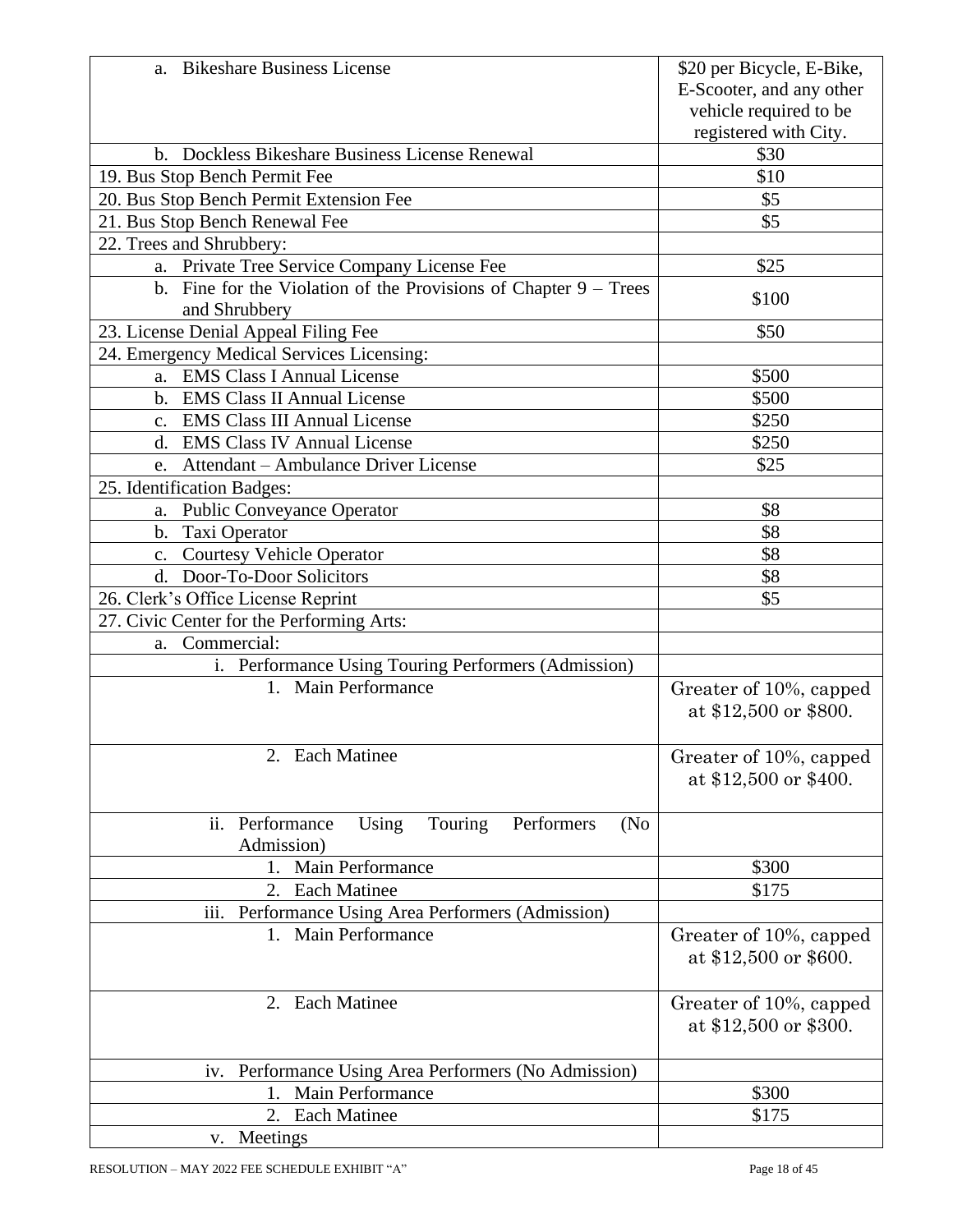| | |
|---|---|
| a. Bikeshare Business License | $20 per Bicycle, E-Bike, E-Scooter, and any other vehicle required to be registered with City. |
| b. Dockless Bikeshare Business License Renewal | $30 |
| 19. Bus Stop Bench Permit Fee | $10 |
| 20. Bus Stop Bench Permit Extension Fee | $5 |
| 21. Bus Stop Bench Renewal Fee | $5 |
| 22. Trees and Shrubbery: | |
| a. Private Tree Service Company License Fee | $25 |
| b. Fine for the Violation of the Provisions of Chapter 9 – Trees and Shrubbery | $100 |
| 23. License Denial Appeal Filing Fee | $50 |
| 24. Emergency Medical Services Licensing: | |
| a. EMS Class I Annual License | $500 |
| b. EMS Class II Annual License | $500 |
| c. EMS Class III Annual License | $250 |
| d. EMS Class IV Annual License | $250 |
| e. Attendant – Ambulance Driver License | $25 |
| 25. Identification Badges: | |
| a. Public Conveyance Operator | $8 |
| b. Taxi Operator | $8 |
| c. Courtesy Vehicle Operator | $8 |
| d. Door-To-Door Solicitors | $8 |
| 26. Clerk's Office License Reprint | $5 |
| 27. Civic Center for the Performing Arts: | |
| a. Commercial: | |
| i. Performance Using Touring Performers (Admission) | |
| 1. Main Performance | Greater of 10%, capped at $12,500 or $800. |
| 2. Each Matinee | Greater of 10%, capped at $12,500 or $400. |
| ii. Performance Using Touring Performers (No Admission) | |
| 1. Main Performance | $300 |
| 2. Each Matinee | $175 |
| iii. Performance Using Area Performers (Admission) | |
| 1. Main Performance | Greater of 10%, capped at $12,500 or $600. |
| 2. Each Matinee | Greater of 10%, capped at $12,500 or $300. |
| iv. Performance Using Area Performers (No Admission) | |
| 1. Main Performance | $300 |
| 2. Each Matinee | $175 |
| v. Meetings | |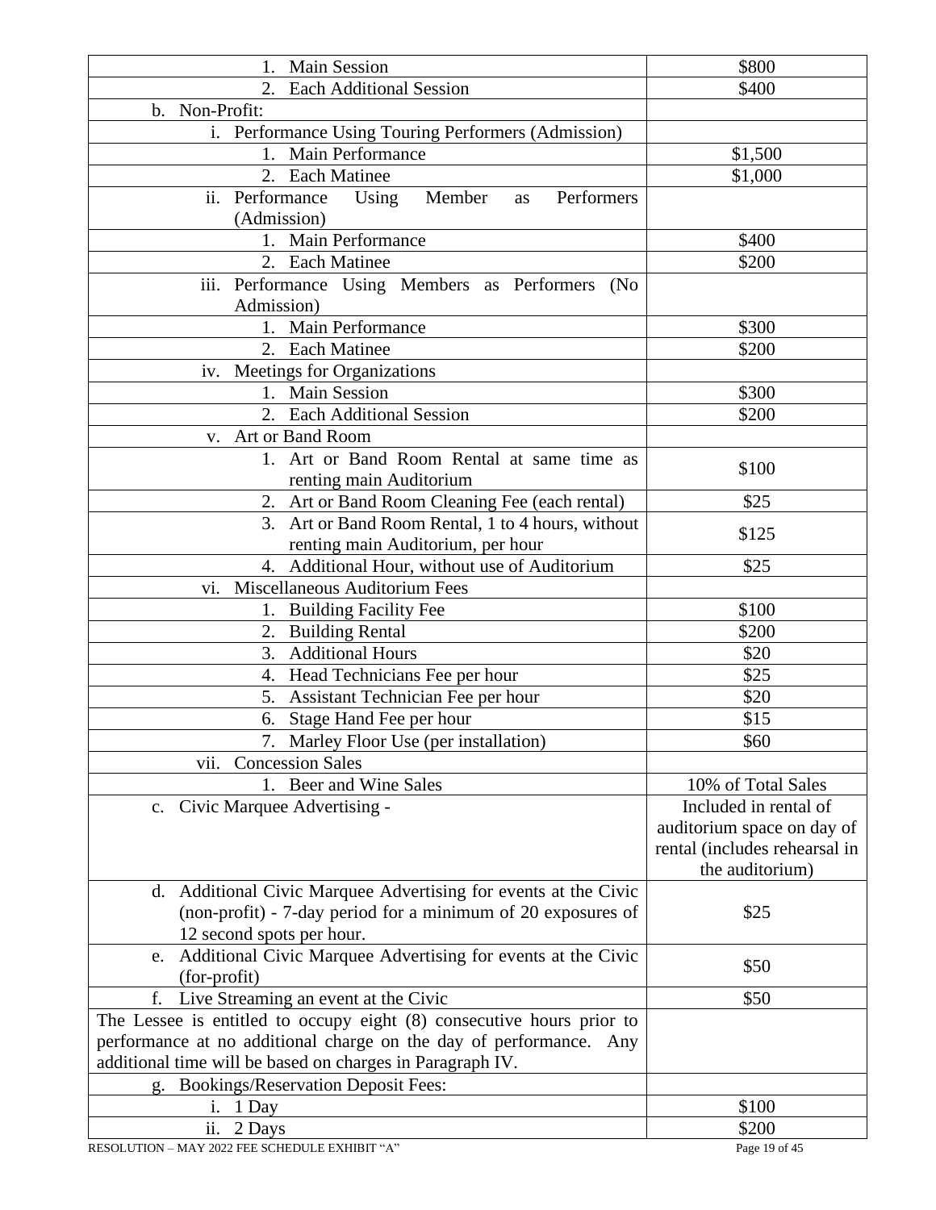| | |
|---|---|
| 1. Main Session | $800 |
| 2. Each Additional Session | $400 |
| b. Non-Profit: | |
| i. Performance Using Touring Performers (Admission) | |
| 1. Main Performance | $1,500 |
| 2. Each Matinee | $1,000 |
| ii. Performance Using Member as Performers (Admission) | |
| 1. Main Performance | $400 |
| 2. Each Matinee | $200 |
| iii. Performance Using Members as Performers (No Admission) | |
| 1. Main Performance | $300 |
| 2. Each Matinee | $200 |
| iv. Meetings for Organizations | |
| 1. Main Session | $300 |
| 2. Each Additional Session | $200 |
| v. Art or Band Room | |
| 1. Art or Band Room Rental at same time as renting main Auditorium | $100 |
| 2. Art or Band Room Cleaning Fee (each rental) | $25 |
| 3. Art or Band Room Rental, 1 to 4 hours, without renting main Auditorium, per hour | $125 |
| 4. Additional Hour, without use of Auditorium | $25 |
| vi. Miscellaneous Auditorium Fees | |
| 1. Building Facility Fee | $100 |
| 2. Building Rental | $200 |
| 3. Additional Hours | $20 |
| 4. Head Technicians Fee per hour | $25 |
| 5. Assistant Technician Fee per hour | $20 |
| 6. Stage Hand Fee per hour | $15 |
| 7. Marley Floor Use (per installation) | $60 |
| vii. Concession Sales | |
| 1. Beer and Wine Sales | 10% of Total Sales |
| c. Civic Marquee Advertising - | Included in rental of auditorium space on day of rental (includes rehearsal in the auditorium) |
| d. Additional Civic Marquee Advertising for events at the Civic (non-profit) - 7-day period for a minimum of 20 exposures of 12 second spots per hour. | $25 |
| e. Additional Civic Marquee Advertising for events at the Civic (for-profit) | $50 |
| f. Live Streaming an event at the Civic | $50 |
| The Lessee is entitled to occupy eight (8) consecutive hours prior to performance at no additional charge on the day of performance. Any additional time will be based on charges in Paragraph IV. | |
| g. Bookings/Reservation Deposit Fees: | |
| i. 1 Day | $100 |
| ii. 2 Days | $200 |

RESOLUTION – MAY 2022 FEE SCHEDULE EXHIBIT "A"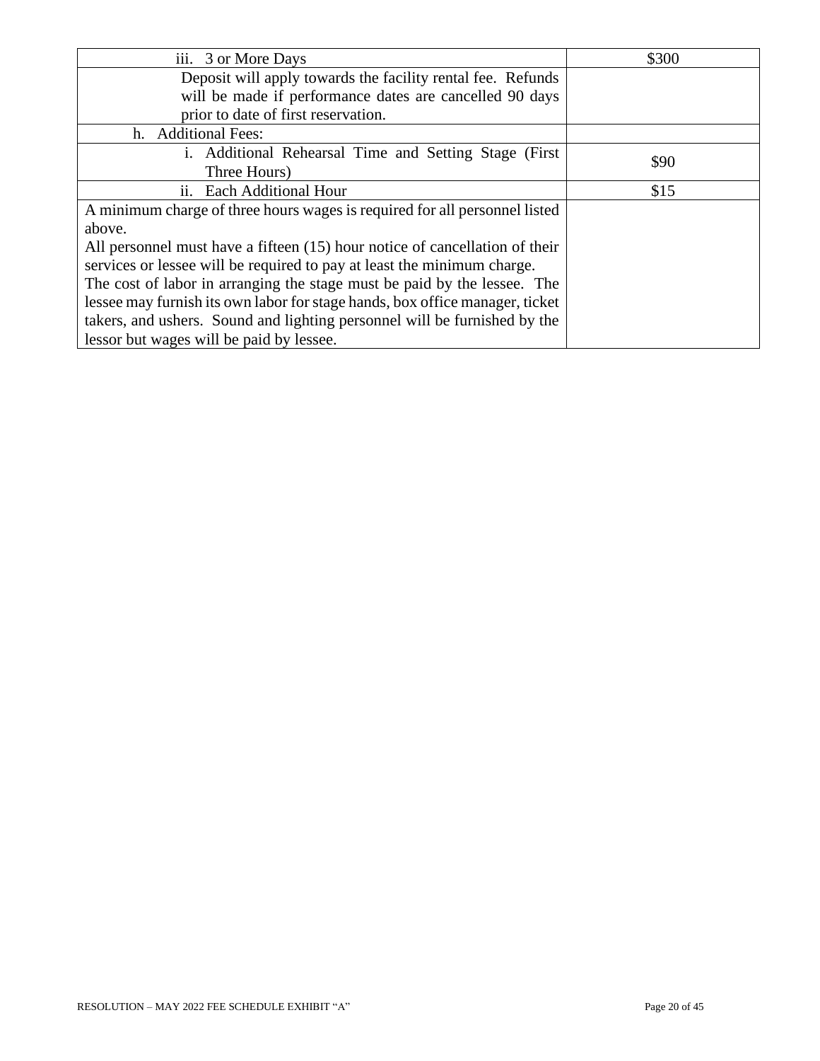| | |
|---|---|
| iii. 3 or More Days | $300 |
| Deposit will apply towards the facility rental fee. Refunds will be made if performance dates are cancelled 90 days prior to date of first reservation. | |
| h. Additional Fees: | |
| i. Additional Rehearsal Time and Setting Stage (First Three Hours) | $90 |
| ii. Each Additional Hour | $15 |
| A minimum charge of three hours wages is required for all personnel listed above.<br>All personnel must have a fifteen (15) hour notice of cancellation of their services or lessee will be required to pay at least the minimum charge.<br>The cost of labor in arranging the stage must be paid by the lessee. The lessee may furnish its own labor for stage hands, box office manager, ticket takers, and ushers. Sound and lighting personnel will be furnished by the lessor but wages will be paid by lessee. | |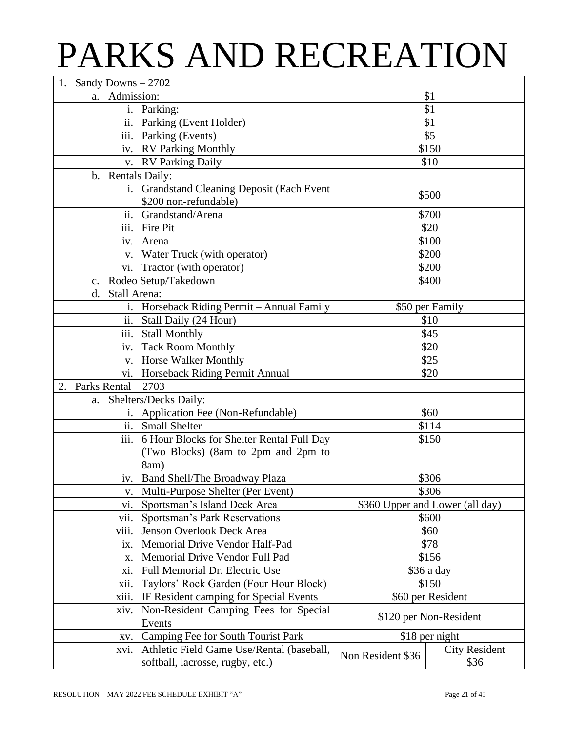# PARKS AND RECREATION

| | | |
|---|---|---|
| 1. Sandy Downs – 2702 | | |
| a. Admission: | $1 | |
| i. Parking: | $1 | |
| ii. Parking (Event Holder) | $1 | |
| iii. Parking (Events) | $5 | |
| iv. RV Parking Monthly | $150 | |
| v. RV Parking Daily | $10 | |
| b. Rentals Daily: | | |
| i. Grandstand Cleaning Deposit (Each Event $200 non-refundable) | $500 | |
| ii. Grandstand/Arena | $700 | |
| iii. Fire Pit | $20 | |
| iv. Arena | $100 | |
| v. Water Truck (with operator) | $200 | |
| vi. Tractor (with operator) | $200 | |
| c. Rodeo Setup/Takedown | $400 | |
| d. Stall Arena: | | |
| i. Horseback Riding Permit – Annual Family | $50 per Family | |
| ii. Stall Daily (24 Hour) | $10 | |
| iii. Stall Monthly | $45 | |
| iv. Tack Room Monthly | $20 | |
| v. Horse Walker Monthly | $25 | |
| vi. Horseback Riding Permit Annual | $20 | |
| 2. Parks Rental – 2703 | | |
| a. Shelters/Decks Daily: | | |
| i. Application Fee (Non-Refundable) | $60 | |
| ii. Small Shelter | $114 | |
| iii. 6 Hour Blocks for Shelter Rental Full Day (Two Blocks) (8am to 2pm and 2pm to 8am) | $150 | |
| iv. Band Shell/The Broadway Plaza | $306 | |
| v. Multi-Purpose Shelter (Per Event) | $306 | |
| vi. Sportsman's Island Deck Area | $360 Upper and Lower (all day) | |
| vii. Sportsman's Park Reservations | $600 | |
| viii. Jenson Overlook Deck Area | $60 | |
| ix. Memorial Drive Vendor Half-Pad | $78 | |
| x. Memorial Drive Vendor Full Pad | $156 | |
| xi. Full Memorial Dr. Electric Use | $36 a day | |
| xii. Taylors' Rock Garden (Four Hour Block) | $150 | |
| xiii. IF Resident camping for Special Events | $60 per Resident | |
| xiv. Non-Resident Camping Fees for Special Events | $120 per Non-Resident | |
| xv. Camping Fee for South Tourist Park | $18 per night | |
| xvi. Athletic Field Game Use/Rental (baseball, softball, lacrosse, rugby, etc.) | Non Resident $36 | City Resident $36 |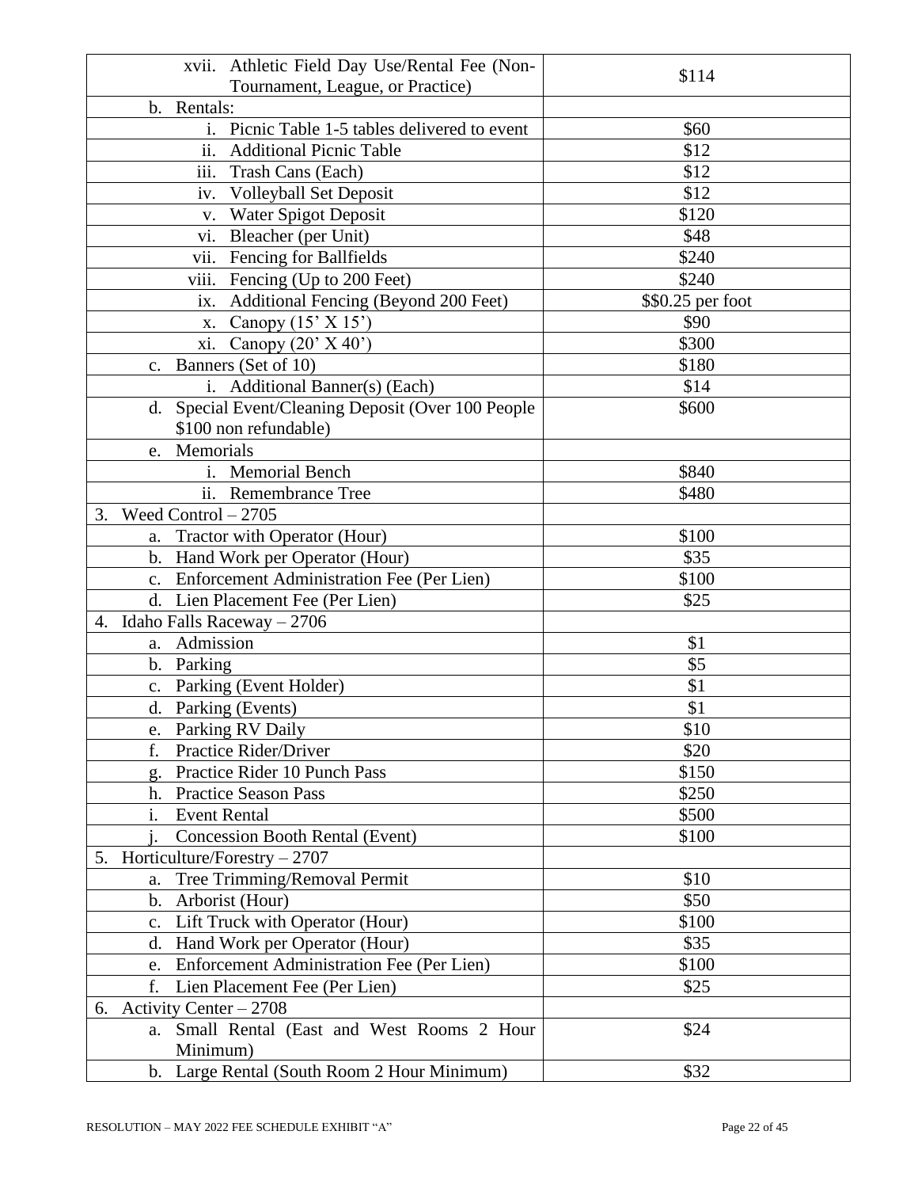| | |
|---|---|
| xvii. Athletic Field Day Use/Rental Fee (Non-Tournament, League, or Practice) | $114 |
| b. Rentals: | |
| i. Picnic Table 1-5 tables delivered to event | $60 |
| ii. Additional Picnic Table | $12 |
| iii. Trash Cans (Each) | $12 |
| iv. Volleyball Set Deposit | $12 |
| v. Water Spigot Deposit | $120 |
| vi. Bleacher (per Unit) | $48 |
| vii. Fencing for Ballfields | $240 |
| viii. Fencing (Up to 200 Feet) | $240 |
| ix. Additional Fencing (Beyond 200 Feet) | $$0.25 per foot |
| x. Canopy (15' X 15') | $90 |
| xi. Canopy (20' X 40') | $300 |
| c. Banners (Set of 10) | $180 |
| i. Additional Banner(s) (Each) | $14 |
| d. Special Event/Cleaning Deposit (Over 100 People $100 non refundable) | $600 |
| e. Memorials | |
| i. Memorial Bench | $840 |
| ii. Remembrance Tree | $480 |
| 3. Weed Control – 2705 | |
| a. Tractor with Operator (Hour) | $100 |
| b. Hand Work per Operator (Hour) | $35 |
| c. Enforcement Administration Fee (Per Lien) | $100 |
| d. Lien Placement Fee (Per Lien) | $25 |
| 4. Idaho Falls Raceway – 2706 | |
| a. Admission | $1 |
| b. Parking | $5 |
| c. Parking (Event Holder) | $1 |
| d. Parking (Events) | $1 |
| e. Parking RV Daily | $10 |
| f. Practice Rider/Driver | $20 |
| g. Practice Rider 10 Punch Pass | $150 |
| h. Practice Season Pass | $250 |
| i. Event Rental | $500 |
| j. Concession Booth Rental (Event) | $100 |
| 5. Horticulture/Forestry – 2707 | |
| a. Tree Trimming/Removal Permit | $10 |
| b. Arborist (Hour) | $50 |
| c. Lift Truck with Operator (Hour) | $100 |
| d. Hand Work per Operator (Hour) | $35 |
| e. Enforcement Administration Fee (Per Lien) | $100 |
| f. Lien Placement Fee (Per Lien) | $25 |
| 6. Activity Center – 2708 | |
| a. Small Rental (East and West Rooms 2 Hour Minimum) | $24 |
| b. Large Rental (South Room 2 Hour Minimum) | $32 |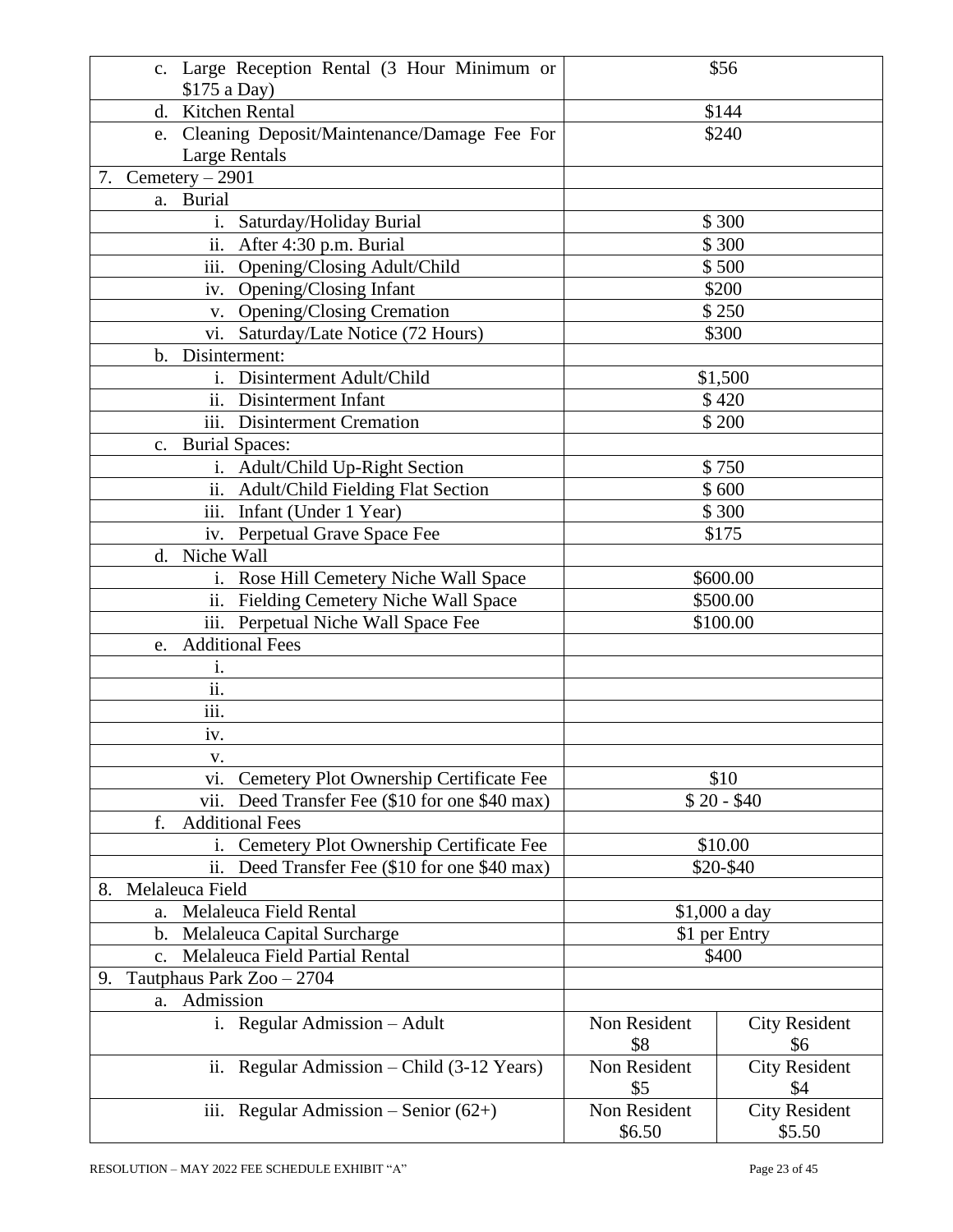| | | |
|---|---|---|
| c. Large Reception Rental (3 Hour Minimum or $175 a Day) | $56 | |
| d. Kitchen Rental | $144 | |
| e. Cleaning Deposit/Maintenance/Damage Fee For Large Rentals | $240 | |
| 7. Cemetery – 2901 | | |
| a. Burial | | |
| i. Saturday/Holiday Burial | $ 300 | |
| ii. After 4:30 p.m. Burial | $ 300 | |
| iii. Opening/Closing Adult/Child | $ 500 | |
| iv. Opening/Closing Infant | $200 | |
| v. Opening/Closing Cremation | $ 250 | |
| vi. Saturday/Late Notice (72 Hours) | $300 | |
| b. Disinterment: | | |
| i. Disinterment Adult/Child | $1,500 | |
| ii. Disinterment Infant | $ 420 | |
| iii. Disinterment Cremation | $ 200 | |
| c. Burial Spaces: | | |
| i. Adult/Child Up-Right Section | $ 750 | |
| ii. Adult/Child Fielding Flat Section | $ 600 | |
| iii. Infant (Under 1 Year) | $ 300 | |
| iv. Perpetual Grave Space Fee | $175 | |
| d. Niche Wall | | |
| i. Rose Hill Cemetery Niche Wall Space | $600.00 | |
| ii. Fielding Cemetery Niche Wall Space | $500.00 | |
| iii. Perpetual Niche Wall Space Fee | $100.00 | |
| e. Additional Fees | | |
| i. | | |
| ii. | | |
| iii. | | |
| iv. | | |
| v. | | |
| vi. Cemetery Plot Ownership Certificate Fee | $10 | |
| vii. Deed Transfer Fee ($10 for one $40 max) | $ 20 - $40 | |
| f. Additional Fees | | |
| i. Cemetery Plot Ownership Certificate Fee | $10.00 | |
| ii. Deed Transfer Fee ($10 for one $40 max) | $20-$40 | |
| 8. Melaleuca Field | | |
| a. Melaleuca Field Rental | $1,000 a day | |
| b. Melaleuca Capital Surcharge | $1 per Entry | |
| c. Melaleuca Field Partial Rental | $400 | |
| 9. Tautphaus Park Zoo – 2704 | | |
| a. Admission | | |
| i. Regular Admission – Adult | Non Resident $8 | City Resident $6 |
| ii. Regular Admission – Child (3-12 Years) | Non Resident $5 | City Resident $4 |
| iii. Regular Admission – Senior (62+) | Non Resident $6.50 | City Resident $5.50 |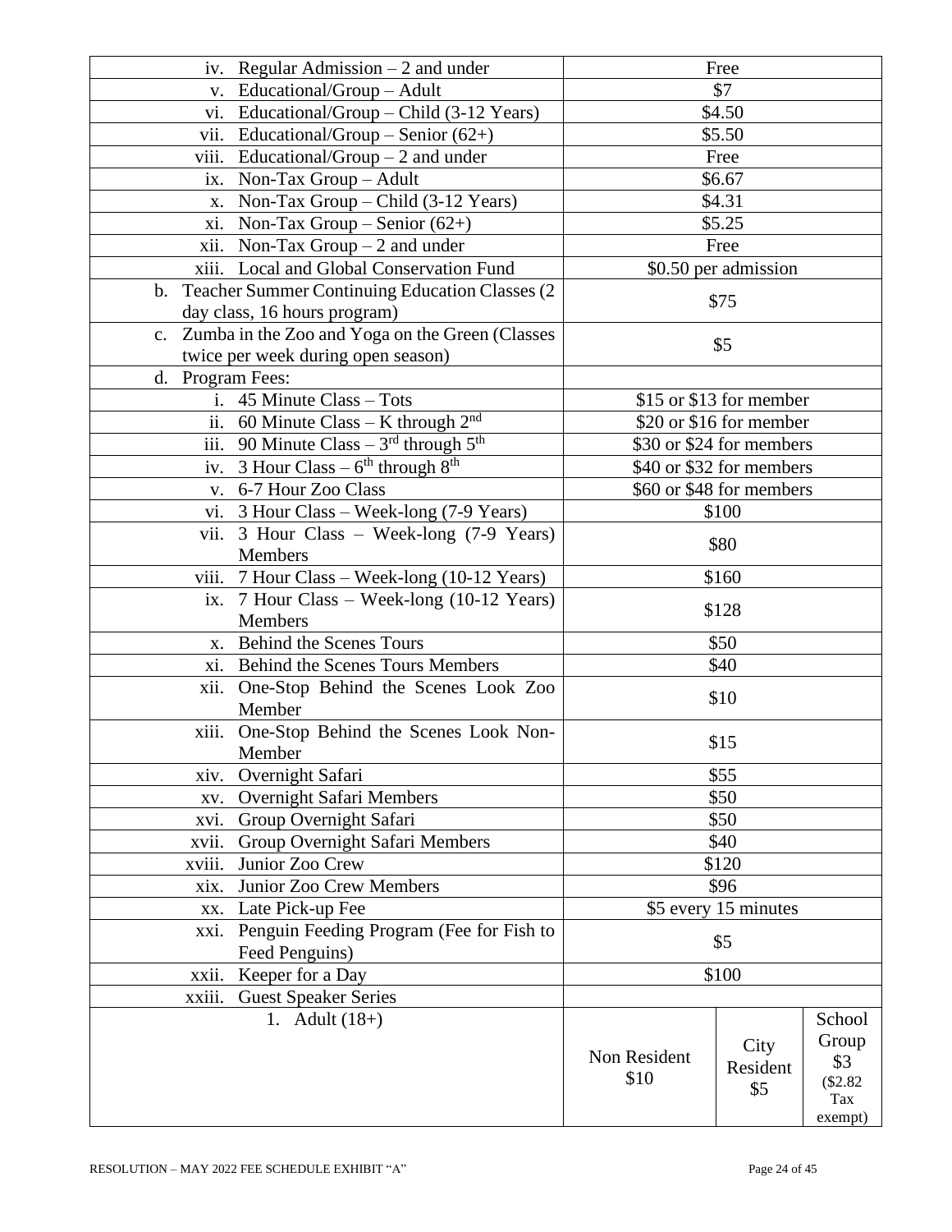| | | | |
|---|---|---|---|
| iv. Regular Admission – 2 and under | Free | | |
| v. Educational/Group – Adult | $7 | | |
| vi. Educational/Group – Child (3-12 Years) | $4.50 | | |
| vii. Educational/Group – Senior (62+) | $5.50 | | |
| viii. Educational/Group – 2 and under | Free | | |
| ix. Non-Tax Group – Adult | $6.67 | | |
| x. Non-Tax Group – Child (3-12 Years) | $4.31 | | |
| xi. Non-Tax Group – Senior (62+) | $5.25 | | |
| xii. Non-Tax Group – 2 and under | Free | | |
| xiii. Local and Global Conservation Fund | $0.50 per admission | | |
| b. Teacher Summer Continuing Education Classes (2 day class, 16 hours program) | $75 | | |
| c. Zumba in the Zoo and Yoga on the Green (Classes twice per week during open season) | $5 | | |
| d. Program Fees: | | | |
| i. 45 Minute Class – Tots | $15 or $13 for member | | |
| ii. 60 Minute Class – K through 2nd | $20 or $16 for member | | |
| iii. 90 Minute Class – 3rd through 5th | $30 or $24 for members | | |
| iv. 3 Hour Class – 6th through 8th | $40 or $32 for members | | |
| v. 6-7 Hour Zoo Class | $60 or $48 for members | | |
| vi. 3 Hour Class – Week-long (7-9 Years) | $100 | | |
| vii. 3 Hour Class – Week-long (7-9 Years) Members | $80 | | |
| viii. 7 Hour Class – Week-long (10-12 Years) | $160 | | |
| ix. 7 Hour Class – Week-long (10-12 Years) Members | $128 | | |
| x. Behind the Scenes Tours | $50 | | |
| xi. Behind the Scenes Tours Members | $40 | | |
| xii. One-Stop Behind the Scenes Look Zoo Member | $10 | | |
| xiii. One-Stop Behind the Scenes Look Non-Member | $15 | | |
| xiv. Overnight Safari | $55 | | |
| xv. Overnight Safari Members | $50 | | |
| xvi. Group Overnight Safari | $50 | | |
| xvii. Group Overnight Safari Members | $40 | | |
| xviii. Junior Zoo Crew | $120 | | |
| xix. Junior Zoo Crew Members | $96 | | |
| xx. Late Pick-up Fee | $5 every 15 minutes | | |
| xxi. Penguin Feeding Program (Fee for Fish to Feed Penguins) | $5 | | |
| xxii. Keeper for a Day | $100 | | |
| xxiii. Guest Speaker Series | | | |
| 1. Adult (18+) | Non Resident $10 | City Resident $5 | School Group $3 ($2.82 Tax exempt) |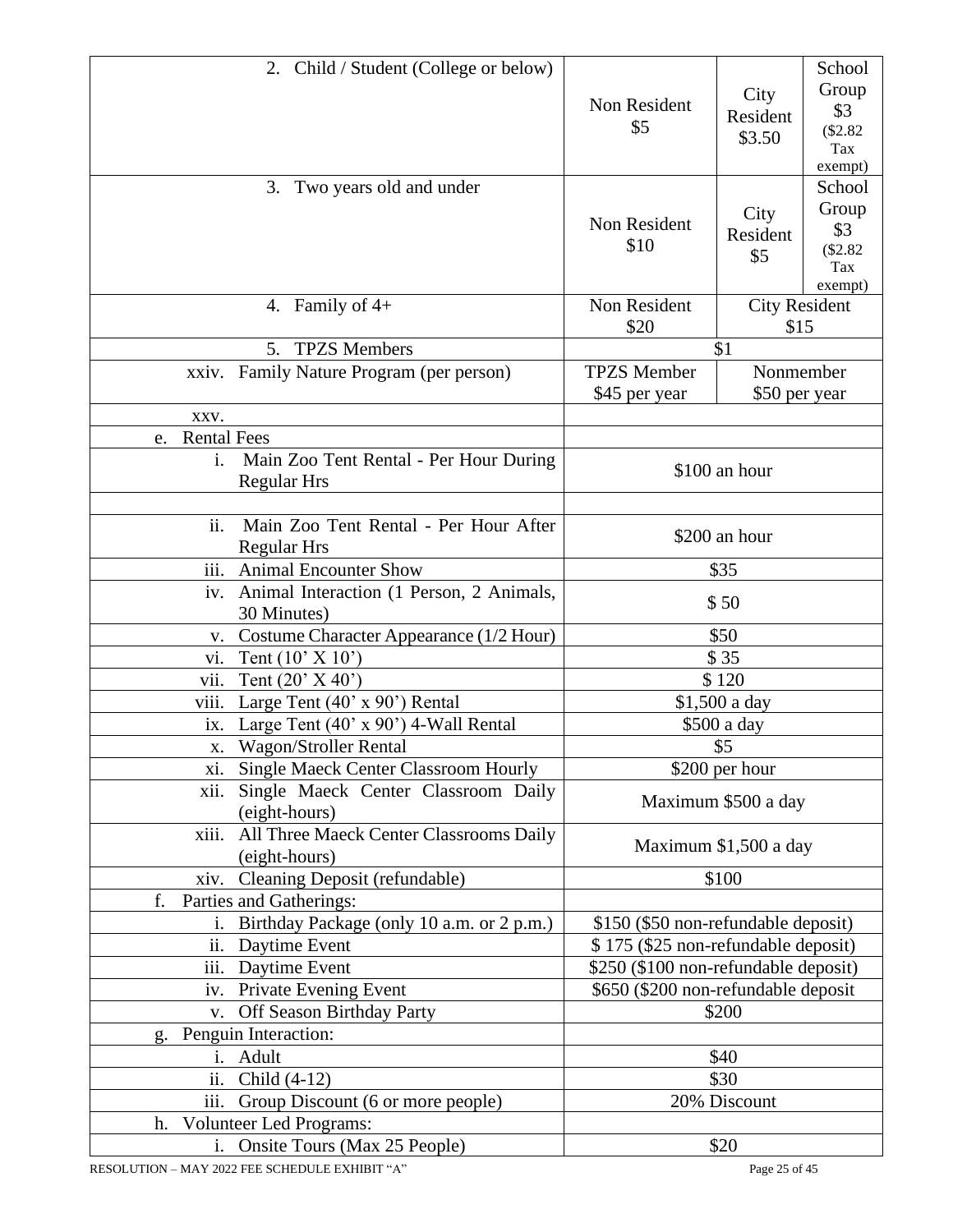| Item | | | |
|---|---|---|---|
| 2. Child / Student (College or below) | Non Resident $5 | City Resident $3.50 | School Group $3 ($2.82 Tax exempt) |
| 3. Two years old and under | Non Resident $10 | City Resident $5 | School Group $3 ($2.82 Tax exempt) |
| 4. Family of 4+ | Non Resident $20 | City Resident $15 | |
| 5. TPZS Members | $1 | | |
| xxiv. Family Nature Program (per person) | TPZS Member $45 per year | Nonmember $50 per year | |
| xxv. | | | |
| e. Rental Fees | | | |
| i. Main Zoo Tent Rental - Per Hour During Regular Hrs | $100 an hour | | |
| | | | |
| ii. Main Zoo Tent Rental - Per Hour After Regular Hrs | $200 an hour | | |
| iii. Animal Encounter Show | $35 | | |
| iv. Animal Interaction (1 Person, 2 Animals, 30 Minutes) | $ 50 | | |
| v. Costume Character Appearance (1/2 Hour) | $50 | | |
| vi. Tent (10' X 10') | $ 35 | | |
| vii. Tent (20' X 40') | $ 120 | | |
| viii. Large Tent (40' x 90') Rental | $1,500 a day | | |
| ix. Large Tent (40' x 90') 4-Wall Rental | $500 a day | | |
| x. Wagon/Stroller Rental | $5 | | |
| xi. Single Maeck Center Classroom Hourly | $200 per hour | | |
| xii. Single Maeck Center Classroom Daily (eight-hours) | Maximum $500 a day | | |
| xiii. All Three Maeck Center Classrooms Daily (eight-hours) | Maximum $1,500 a day | | |
| xiv. Cleaning Deposit (refundable) | $100 | | |
| f. Parties and Gatherings: | | | |
| i. Birthday Package (only 10 a.m. or 2 p.m.) | $150 ($50 non-refundable deposit) | | |
| ii. Daytime Event | $ 175 ($25 non-refundable deposit) | | |
| iii. Daytime Event | $250 ($100 non-refundable deposit) | | |
| iv. Private Evening Event | $650 ($200 non-refundable deposit | | |
| v. Off Season Birthday Party | $200 | | |
| g. Penguin Interaction: | | | |
| i. Adult | $40 | | |
| ii. Child (4-12) | $30 | | |
| iii. Group Discount (6 or more people) | 20% Discount | | |
| h. Volunteer Led Programs: | | | |
| i. Onsite Tours (Max 25 People) | $20 | | |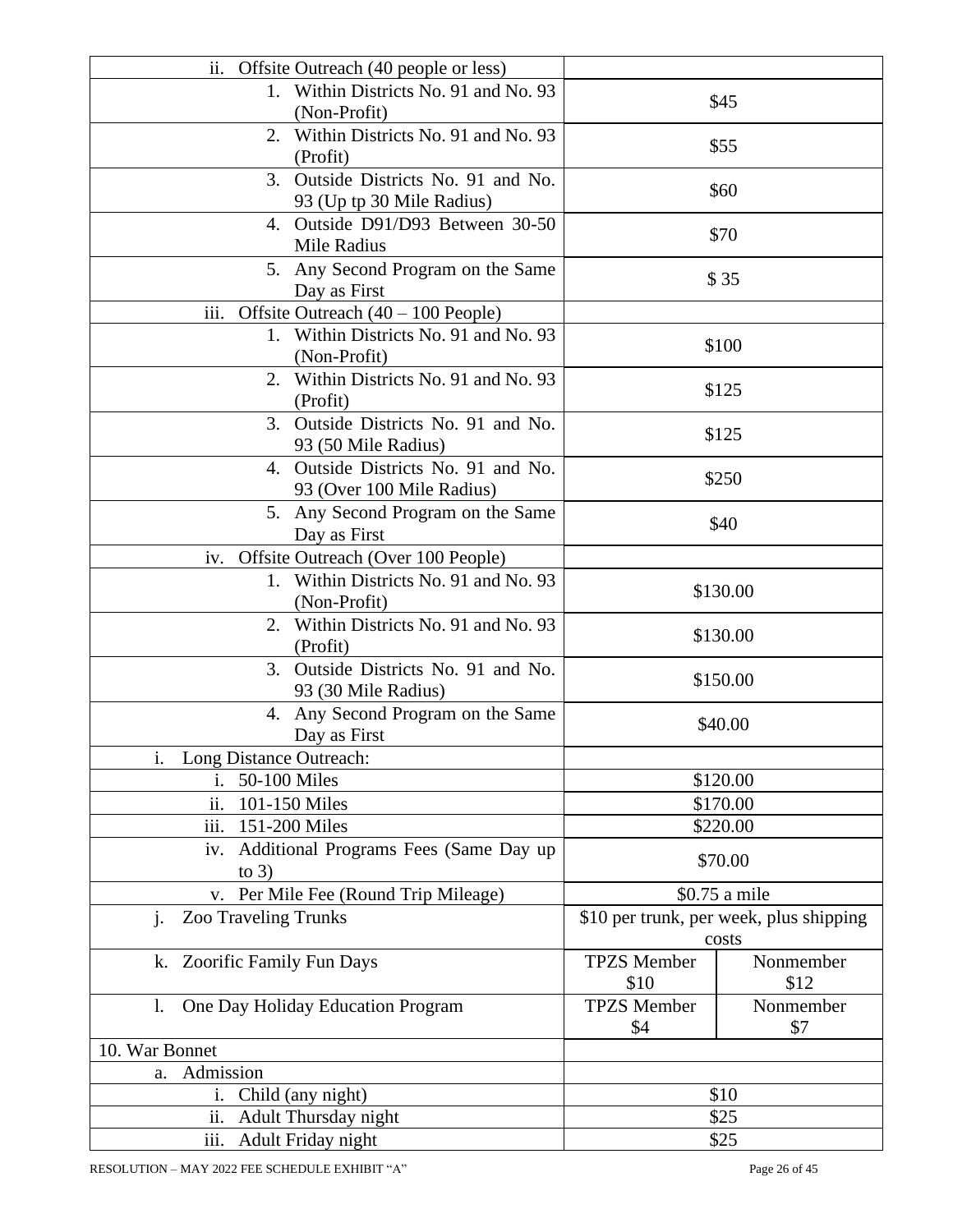| | | |
|---|---|---|
| ii. Offsite Outreach (40 people or less) | | |
| 1. Within Districts No. 91 and No. 93 (Non-Profit) | $45 | |
| 2. Within Districts No. 91 and No. 93 (Profit) | $55 | |
| 3. Outside Districts No. 91 and No. 93 (Up tp 30 Mile Radius) | $60 | |
| 4. Outside D91/D93 Between 30-50 Mile Radius | $70 | |
| 5. Any Second Program on the Same Day as First | $ 35 | |
| iii. Offsite Outreach (40 – 100 People) | | |
| 1. Within Districts No. 91 and No. 93 (Non-Profit) | $100 | |
| 2. Within Districts No. 91 and No. 93 (Profit) | $125 | |
| 3. Outside Districts No. 91 and No. 93 (50 Mile Radius) | $125 | |
| 4. Outside Districts No. 91 and No. 93 (Over 100 Mile Radius) | $250 | |
| 5. Any Second Program on the Same Day as First | $40 | |
| iv. Offsite Outreach (Over 100 People) | | |
| 1. Within Districts No. 91 and No. 93 (Non-Profit) | $130.00 | |
| 2. Within Districts No. 91 and No. 93 (Profit) | $130.00 | |
| 3. Outside Districts No. 91 and No. 93 (30 Mile Radius) | $150.00 | |
| 4. Any Second Program on the Same Day as First | $40.00 | |
| i. Long Distance Outreach: | | |
| i. 50-100 Miles | $120.00 | |
| ii. 101-150 Miles | $170.00 | |
| iii. 151-200 Miles | $220.00 | |
| iv. Additional Programs Fees (Same Day up to 3) | $70.00 | |
| v. Per Mile Fee (Round Trip Mileage) | $0.75 a mile | |
| j. Zoo Traveling Trunks | $10 per trunk, per week, plus shipping costs | |
| k. Zoorific Family Fun Days | TPZS Member $10 | Nonmember $12 |
| l. One Day Holiday Education Program | TPZS Member $4 | Nonmember $7 |
| 10. War Bonnet | | |
| a. Admission | | |
| i. Child (any night) | $10 | |
| ii. Adult Thursday night | $25 | |
| iii. Adult Friday night | $25 | |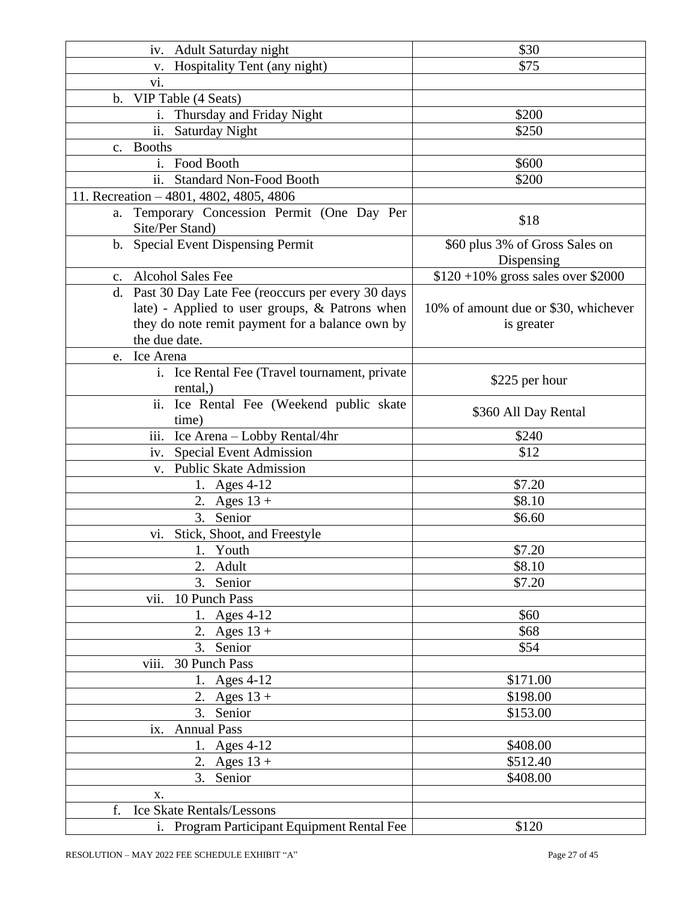| | |
|---|---|
| iv. Adult Saturday night | $30 |
| v. Hospitality Tent (any night) | $75 |
| vi. | |
| b. VIP Table (4 Seats) | |
| i. Thursday and Friday Night | $200 |
| ii. Saturday Night | $250 |
| c. Booths | |
| i. Food Booth | $600 |
| ii. Standard Non-Food Booth | $200 |
| 11. Recreation – 4801, 4802, 4805, 4806 | |
| a. Temporary Concession Permit (One Day Per Site/Per Stand) | $18 |
| b. Special Event Dispensing Permit | $60 plus 3% of Gross Sales on Dispensing |
| c. Alcohol Sales Fee | $120 +10% gross sales over $2000 |
| d. Past 30 Day Late Fee (reoccurs per every 30 days late) - Applied to user groups, & Patrons when they do note remit payment for a balance own by the due date. | 10% of amount due or $30, whichever is greater |
| e. Ice Arena | |
| i. Ice Rental Fee (Travel tournament, private rental,) | $225 per hour |
| ii. Ice Rental Fee (Weekend public skate time) | $360 All Day Rental |
| iii. Ice Arena – Lobby Rental/4hr | $240 |
| iv. Special Event Admission | $12 |
| v. Public Skate Admission | |
| 1. Ages 4-12 | $7.20 |
| 2. Ages 13 + | $8.10 |
| 3. Senior | $6.60 |
| vi. Stick, Shoot, and Freestyle | |
| 1. Youth | $7.20 |
| 2. Adult | $8.10 |
| 3. Senior | $7.20 |
| vii. 10 Punch Pass | |
| 1. Ages 4-12 | $60 |
| 2. Ages 13 + | $68 |
| 3. Senior | $54 |
| viii. 30 Punch Pass | |
| 1. Ages 4-12 | $171.00 |
| 2. Ages 13 + | $198.00 |
| 3. Senior | $153.00 |
| ix. Annual Pass | |
| 1. Ages 4-12 | $408.00 |
| 2. Ages 13 + | $512.40 |
| 3. Senior | $408.00 |
| x. | |
| f. Ice Skate Rentals/Lessons | |
| i. Program Participant Equipment Rental Fee | $120 |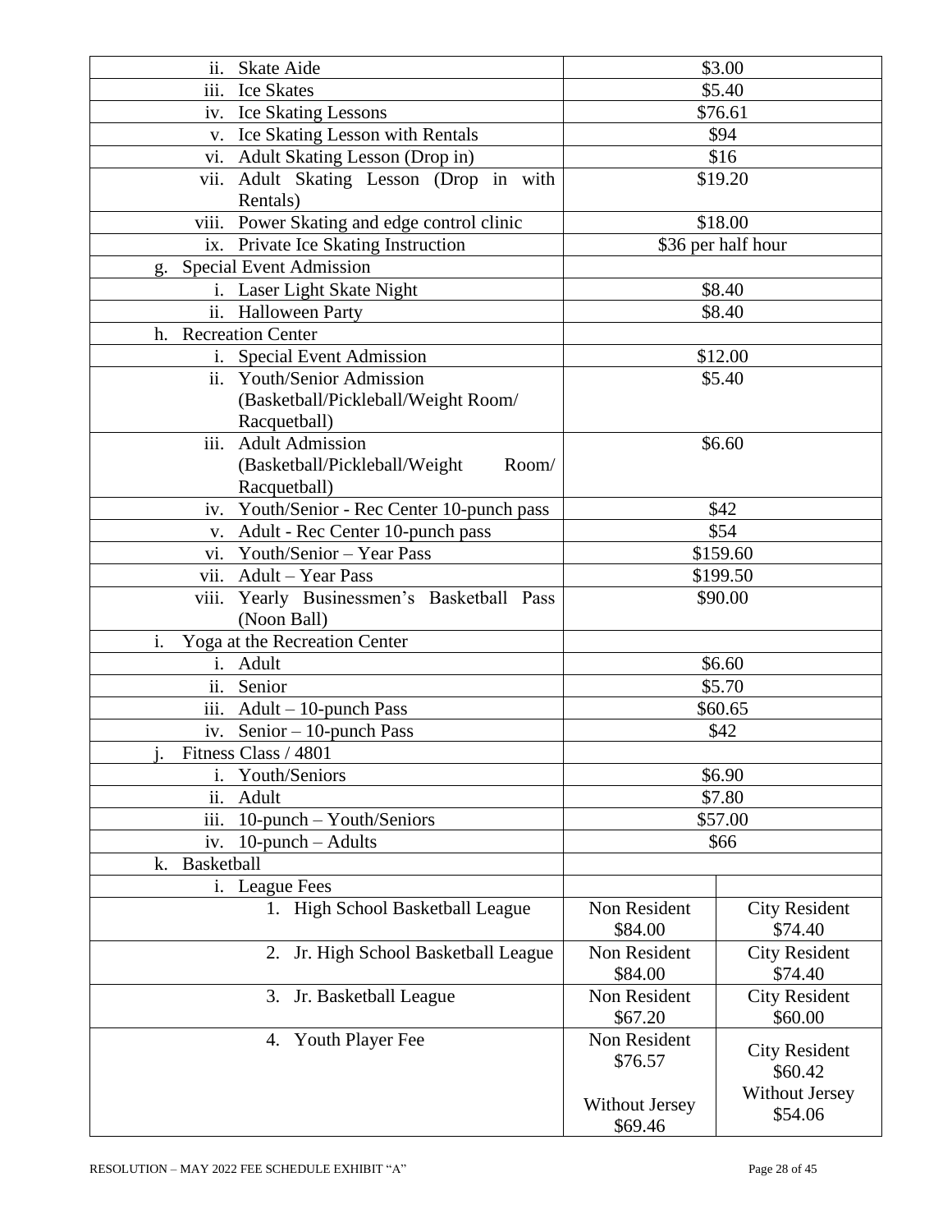| | | |
|---|---|---|
| ii. Skate Aide | $3.00 | |
| iii. Ice Skates | $5.40 | |
| iv. Ice Skating Lessons | $76.61 | |
| v. Ice Skating Lesson with Rentals | $94 | |
| vi. Adult Skating Lesson (Drop in) | $16 | |
| vii. Adult Skating Lesson (Drop in with Rentals) | $19.20 | |
| viii. Power Skating and edge control clinic | $18.00 | |
| ix. Private Ice Skating Instruction | $36 per half hour | |
| g. Special Event Admission | | |
| i. Laser Light Skate Night | $8.40 | |
| ii. Halloween Party | $8.40 | |
| h. Recreation Center | | |
| i. Special Event Admission | $12.00 | |
| ii. Youth/Senior Admission (Basketball/Pickleball/Weight Room/ Racquetball) | $5.40 | |
| iii. Adult Admission (Basketball/Pickleball/Weight Room/ Racquetball) | $6.60 | |
| iv. Youth/Senior - Rec Center 10-punch pass | $42 | |
| v. Adult - Rec Center 10-punch pass | $54 | |
| vi. Youth/Senior – Year Pass | $159.60 | |
| vii. Adult – Year Pass | $199.50 | |
| viii. Yearly Businessmen's Basketball Pass (Noon Ball) | $90.00 | |
| i. Yoga at the Recreation Center | | |
| i. Adult | $6.60 | |
| ii. Senior | $5.70 | |
| iii. Adult – 10-punch Pass | $60.65 | |
| iv. Senior – 10-punch Pass | $42 | |
| j. Fitness Class / 4801 | | |
| i. Youth/Seniors | $6.90 | |
| ii. Adult | $7.80 | |
| iii. 10-punch – Youth/Seniors | $57.00 | |
| iv. 10-punch – Adults | $66 | |
| k. Basketball | | |
| i. League Fees | | |
| 1. High School Basketball League | Non Resident $84.00 | City Resident $74.40 |
| 2. Jr. High School Basketball League | Non Resident $84.00 | City Resident $74.40 |
| 3. Jr. Basketball League | Non Resident $67.20 | City Resident $60.00 |
| 4. Youth Player Fee | Non Resident $76.57<br><br>Without Jersey $69.46 | City Resident $60.42<br>Without Jersey $54.06 |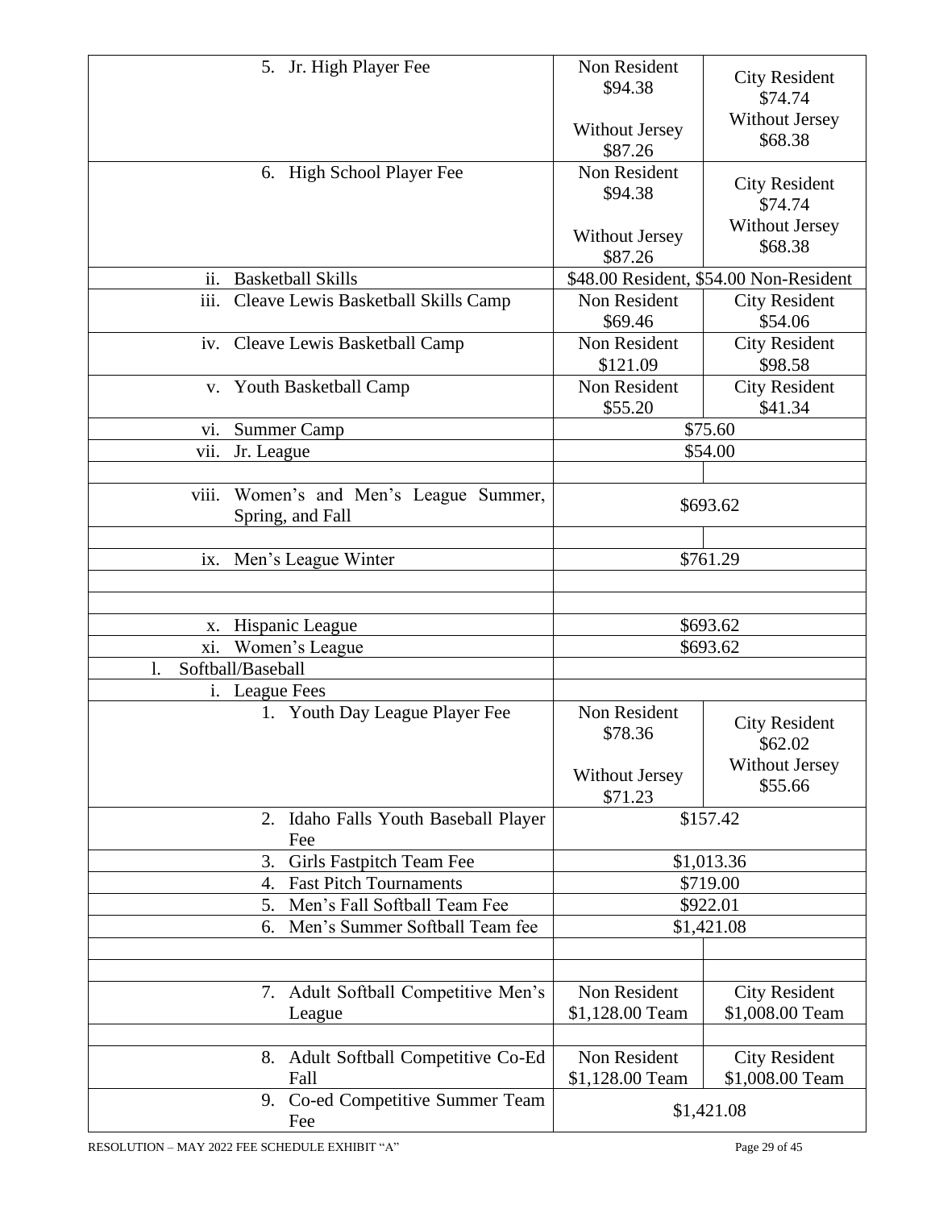| | | |
|---|---|---|
| 5. Jr. High Player Fee | Non Resident $94.38<br><br>Without Jersey $87.26 | City Resident $74.74<br>Without Jersey $68.38 |
| 6. High School Player Fee | Non Resident $94.38<br><br>Without Jersey $87.26 | City Resident $74.74<br>Without Jersey $68.38 |
| ii. Basketball Skills | $48.00 Resident, $54.00 Non-Resident | |
| iii. Cleave Lewis Basketball Skills Camp | Non Resident $69.46 | City Resident $54.06 |
| iv. Cleave Lewis Basketball Camp | Non Resident $121.09 | City Resident $98.58 |
| v. Youth Basketball Camp | Non Resident $55.20 | City Resident $41.34 |
| vi. Summer Camp | $75.60 | |
| vii. Jr. League | $54.00 | |
| | | |
| viii. Women's and Men's League Summer, Spring, and Fall | $693.62 | |
| | | |
| ix. Men's League Winter | $761.29 | |
| | | |
| | | |
| x. Hispanic League | $693.62 | |
| xi. Women's League | $693.62 | |
| l. Softball/Baseball | | |
| i. League Fees | | |
| 1. Youth Day League Player Fee | Non Resident $78.36<br><br>Without Jersey $71.23 | City Resident $62.02<br>Without Jersey $55.66 |
| 2. Idaho Falls Youth Baseball Player Fee | $157.42 | |
| 3. Girls Fastpitch Team Fee | $1,013.36 | |
| 4. Fast Pitch Tournaments | $719.00 | |
| 5. Men's Fall Softball Team Fee | $922.01 | |
| 6. Men's Summer Softball Team fee | $1,421.08 | |
| | | |
| | | |
| 7. Adult Softball Competitive Men's League | Non Resident $1,128.00 Team | City Resident $1,008.00 Team |
| | | |
| 8. Adult Softball Competitive Co-Ed Fall | Non Resident $1,128.00 Team | City Resident $1,008.00 Team |
| 9. Co-ed Competitive Summer Team Fee | $1,421.08 | |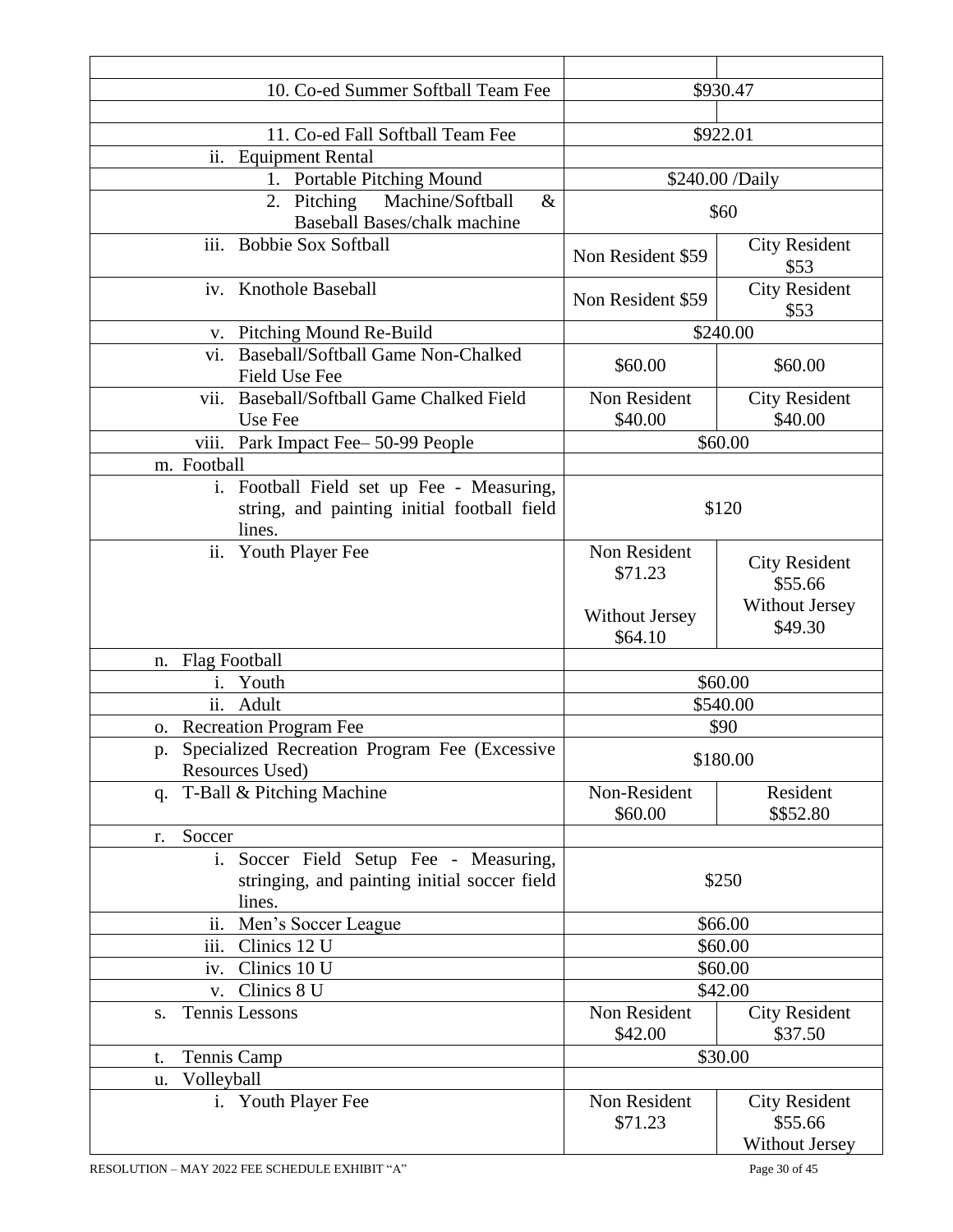| | | |
|---|---|---|
| 10. Co-ed Summer Softball Team Fee | $930.47 | |
| | | |
| 11. Co-ed Fall Softball Team Fee | $922.01 | |
| ii. Equipment Rental | | |
| 1. Portable Pitching Mound | $240.00 /Daily | |
| 2. Pitching Machine/Softball & Baseball Bases/chalk machine | $60 | |
| iii. Bobbie Sox Softball | Non Resident $59 | City Resident $53 |
| iv. Knothole Baseball | Non Resident $59 | City Resident $53 |
| v. Pitching Mound Re-Build | $240.00 | |
| vi. Baseball/Softball Game Non-Chalked Field Use Fee | $60.00 | $60.00 |
| vii. Baseball/Softball Game Chalked Field Use Fee | Non Resident $40.00 | City Resident $40.00 |
| viii. Park Impact Fee– 50-99 People | $60.00 | |
| m. Football | | |
| i. Football Field set up Fee - Measuring, string, and painting initial football field lines. | $120 | |
| ii. Youth Player Fee | Non Resident $71.23<br><br>Without Jersey $64.10 | City Resident $55.66<br>Without Jersey $49.30 |
| n. Flag Football | | |
| i. Youth | $60.00 | |
| ii. Adult | $540.00 | |
| o. Recreation Program Fee | $90 | |
| p. Specialized Recreation Program Fee (Excessive Resources Used) | $180.00 | |
| q. T-Ball & Pitching Machine | Non-Resident $60.00 | Resident $$52.80 |
| r. Soccer | | |
| i. Soccer Field Setup Fee - Measuring, stringing, and painting initial soccer field lines. | $250 | |
| ii. Men's Soccer League | $66.00 | |
| iii. Clinics 12 U | $60.00 | |
| iv. Clinics 10 U | $60.00 | |
| v. Clinics 8 U | $42.00 | |
| s. Tennis Lessons | Non Resident $42.00 | City Resident $37.50 |
| t. Tennis Camp | $30.00 | |
| u. Volleyball | | |
| i. Youth Player Fee | Non Resident $71.23 | City Resident $55.66<br>Without Jersey |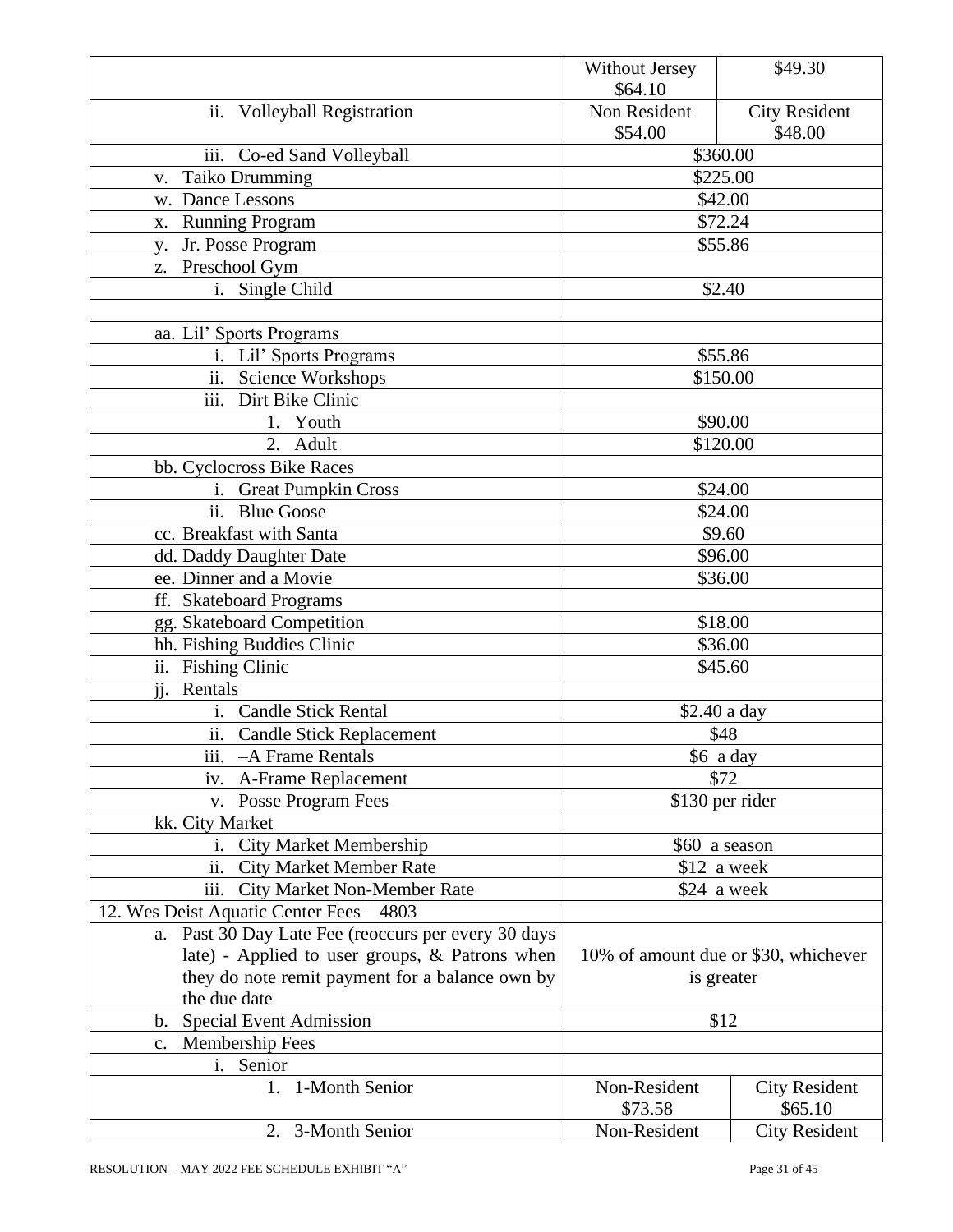| | | |
|---|---|---|
| | Without Jersey $64.10 | $49.30 |
| ii. Volleyball Registration | Non Resident $54.00 | City Resident $48.00 |
| iii. Co-ed Sand Volleyball | $360.00 | |
| v. Taiko Drumming | $225.00 | |
| w. Dance Lessons | $42.00 | |
| x. Running Program | $72.24 | |
| y. Jr. Posse Program | $55.86 | |
| z. Preschool Gym | | |
| i. Single Child | $2.40 | |
| | | |
| aa. Lil' Sports Programs | | |
| i. Lil' Sports Programs | $55.86 | |
| ii. Science Workshops | $150.00 | |
| iii. Dirt Bike Clinic | | |
| 1. Youth | $90.00 | |
| 2. Adult | $120.00 | |
| bb. Cyclocross Bike Races | | |
| i. Great Pumpkin Cross | $24.00 | |
| ii. Blue Goose | $24.00 | |
| cc. Breakfast with Santa | $9.60 | |
| dd. Daddy Daughter Date | $96.00 | |
| ee. Dinner and a Movie | $36.00 | |
| ff. Skateboard Programs | | |
| gg. Skateboard Competition | $18.00 | |
| hh. Fishing Buddies Clinic | $36.00 | |
| ii. Fishing Clinic | $45.60 | |
| jj. Rentals | | |
| i. Candle Stick Rental | $2.40 a day | |
| ii. Candle Stick Replacement | $48 | |
| iii. –A Frame Rentals | $6 a day | |
| iv. A-Frame Replacement | $72 | |
| v. Posse Program Fees | $130 per rider | |
| kk. City Market | | |
| i. City Market Membership | $60 a season | |
| ii. City Market Member Rate | $12 a week | |
| iii. City Market Non-Member Rate | $24 a week | |
| 12. Wes Deist Aquatic Center Fees – 4803 | | |
| a. Past 30 Day Late Fee (reoccurs per every 30 days late) - Applied to user groups, & Patrons when they do note remit payment for a balance own by the due date | 10% of amount due or $30, whichever is greater | |
| b. Special Event Admission | $12 | |
| c. Membership Fees | | |
| i. Senior | | |
| 1. 1-Month Senior | Non-Resident $73.58 | City Resident $65.10 |
| 2. 3-Month Senior | Non-Resident | City Resident |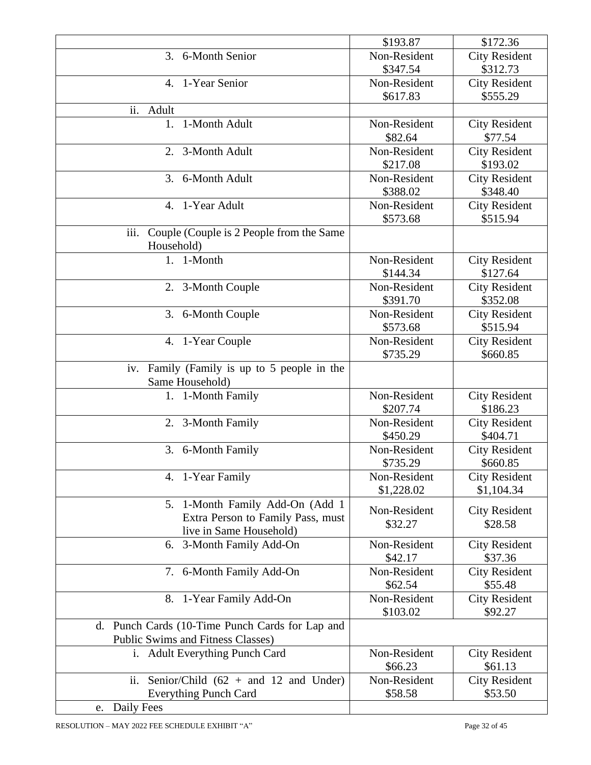| | | |
|---|---|---|
| | $193.87 | $172.36 |
| 3. 6-Month Senior | Non-Resident $347.54 | City Resident $312.73 |
| 4. 1-Year Senior | Non-Resident $617.83 | City Resident $555.29 |
| ii. Adult | | |
| 1. 1-Month Adult | Non-Resident $82.64 | City Resident $77.54 |
| 2. 3-Month Adult | Non-Resident $217.08 | City Resident $193.02 |
| 3. 6-Month Adult | Non-Resident $388.02 | City Resident $348.40 |
| 4. 1-Year Adult | Non-Resident $573.68 | City Resident $515.94 |
| iii. Couple (Couple is 2 People from the Same Household) | | |
| 1. 1-Month | Non-Resident $144.34 | City Resident $127.64 |
| 2. 3-Month Couple | Non-Resident $391.70 | City Resident $352.08 |
| 3. 6-Month Couple | Non-Resident $573.68 | City Resident $515.94 |
| 4. 1-Year Couple | Non-Resident $735.29 | City Resident $660.85 |
| iv. Family (Family is up to 5 people in the Same Household) | | |
| 1. 1-Month Family | Non-Resident $207.74 | City Resident $186.23 |
| 2. 3-Month Family | Non-Resident $450.29 | City Resident $404.71 |
| 3. 6-Month Family | Non-Resident $735.29 | City Resident $660.85 |
| 4. 1-Year Family | Non-Resident $1,228.02 | City Resident $1,104.34 |
| 5. 1-Month Family Add-On (Add 1 Extra Person to Family Pass, must live in Same Household) | Non-Resident $32.27 | City Resident $28.58 |
| 6. 3-Month Family Add-On | Non-Resident $42.17 | City Resident $37.36 |
| 7. 6-Month Family Add-On | Non-Resident $62.54 | City Resident $55.48 |
| 8. 1-Year Family Add-On | Non-Resident $103.02 | City Resident $92.27 |
| d. Punch Cards (10-Time Punch Cards for Lap and Public Swims and Fitness Classes) | | |
| i. Adult Everything Punch Card | Non-Resident $66.23 | City Resident $61.13 |
| ii. Senior/Child (62 + and 12 and Under) Everything Punch Card | Non-Resident $58.58 | City Resident $53.50 |
| e. Daily Fees | | |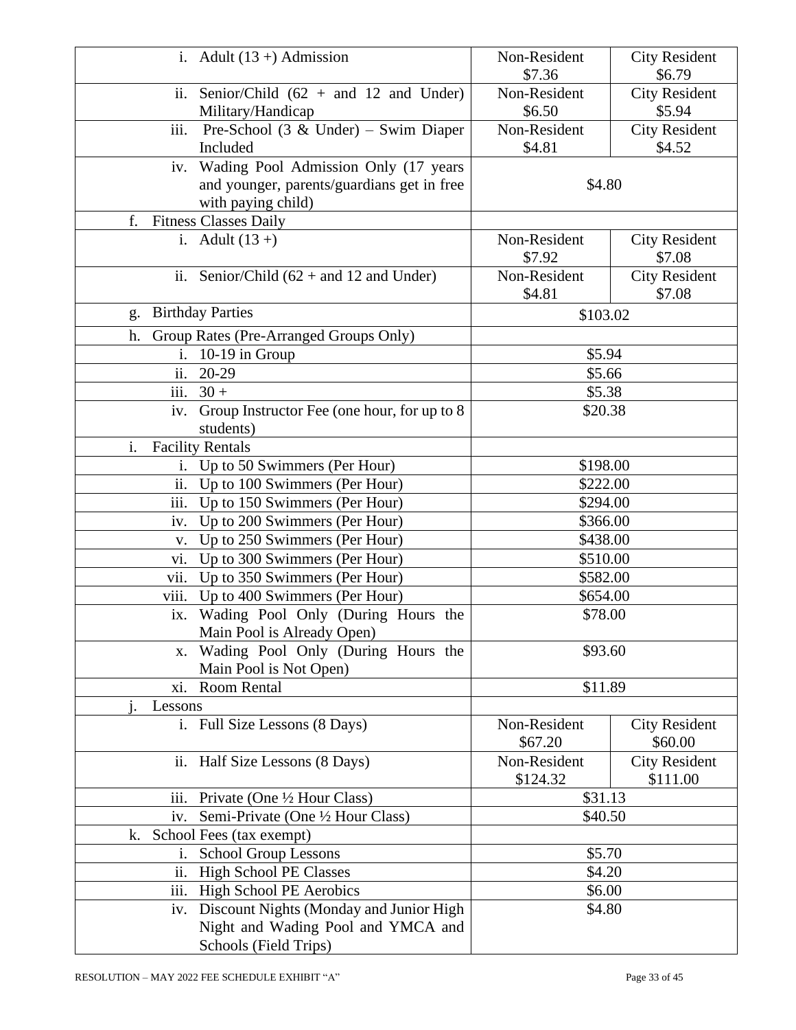| | | |
|---|---|---|
| i. Adult (13 +) Admission | Non-Resident $7.36 | City Resident $6.79 |
| ii. Senior/Child (62 + and 12 and Under) Military/Handicap | Non-Resident $6.50 | City Resident $5.94 |
| iii. Pre-School (3 & Under) – Swim Diaper Included | Non-Resident $4.81 | City Resident $4.52 |
| iv. Wading Pool Admission Only (17 years and younger, parents/guardians get in free with paying child) | $4.80 | |
| f. Fitness Classes Daily | | |
| i. Adult (13 +) | Non-Resident $7.92 | City Resident $7.08 |
| ii. Senior/Child (62 + and 12 and Under) | Non-Resident $4.81 | City Resident $7.08 |
| g. Birthday Parties | $103.02 | |
| h. Group Rates (Pre-Arranged Groups Only) | | |
| i. 10-19 in Group | $5.94 | |
| ii. 20-29 | $5.66 | |
| iii. 30 + | $5.38 | |
| iv. Group Instructor Fee (one hour, for up to 8 students) | $20.38 | |
| i. Facility Rentals | | |
| i. Up to 50 Swimmers (Per Hour) | $198.00 | |
| ii. Up to 100 Swimmers (Per Hour) | $222.00 | |
| iii. Up to 150 Swimmers (Per Hour) | $294.00 | |
| iv. Up to 200 Swimmers (Per Hour) | $366.00 | |
| v. Up to 250 Swimmers (Per Hour) | $438.00 | |
| vi. Up to 300 Swimmers (Per Hour) | $510.00 | |
| vii. Up to 350 Swimmers (Per Hour) | $582.00 | |
| viii. Up to 400 Swimmers (Per Hour) | $654.00 | |
| ix. Wading Pool Only (During Hours the Main Pool is Already Open) | $78.00 | |
| x. Wading Pool Only (During Hours the Main Pool is Not Open) | $93.60 | |
| xi. Room Rental | $11.89 | |
| j. Lessons | | |
| i. Full Size Lessons (8 Days) | Non-Resident $67.20 | City Resident $60.00 |
| ii. Half Size Lessons (8 Days) | Non-Resident $124.32 | City Resident $111.00 |
| iii. Private (One ½ Hour Class) | $31.13 | |
| iv. Semi-Private (One ½ Hour Class) | $40.50 | |
| k. School Fees (tax exempt) | | |
| i. School Group Lessons | $5.70 | |
| ii. High School PE Classes | $4.20 | |
| iii. High School PE Aerobics | $6.00 | |
| iv. Discount Nights (Monday and Junior High Night and Wading Pool and YMCA and Schools (Field Trips) | $4.80 | |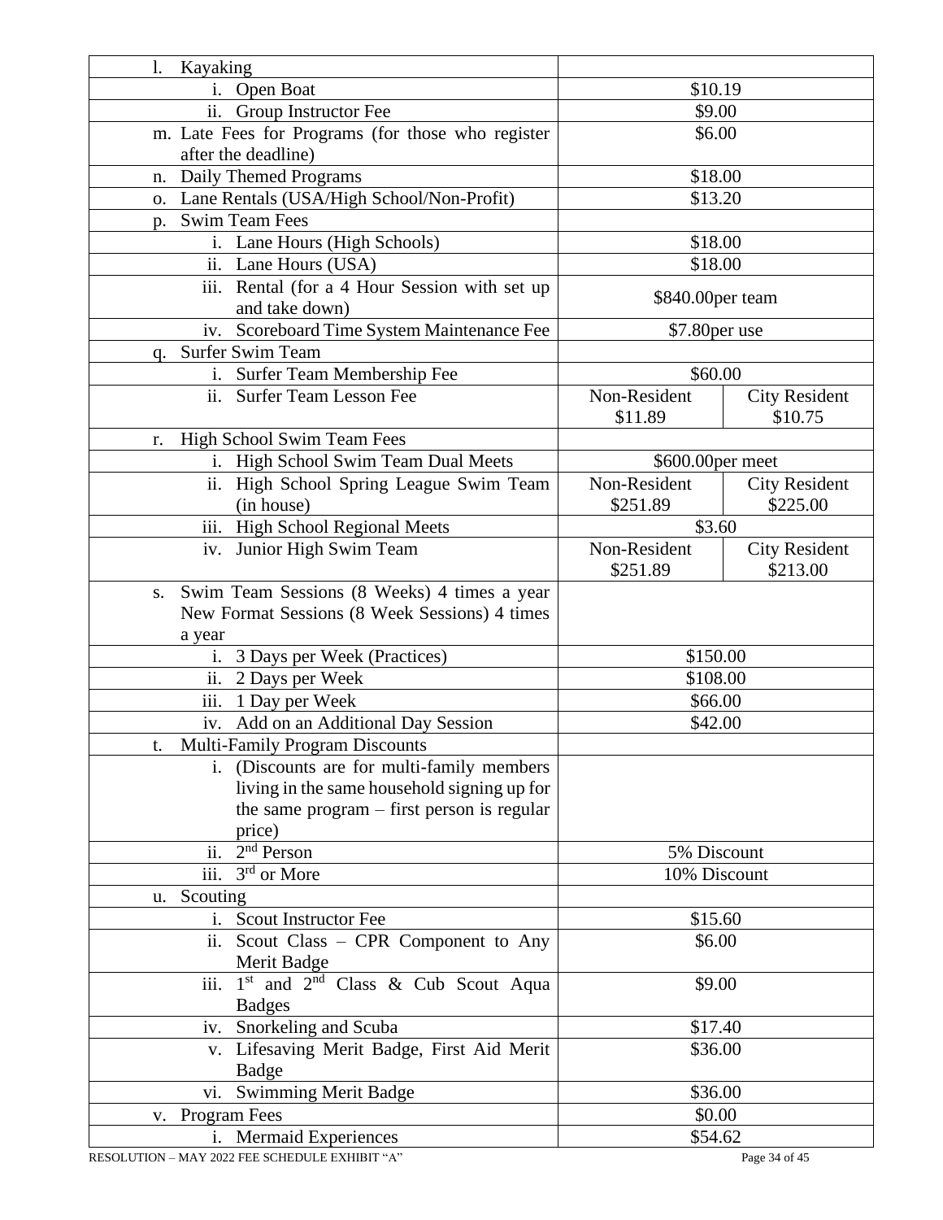| | | |
|---|---|---|
| l. Kayaking | | |
| i. Open Boat | $10.19 | |
| ii. Group Instructor Fee | $9.00 | |
| m. Late Fees for Programs (for those who register after the deadline) | $6.00 | |
| n. Daily Themed Programs | $18.00 | |
| o. Lane Rentals (USA/High School/Non-Profit) | $13.20 | |
| p. Swim Team Fees | | |
| i. Lane Hours (High Schools) | $18.00 | |
| ii. Lane Hours (USA) | $18.00 | |
| iii. Rental (for a 4 Hour Session with set up and take down) | $840.00per team | |
| iv. Scoreboard Time System Maintenance Fee | $7.80per use | |
| q. Surfer Swim Team | | |
| i. Surfer Team Membership Fee | $60.00 | |
| ii. Surfer Team Lesson Fee | Non-Resident $11.89 | City Resident $10.75 |
| r. High School Swim Team Fees | | |
| i. High School Swim Team Dual Meets | $600.00per meet | |
| ii. High School Spring League Swim Team (in house) | Non-Resident $251.89 | City Resident $225.00 |
| iii. High School Regional Meets | $3.60 | |
| iv. Junior High Swim Team | Non-Resident $251.89 | City Resident $213.00 |
| s. Swim Team Sessions (8 Weeks) 4 times a year New Format Sessions (8 Week Sessions) 4 times a year | | |
| i. 3 Days per Week (Practices) | $150.00 | |
| ii. 2 Days per Week | $108.00 | |
| iii. 1 Day per Week | $66.00 | |
| iv. Add on an Additional Day Session | $42.00 | |
| t. Multi-Family Program Discounts | | |
| i. (Discounts are for multi-family members living in the same household signing up for the same program – first person is regular price) | | |
| ii. 2nd Person | 5% Discount | |
| iii. 3rd or More | 10% Discount | |
| u. Scouting | | |
| i. Scout Instructor Fee | $15.60 | |
| ii. Scout Class – CPR Component to Any Merit Badge | $6.00 | |
| iii. 1st and 2nd Class & Cub Scout Aqua Badges | $9.00 | |
| iv. Snorkeling and Scuba | $17.40 | |
| v. Lifesaving Merit Badge, First Aid Merit Badge | $36.00 | |
| vi. Swimming Merit Badge | $36.00 | |
| v. Program Fees | $0.00 | |
| i. Mermaid Experiences | $54.62 | |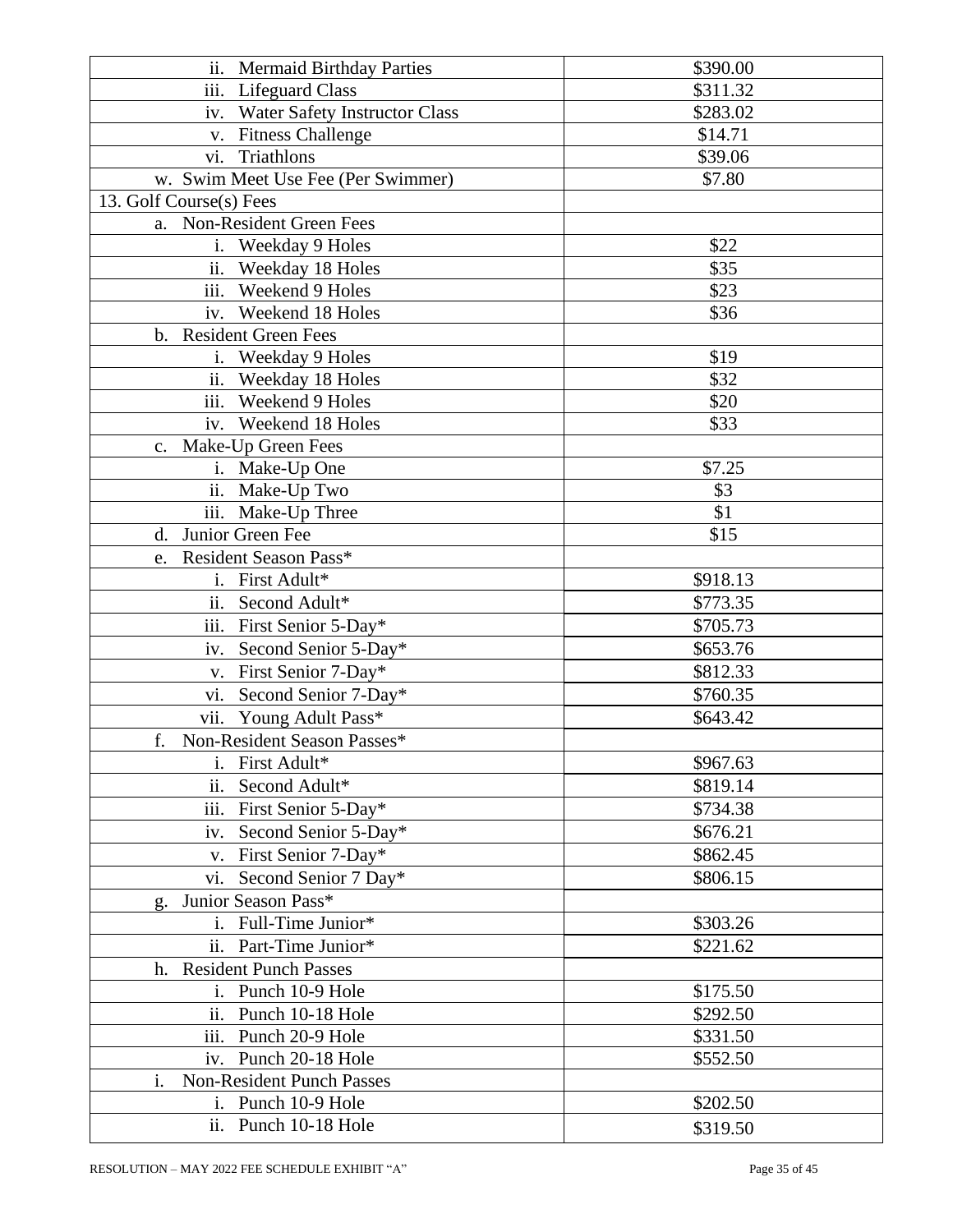| | |
|---|---|
| ii. Mermaid Birthday Parties | $390.00 |
| iii. Lifeguard Class | $311.32 |
| iv. Water Safety Instructor Class | $283.02 |
| v. Fitness Challenge | $14.71 |
| vi. Triathlons | $39.06 |
| w. Swim Meet Use Fee (Per Swimmer) | $7.80 |
| 13. Golf Course(s) Fees | |
| a. Non-Resident Green Fees | |
| i. Weekday 9 Holes | $22 |
| ii. Weekday 18 Holes | $35 |
| iii. Weekend 9 Holes | $23 |
| iv. Weekend 18 Holes | $36 |
| b. Resident Green Fees | |
| i. Weekday 9 Holes | $19 |
| ii. Weekday 18 Holes | $32 |
| iii. Weekend 9 Holes | $20 |
| iv. Weekend 18 Holes | $33 |
| c. Make-Up Green Fees | |
| i. Make-Up One | $7.25 |
| ii. Make-Up Two | $3 |
| iii. Make-Up Three | $1 |
| d. Junior Green Fee | $15 |
| e. Resident Season Pass* | |
| i. First Adult* | $918.13 |
| ii. Second Adult* | $773.35 |
| iii. First Senior 5-Day* | $705.73 |
| iv. Second Senior 5-Day* | $653.76 |
| v. First Senior 7-Day* | $812.33 |
| vi. Second Senior 7-Day* | $760.35 |
| vii. Young Adult Pass* | $643.42 |
| f. Non-Resident Season Passes* | |
| i. First Adult* | $967.63 |
| ii. Second Adult* | $819.14 |
| iii. First Senior 5-Day* | $734.38 |
| iv. Second Senior 5-Day* | $676.21 |
| v. First Senior 7-Day* | $862.45 |
| vi. Second Senior 7 Day* | $806.15 |
| g. Junior Season Pass* | |
| i. Full-Time Junior* | $303.26 |
| ii. Part-Time Junior* | $221.62 |
| h. Resident Punch Passes | |
| i. Punch 10-9 Hole | $175.50 |
| ii. Punch 10-18 Hole | $292.50 |
| iii. Punch 20-9 Hole | $331.50 |
| iv. Punch 20-18 Hole | $552.50 |
| i. Non-Resident Punch Passes | |
| i. Punch 10-9 Hole | $202.50 |
| ii. Punch 10-18 Hole | $319.50 |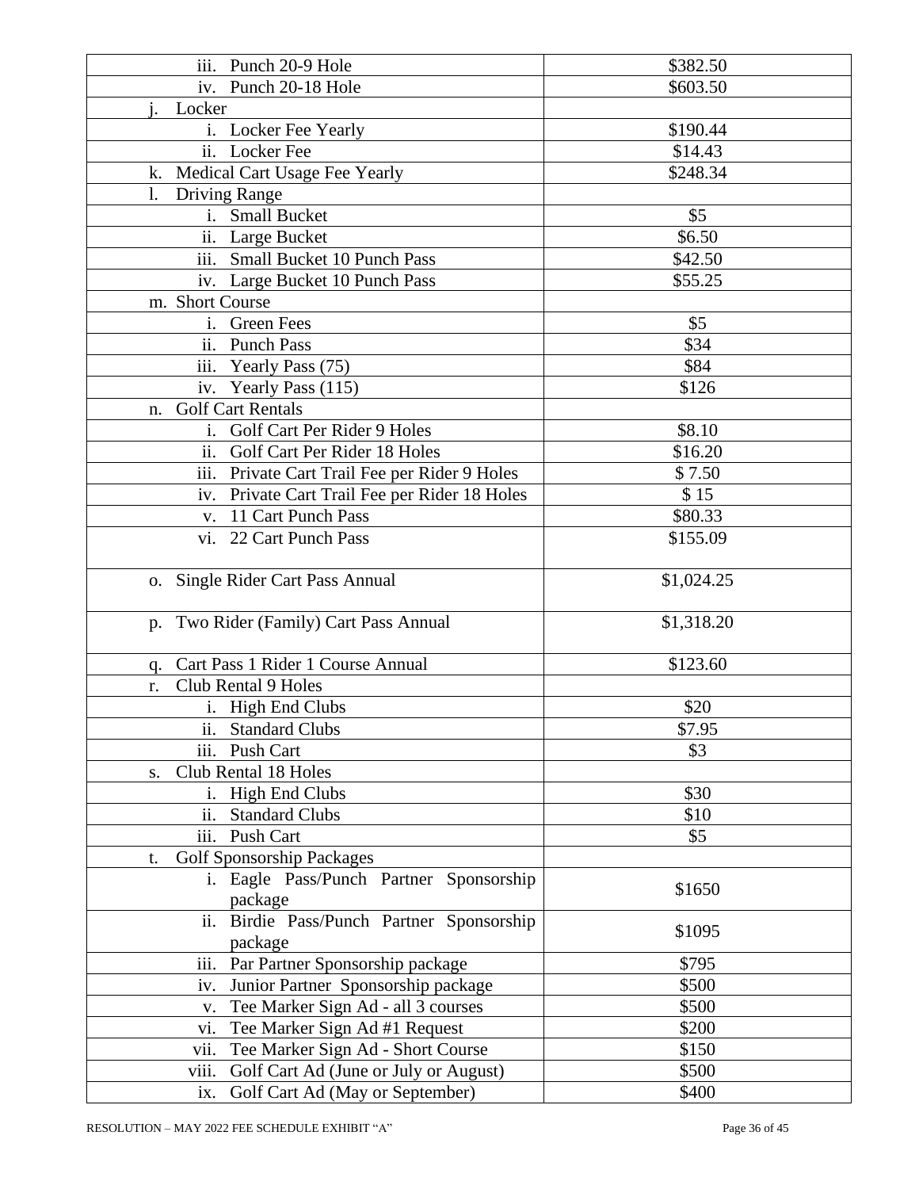| | |
|---|---|
| iii. Punch 20-9 Hole | $382.50 |
| iv. Punch 20-18 Hole | $603.50 |
| j. Locker | |
| i. Locker Fee Yearly | $190.44 |
| ii. Locker Fee | $14.43 |
| k. Medical Cart Usage Fee Yearly | $248.34 |
| l. Driving Range | |
| i. Small Bucket | $5 |
| ii. Large Bucket | $6.50 |
| iii. Small Bucket 10 Punch Pass | $42.50 |
| iv. Large Bucket 10 Punch Pass | $55.25 |
| m. Short Course | |
| i. Green Fees | $5 |
| ii. Punch Pass | $34 |
| iii. Yearly Pass (75) | $84 |
| iv. Yearly Pass (115) | $126 |
| n. Golf Cart Rentals | |
| i. Golf Cart Per Rider 9 Holes | $8.10 |
| ii. Golf Cart Per Rider 18 Holes | $16.20 |
| iii. Private Cart Trail Fee per Rider 9 Holes | $ 7.50 |
| iv. Private Cart Trail Fee per Rider 18 Holes | $ 15 |
| v. 11 Cart Punch Pass | $80.33 |
| vi. 22 Cart Punch Pass | $155.09 |
| o. Single Rider Cart Pass Annual | $1,024.25 |
| p. Two Rider (Family) Cart Pass Annual | $1,318.20 |
| q. Cart Pass 1 Rider 1 Course Annual | $123.60 |
| r. Club Rental 9 Holes | |
| i. High End Clubs | $20 |
| ii. Standard Clubs | $7.95 |
| iii. Push Cart | $3 |
| s. Club Rental 18 Holes | |
| i. High End Clubs | $30 |
| ii. Standard Clubs | $10 |
| iii. Push Cart | $5 |
| t. Golf Sponsorship Packages | |
| i. Eagle Pass/Punch Partner Sponsorship package | $1650 |
| ii. Birdie Pass/Punch Partner Sponsorship package | $1095 |
| iii. Par Partner Sponsorship package | $795 |
| iv. Junior Partner Sponsorship package | $500 |
| v. Tee Marker Sign Ad - all 3 courses | $500 |
| vi. Tee Marker Sign Ad #1 Request | $200 |
| vii. Tee Marker Sign Ad - Short Course | $150 |
| viii. Golf Cart Ad (June or July or August) | $500 |
| ix. Golf Cart Ad (May or September) | $400 |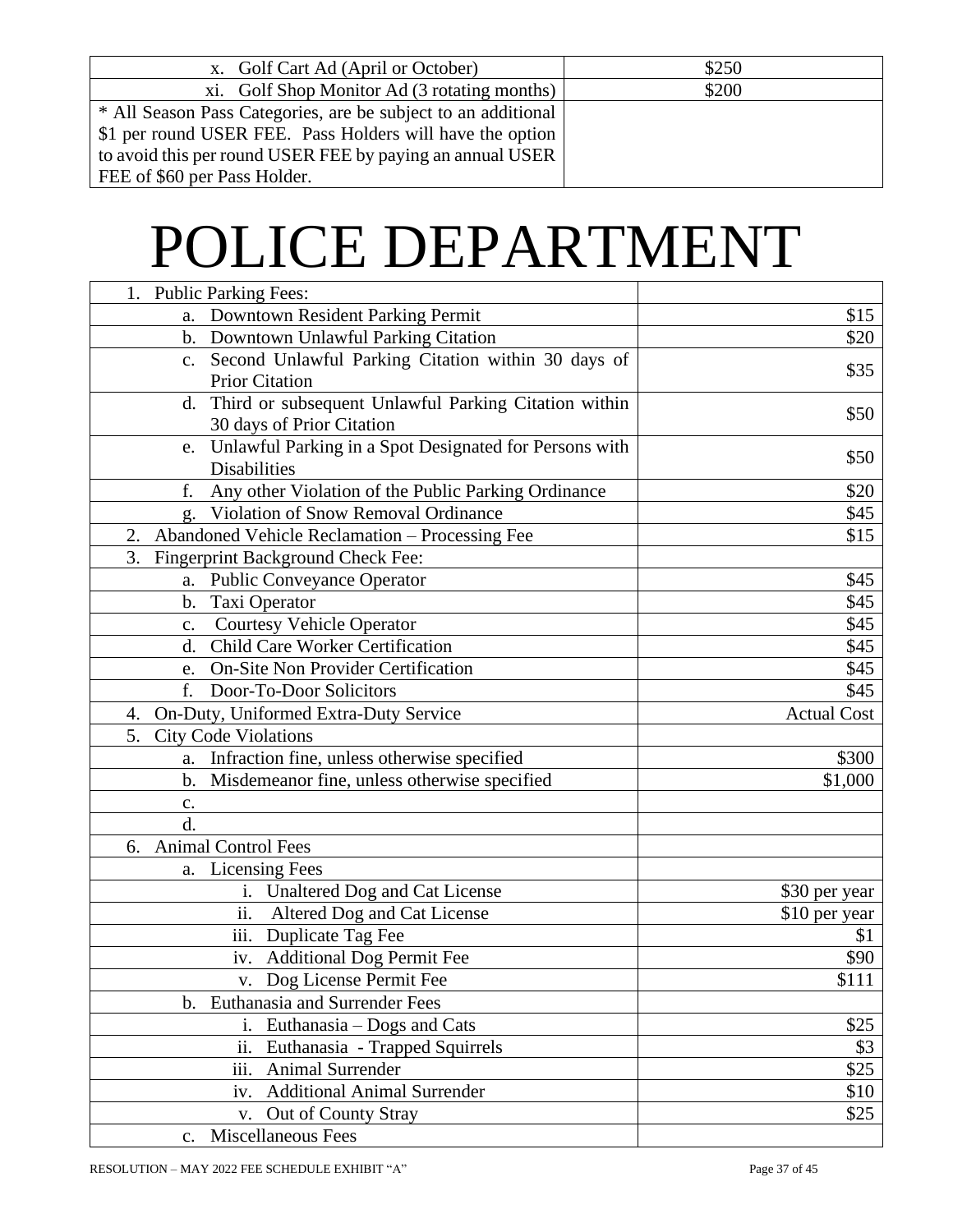| x. Golf Cart Ad (April or October) | $250 |
|---|---|
| xi. Golf Shop Monitor Ad (3 rotating months) | $200 |
| * All Season Pass Categories, are be subject to an additional $1 per round USER FEE. Pass Holders will have the option to avoid this per round USER FEE by paying an annual USER FEE of $60 per Pass Holder. | |

# POLICE DEPARTMENT

| | |
|---|---|
| 1. Public Parking Fees: | |
| a. Downtown Resident Parking Permit | $15 |
| b. Downtown Unlawful Parking Citation | $20 |
| c. Second Unlawful Parking Citation within 30 days of Prior Citation | $35 |
| d. Third or subsequent Unlawful Parking Citation within 30 days of Prior Citation | $50 |
| e. Unlawful Parking in a Spot Designated for Persons with Disabilities | $50 |
| f. Any other Violation of the Public Parking Ordinance | $20 |
| g. Violation of Snow Removal Ordinance | $45 |
| 2. Abandoned Vehicle Reclamation – Processing Fee | $15 |
| 3. Fingerprint Background Check Fee: | |
| a. Public Conveyance Operator | $45 |
| b. Taxi Operator | $45 |
| c. Courtesy Vehicle Operator | $45 |
| d. Child Care Worker Certification | $45 |
| e. On-Site Non Provider Certification | $45 |
| f. Door-To-Door Solicitors | $45 |
| 4. On-Duty, Uniformed Extra-Duty Service | Actual Cost |
| 5. City Code Violations | |
| a. Infraction fine, unless otherwise specified | $300 |
| b. Misdemeanor fine, unless otherwise specified | $1,000 |
| c. | |
| d. | |
| 6. Animal Control Fees | |
| a. Licensing Fees | |
| i. Unaltered Dog and Cat License | $30 per year |
| ii. Altered Dog and Cat License | $10 per year |
| iii. Duplicate Tag Fee | $1 |
| iv. Additional Dog Permit Fee | $90 |
| v. Dog License Permit Fee | $111 |
| b. Euthanasia and Surrender Fees | |
| i. Euthanasia – Dogs and Cats | $25 |
| ii. Euthanasia - Trapped Squirrels | $3 |
| iii. Animal Surrender | $25 |
| iv. Additional Animal Surrender | $10 |
| v. Out of County Stray | $25 |
| c. Miscellaneous Fees | |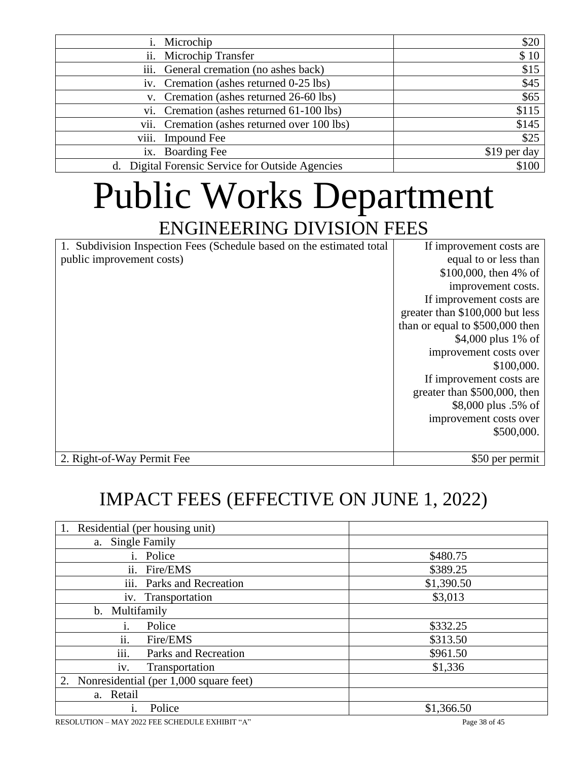| | |
|---|---|
| i. Microchip | $20 |
| ii. Microchip Transfer | $ 10 |
| iii. General cremation (no ashes back) | $15 |
| iv. Cremation (ashes returned 0-25 lbs) | $45 |
| v. Cremation (ashes returned 26-60 lbs) | $65 |
| vi. Cremation (ashes returned 61-100 lbs) | $115 |
| vii. Cremation (ashes returned over 100 lbs) | $145 |
| viii. Impound Fee | $25 |
| ix. Boarding Fee | $19 per day |
| d. Digital Forensic Service for Outside Agencies | $100 |

# Public Works Department

## ENGINEERING DIVISION FEES

| | |
|---|---|
| 1. Subdivision Inspection Fees (Schedule based on the estimated total public improvement costs) | If improvement costs are equal to or less than $100,000, then 4% of improvement costs. If improvement costs are greater than $100,000 but less than or equal to $500,000 then $4,000 plus 1% of improvement costs over $100,000. If improvement costs are greater than $500,000, then $8,000 plus .5% of improvement costs over $500,000. |
| 2. Right-of-Way Permit Fee | $50 per permit |

## IMPACT FEES (EFFECTIVE ON JUNE 1, 2022)

| | |
|---|---|
| 1. Residential (per housing unit) | |
| a. Single Family | |
| i. Police | $480.75 |
| ii. Fire/EMS | $389.25 |
| iii. Parks and Recreation | $1,390.50 |
| iv. Transportation | $3,013 |
| b. Multifamily | |
| i. Police | $332.25 |
| ii. Fire/EMS | $313.50 |
| iii. Parks and Recreation | $961.50 |
| iv. Transportation | $1,336 |
| 2. Nonresidential (per 1,000 square feet) | |
| a. Retail | |
| i. Police | $1,366.50 |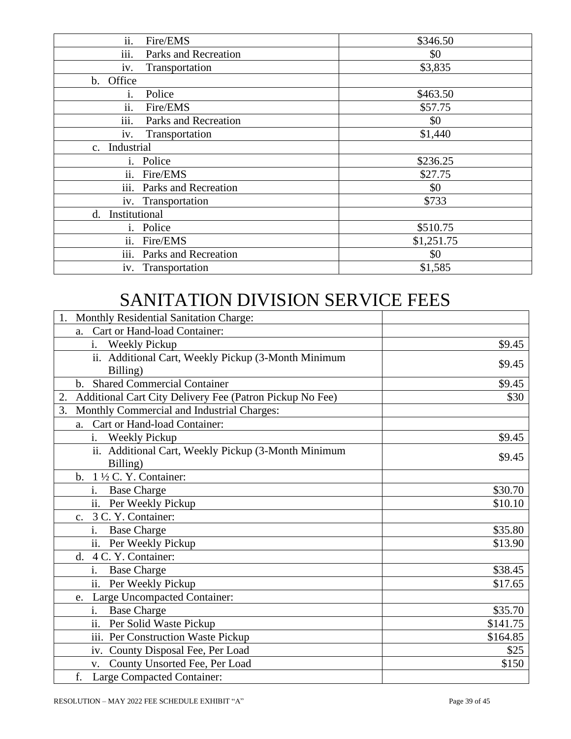| | |
|---|---|
| ii. Fire/EMS | $346.50 |
| iii. Parks and Recreation | $0 |
| iv. Transportation | $3,835 |
| b. Office | |
| i. Police | $463.50 |
| ii. Fire/EMS | $57.75 |
| iii. Parks and Recreation | $0 |
| iv. Transportation | $1,440 |
| c. Industrial | |
| i. Police | $236.25 |
| ii. Fire/EMS | $27.75 |
| iii. Parks and Recreation | $0 |
| iv. Transportation | $733 |
| d. Institutional | |
| i. Police | $510.75 |
| ii. Fire/EMS | $1,251.75 |
| iii. Parks and Recreation | $0 |
| iv. Transportation | $1,585 |

# SANITATION DIVISION SERVICE FEES

| | |
|---|---|
| 1. Monthly Residential Sanitation Charge: | |
| a. Cart or Hand-load Container: | |
| i. Weekly Pickup | $9.45 |
| ii. Additional Cart, Weekly Pickup (3-Month Minimum Billing) | $9.45 |
| b. Shared Commercial Container | $9.45 |
| 2. Additional Cart City Delivery Fee (Patron Pickup No Fee) | $30 |
| 3. Monthly Commercial and Industrial Charges: | |
| a. Cart or Hand-load Container: | |
| i. Weekly Pickup | $9.45 |
| ii. Additional Cart, Weekly Pickup (3-Month Minimum Billing) | $9.45 |
| b. 1 ½ C. Y. Container: | |
| i. Base Charge | $30.70 |
| ii. Per Weekly Pickup | $10.10 |
| c. 3 C. Y. Container: | |
| i. Base Charge | $35.80 |
| ii. Per Weekly Pickup | $13.90 |
| d. 4 C. Y. Container: | |
| i. Base Charge | $38.45 |
| ii. Per Weekly Pickup | $17.65 |
| e. Large Uncompacted Container: | |
| i. Base Charge | $35.70 |
| ii. Per Solid Waste Pickup | $141.75 |
| iii. Per Construction Waste Pickup | $164.85 |
| iv. County Disposal Fee, Per Load | $25 |
| v. County Unsorted Fee, Per Load | $150 |
| f. Large Compacted Container: | |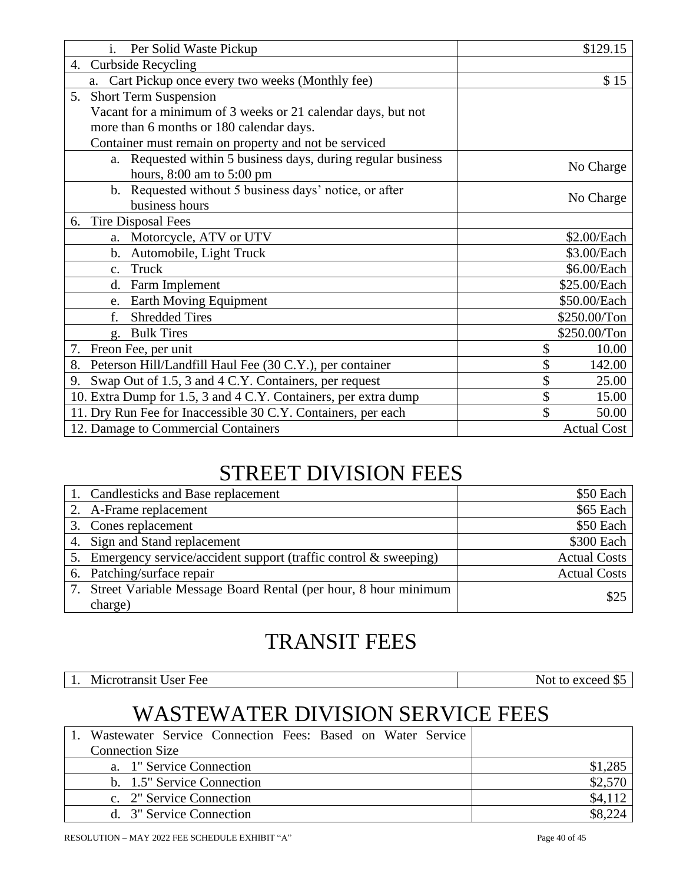| | |
|---|---|
| i. Per Solid Waste Pickup | $129.15 |
| 4. Curbside Recycling | |
| a. Cart Pickup once every two weeks (Monthly fee) | $ 15 |
| 5. Short Term Suspension<br>Vacant for a minimum of 3 weeks or 21 calendar days, but not more than 6 months or 180 calendar days.<br>Container must remain on property and not be serviced | |
| a. Requested within 5 business days, during regular business hours, 8:00 am to 5:00 pm | No Charge |
| b. Requested without 5 business days' notice, or after business hours | No Charge |
| 6. Tire Disposal Fees | |
| a. Motorcycle, ATV or UTV | $2.00/Each |
| b. Automobile, Light Truck | $3.00/Each |
| c. Truck | $6.00/Each |
| d. Farm Implement | $25.00/Each |
| e. Earth Moving Equipment | $50.00/Each |
| f. Shredded Tires | $250.00/Ton |
| g. Bulk Tires | $250.00/Ton |
| 7. Freon Fee, per unit | $ 10.00 |
| 8. Peterson Hill/Landfill Haul Fee (30 C.Y.), per container | $ 142.00 |
| 9. Swap Out of 1.5, 3 and 4 C.Y. Containers, per request | $ 25.00 |
| 10. Extra Dump for 1.5, 3 and 4 C.Y. Containers, per extra dump | $ 15.00 |
| 11. Dry Run Fee for Inaccessible 30 C.Y. Containers, per each | $ 50.00 |
| 12. Damage to Commercial Containers | Actual Cost |

# STREET DIVISION FEES

| | |
|---|---|
| 1. Candlesticks and Base replacement | $50 Each |
| 2. A-Frame replacement | $65 Each |
| 3. Cones replacement | $50 Each |
| 4. Sign and Stand replacement | $300 Each |
| 5. Emergency service/accident support (traffic control & sweeping) | Actual Costs |
| 6. Patching/surface repair | Actual Costs |
| 7. Street Variable Message Board Rental (per hour, 8 hour minimum charge) | $25 |

# TRANSIT FEES

| | |
|---|---|
| 1. Microtransit User Fee | Not to exceed $5 |

# WASTEWATER DIVISION SERVICE FEES

| | |
|---|---|
| 1. Wastewater Service Connection Fees: Based on Water Service Connection Size | |
| a. 1" Service Connection | $1,285 |
| b. 1.5" Service Connection | $2,570 |
| c. 2" Service Connection | $4,112 |
| d. 3" Service Connection | $8,224 |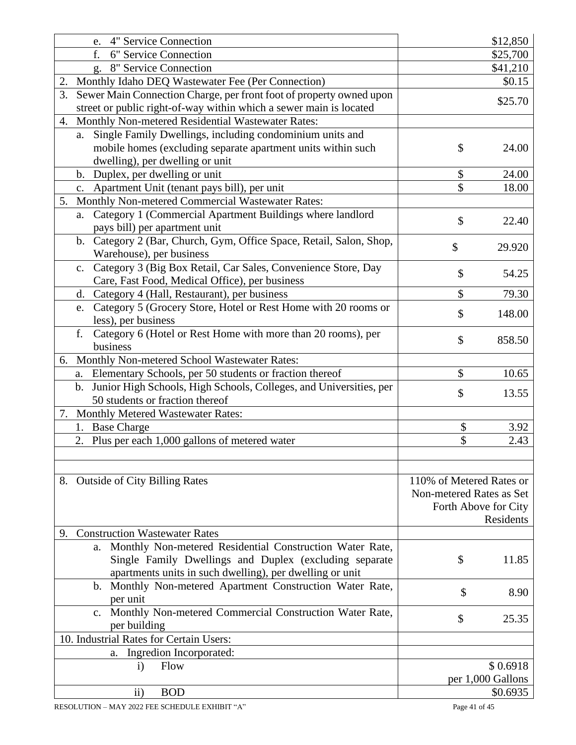| | |
|---|---|
| e. 4" Service Connection | $12,850 |
| f. 6" Service Connection | $25,700 |
| g. 8" Service Connection | $41,210 |
| 2. Monthly Idaho DEQ Wastewater Fee (Per Connection) | $0.15 |
| 3. Sewer Main Connection Charge, per front foot of property owned upon street or public right-of-way within which a sewer main is located | $25.70 |
| 4. Monthly Non-metered Residential Wastewater Rates: | |
| a. Single Family Dwellings, including condominium units and mobile homes (excluding separate apartment units within such dwelling), per dwelling or unit | $ 24.00 |
| b. Duplex, per dwelling or unit | $ 24.00 |
| c. Apartment Unit (tenant pays bill), per unit | $ 18.00 |
| 5. Monthly Non-metered Commercial Wastewater Rates: | |
| a. Category 1 (Commercial Apartment Buildings where landlord pays bill) per apartment unit | $ 22.40 |
| b. Category 2 (Bar, Church, Gym, Office Space, Retail, Salon, Shop, Warehouse), per business | $ 29.920 |
| c. Category 3 (Big Box Retail, Car Sales, Convenience Store, Day Care, Fast Food, Medical Office), per business | $ 54.25 |
| d. Category 4 (Hall, Restaurant), per business | $ 79.30 |
| e. Category 5 (Grocery Store, Hotel or Rest Home with 20 rooms or less), per business | $ 148.00 |
| f. Category 6 (Hotel or Rest Home with more than 20 rooms), per business | $ 858.50 |
| 6. Monthly Non-metered School Wastewater Rates: | |
| a. Elementary Schools, per 50 students or fraction thereof | $ 10.65 |
| b. Junior High Schools, High Schools, Colleges, and Universities, per 50 students or fraction thereof | $ 13.55 |
| 7. Monthly Metered Wastewater Rates: | |
| 1. Base Charge | $ 3.92 |
| 2. Plus per each 1,000 gallons of metered water | $ 2.43 |
| | |
| | |
| 8. Outside of City Billing Rates | 110% of Metered Rates or Non-metered Rates as Set Forth Above for City Residents |
| 9. Construction Wastewater Rates | |
| a. Monthly Non-metered Residential Construction Water Rate, Single Family Dwellings and Duplex (excluding separate apartments units in such dwelling), per dwelling or unit | $ 11.85 |
| b. Monthly Non-metered Apartment Construction Water Rate, per unit | $ 8.90 |
| c. Monthly Non-metered Commercial Construction Water Rate, per building | $ 25.35 |
| 10. Industrial Rates for Certain Users: | |
| a. Ingredion Incorporated: | |
| i) Flow | $ 0.6918 per 1,000 Gallons |
| ii) BOD | $0.6935 |

RESOLUTION – MAY 2022 FEE SCHEDULE EXHIBIT "A"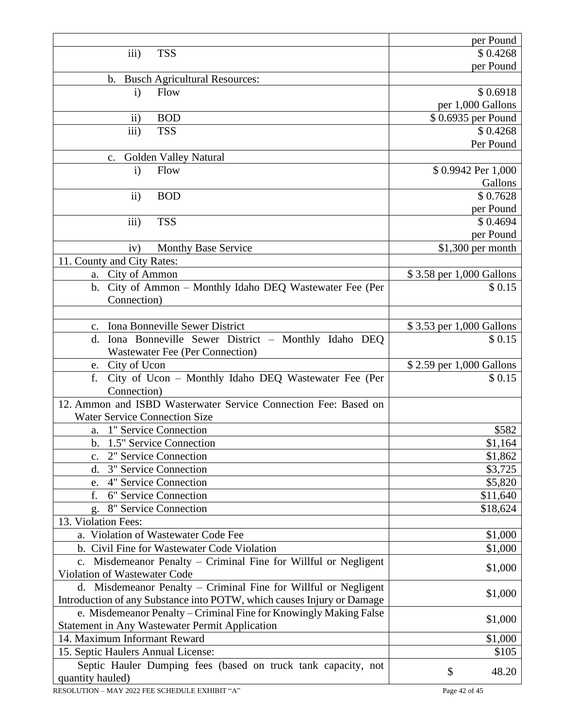| | |
|---|---|
| | per Pound |
| iii) TSS | $ 0.4268 per Pound |
| b. Busch Agricultural Resources: | |
| i) Flow | $ 0.6918 per 1,000 Gallons |
| ii) BOD | $ 0.6935 per Pound |
| iii) TSS | $ 0.4268 Per Pound |
| c. Golden Valley Natural | |
| i) Flow | $ 0.9942 Per 1,000 Gallons |
| ii) BOD | $ 0.7628 per Pound |
| iii) TSS | $ 0.4694 per Pound |
| iv) Monthy Base Service | $1,300 per month |
| 11. County and City Rates: | |
| a. City of Ammon | $ 3.58 per 1,000 Gallons |
| b. City of Ammon – Monthly Idaho DEQ Wastewater Fee (Per Connection) | $ 0.15 |
| | |
| c. Iona Bonneville Sewer District | $ 3.53 per 1,000 Gallons |
| d. Iona Bonneville Sewer District – Monthly Idaho DEQ Wastewater Fee (Per Connection) | $ 0.15 |
| e. City of Ucon | $ 2.59 per 1,000 Gallons |
| f. City of Ucon – Monthly Idaho DEQ Wastewater Fee (Per Connection) | $ 0.15 |
| 12. Ammon and ISBD Wasterwater Service Connection Fee: Based on Water Service Connection Size | |
| a. 1" Service Connection | $582 |
| b. 1.5" Service Connection | $1,164 |
| c. 2" Service Connection | $1,862 |
| d. 3" Service Connection | $3,725 |
| e. 4" Service Connection | $5,820 |
| f. 6" Service Connection | $11,640 |
| g. 8" Service Connection | $18,624 |
| 13. Violation Fees: | |
| a. Violation of Wastewater Code Fee | $1,000 |
| b. Civil Fine for Wastewater Code Violation | $1,000 |
| c. Misdemeanor Penalty – Criminal Fine for Willful or Negligent Violation of Wastewater Code | $1,000 |
| d. Misdemeanor Penalty – Criminal Fine for Willful or Negligent Introduction of any Substance into POTW, which causes Injury or Damage | $1,000 |
| e. Misdemeanor Penalty – Criminal Fine for Knowingly Making False Statement in Any Wastewater Permit Application | $1,000 |
| 14. Maximum Informant Reward | $1,000 |
| 15. Septic Haulers Annual License: | $105 |
| Septic Hauler Dumping fees (based on truck tank capacity, not quantity hauled) | $ 48.20 |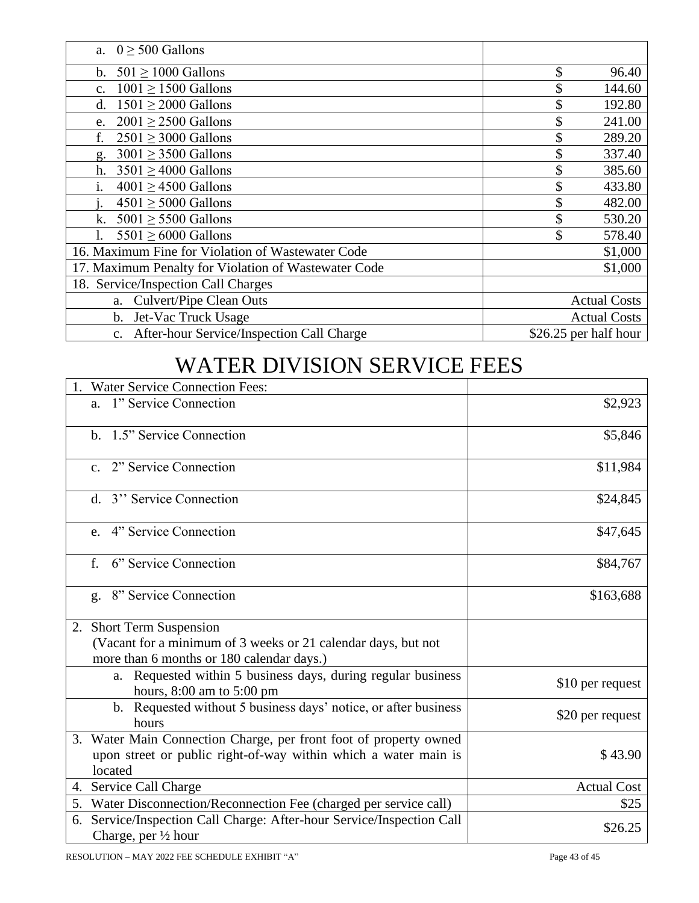| | |
|---|---|
| a. 0 ≥ 500 Gallons | |
| b. 501 ≥ 1000 Gallons | $ 96.40 |
| c. 1001 ≥ 1500 Gallons | $ 144.60 |
| d. 1501 ≥ 2000 Gallons | $ 192.80 |
| e. 2001 ≥ 2500 Gallons | $ 241.00 |
| f. 2501 ≥ 3000 Gallons | $ 289.20 |
| g. 3001 ≥ 3500 Gallons | $ 337.40 |
| h. 3501 ≥ 4000 Gallons | $ 385.60 |
| i. 4001 ≥ 4500 Gallons | $ 433.80 |
| j. 4501 ≥ 5000 Gallons | $ 482.00 |
| k. 5001 ≥ 5500 Gallons | $ 530.20 |
| l. 5501 ≥ 6000 Gallons | $ 578.40 |
| 16. Maximum Fine for Violation of Wastewater Code | $1,000 |
| 17. Maximum Penalty for Violation of Wastewater Code | $1,000 |
| 18. Service/Inspection Call Charges | |
| a. Culvert/Pipe Clean Outs | Actual Costs |
| b. Jet-Vac Truck Usage | Actual Costs |
| c. After-hour Service/Inspection Call Charge | $26.25 per half hour |

# WATER DIVISION SERVICE FEES

| | |
|---|---|
| 1. Water Service Connection Fees: | |
| a. 1" Service Connection | $2,923 |
| b. 1.5" Service Connection | $5,846 |
| c. 2" Service Connection | $11,984 |
| d. 3'' Service Connection | $24,845 |
| e. 4" Service Connection | $47,645 |
| f. 6" Service Connection | $84,767 |
| g. 8" Service Connection | $163,688 |
| 2. Short Term Suspension (Vacant for a minimum of 3 weeks or 21 calendar days, but not more than 6 months or 180 calendar days.) | |
| a. Requested within 5 business days, during regular business hours, 8:00 am to 5:00 pm | $10 per request |
| b. Requested without 5 business days' notice, or after business hours | $20 per request |
| 3. Water Main Connection Charge, per front foot of property owned upon street or public right-of-way within which a water main is located | $ 43.90 |
| 4. Service Call Charge | Actual Cost |
| 5. Water Disconnection/Reconnection Fee (charged per service call) | $25 |
| 6. Service/Inspection Call Charge: After-hour Service/Inspection Call Charge, per ½ hour | $26.25 |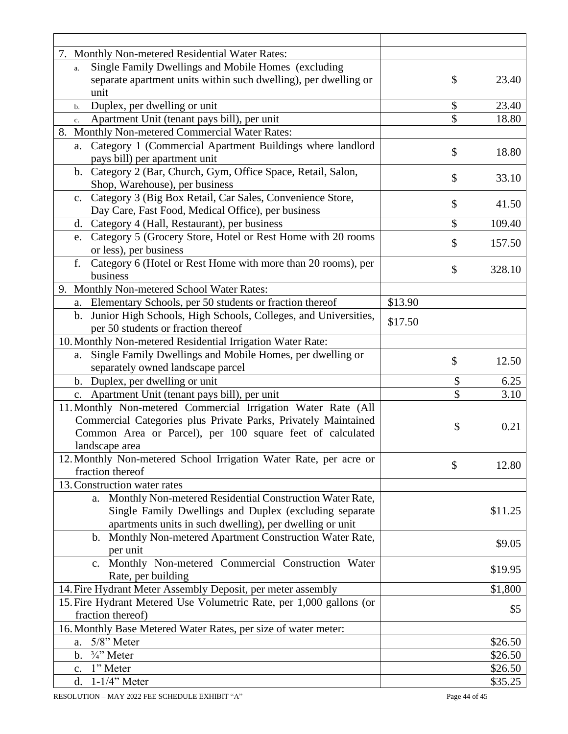| | |
|---|---|
| 7. Monthly Non-metered Residential Water Rates: | |
| a. Single Family Dwellings and Mobile Homes (excluding separate apartment units within such dwelling), per dwelling or unit | $ 23.40 |
| b. Duplex, per dwelling or unit | $ 23.40 |
| c. Apartment Unit (tenant pays bill), per unit | $ 18.80 |
| 8. Monthly Non-metered Commercial Water Rates: | |
| a. Category 1 (Commercial Apartment Buildings where landlord pays bill) per apartment unit | $ 18.80 |
| b. Category 2 (Bar, Church, Gym, Office Space, Retail, Salon, Shop, Warehouse), per business | $ 33.10 |
| c. Category 3 (Big Box Retail, Car Sales, Convenience Store, Day Care, Fast Food, Medical Office), per business | $ 41.50 |
| d. Category 4 (Hall, Restaurant), per business | $ 109.40 |
| e. Category 5 (Grocery Store, Hotel or Rest Home with 20 rooms or less), per business | $ 157.50 |
| f. Category 6 (Hotel or Rest Home with more than 20 rooms), per business | $ 328.10 |
| 9. Monthly Non-metered School Water Rates: | |
| a. Elementary Schools, per 50 students or fraction thereof | $13.90 |
| b. Junior High Schools, High Schools, Colleges, and Universities, per 50 students or fraction thereof | $17.50 |
| 10. Monthly Non-metered Residential Irrigation Water Rate: | |
| a. Single Family Dwellings and Mobile Homes, per dwelling or separately owned landscape parcel | $ 12.50 |
| b. Duplex, per dwelling or unit | $ 6.25 |
| c. Apartment Unit (tenant pays bill), per unit | $ 3.10 |
| 11. Monthly Non-metered Commercial Irrigation Water Rate (All Commercial Categories plus Private Parks, Privately Maintained Common Area or Parcel), per 100 square feet of calculated landscape area | $ 0.21 |
| 12. Monthly Non-metered School Irrigation Water Rate, per acre or fraction thereof | $ 12.80 |
| 13. Construction water rates | |
| a. Monthly Non-metered Residential Construction Water Rate, Single Family Dwellings and Duplex (excluding separate apartments units in such dwelling), per dwelling or unit | $11.25 |
| b. Monthly Non-metered Apartment Construction Water Rate, per unit | $9.05 |
| c. Monthly Non-metered Commercial Construction Water Rate, per building | $19.95 |
| 14. Fire Hydrant Meter Assembly Deposit, per meter assembly | $1,800 |
| 15. Fire Hydrant Metered Use Volumetric Rate, per 1,000 gallons (or fraction thereof) | $5 |
| 16. Monthly Base Metered Water Rates, per size of water meter: | |
| a. 5/8" Meter | $26.50 |
| b. ¾" Meter | $26.50 |
| c. 1" Meter | $26.50 |
| d. 1-1/4" Meter | $35.25 |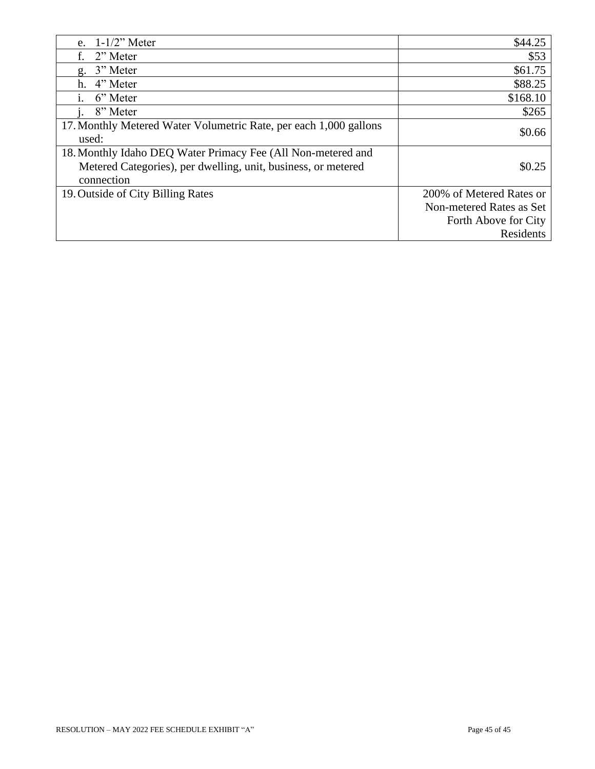| | |
|---|---|
| e. 1-1/2" Meter | $44.25 |
| f. 2" Meter | $53 |
| g. 3" Meter | $61.75 |
| h. 4" Meter | $88.25 |
| i. 6" Meter | $168.10 |
| j. 8" Meter | $265 |
| 17. Monthly Metered Water Volumetric Rate, per each 1,000 gallons used: | $0.66 |
| 18. Monthly Idaho DEQ Water Primacy Fee (All Non-metered and Metered Categories), per dwelling, unit, business, or metered connection | $0.25 |
| 19. Outside of City Billing Rates | 200% of Metered Rates or Non-metered Rates as Set Forth Above for City Residents |